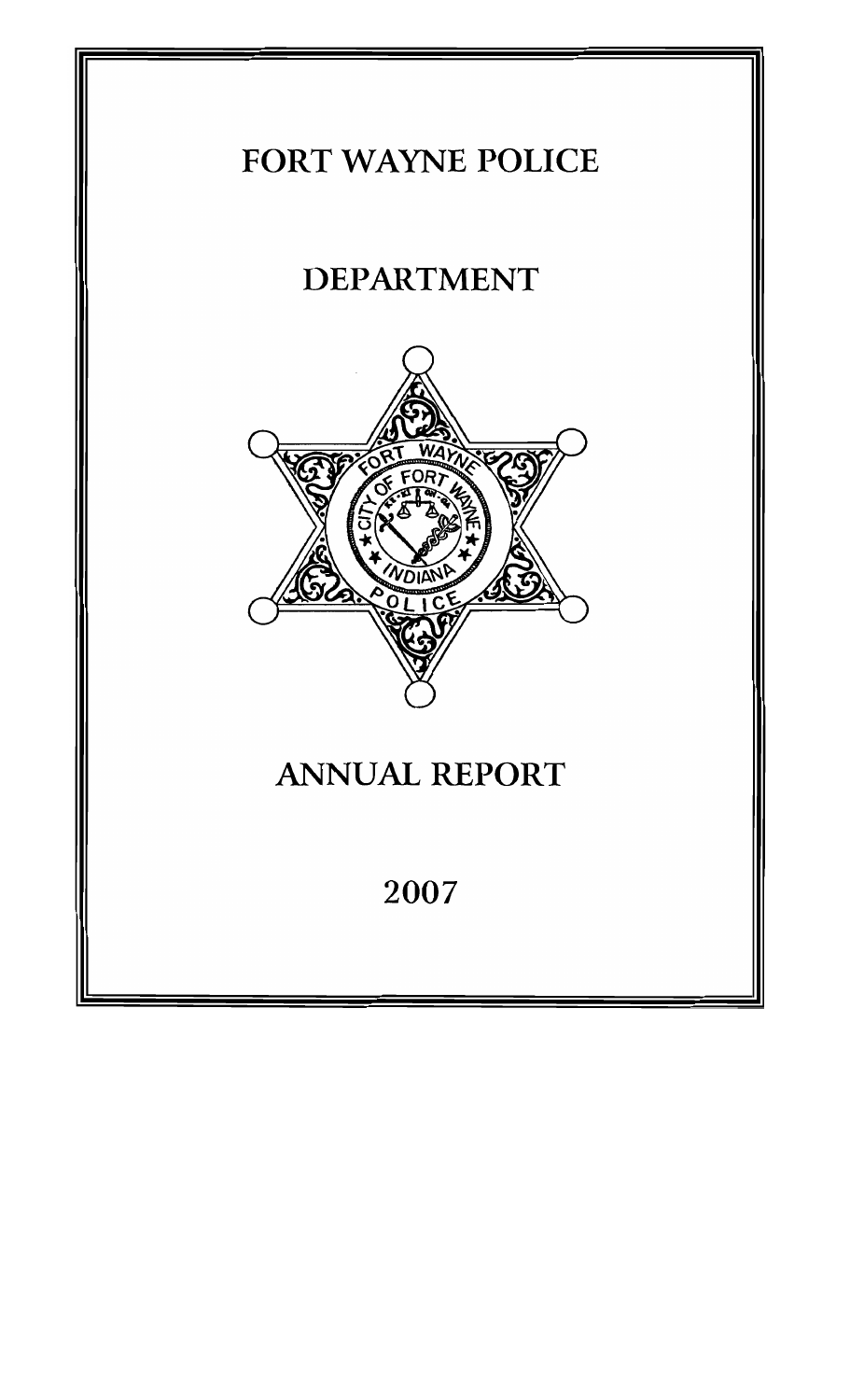# FORT WAYNE POLICE

# DEPARTMENT

# ANNUAL REPORT

# 2007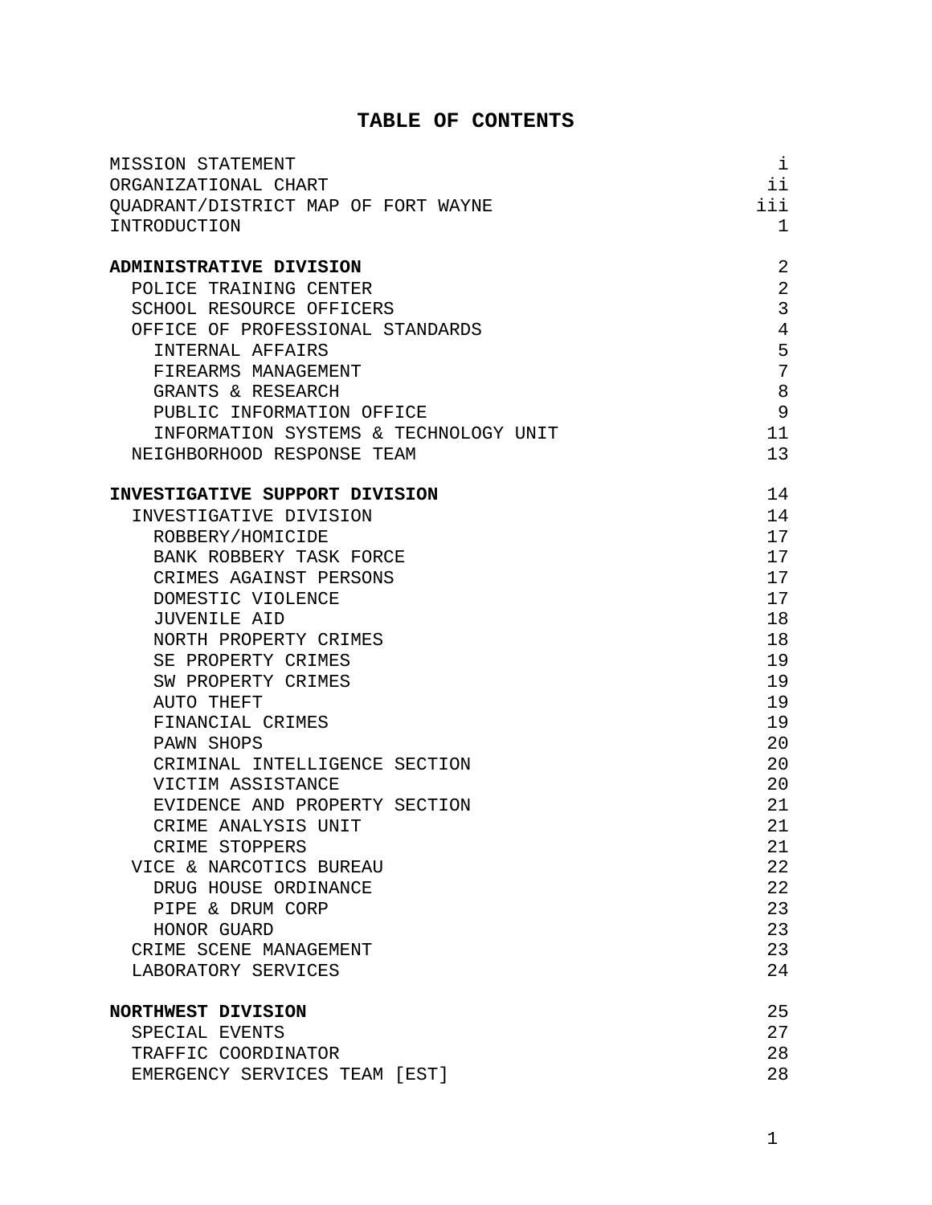# TABLE OF CONTENTS

| | |
|---|---|
| MISSION STATEMENT | i |
| ORGANIZATIONAL CHART | ii |
| QUADRANT/DISTRICT MAP OF FORT WAYNE | iii |
| INTRODUCTION | 1 |
| | |
| **ADMINISTRATIVE DIVISION** | 2 |
| POLICE TRAINING CENTER | 2 |
| SCHOOL RESOURCE OFFICERS | 3 |
| OFFICE OF PROFESSIONAL STANDARDS | 4 |
| INTERNAL AFFAIRS | 5 |
| FIREARMS MANAGEMENT | 7 |
| GRANTS & RESEARCH | 8 |
| PUBLIC INFORMATION OFFICE | 9 |
| INFORMATION SYSTEMS & TECHNOLOGY UNIT | 11 |
| NEIGHBORHOOD RESPONSE TEAM | 13 |
| | |
| **INVESTIGATIVE SUPPORT DIVISION** | 14 |
| INVESTIGATIVE DIVISION | 14 |
| ROBBERY/HOMICIDE | 17 |
| BANK ROBBERY TASK FORCE | 17 |
| CRIMES AGAINST PERSONS | 17 |
| DOMESTIC VIOLENCE | 17 |
| JUVENILE AID | 18 |
| NORTH PROPERTY CRIMES | 18 |
| SE PROPERTY CRIMES | 19 |
| SW PROPERTY CRIMES | 19 |
| AUTO THEFT | 19 |
| FINANCIAL CRIMES | 19 |
| PAWN SHOPS | 20 |
| CRIMINAL INTELLIGENCE SECTION | 20 |
| VICTIM ASSISTANCE | 20 |
| EVIDENCE AND PROPERTY SECTION | 21 |
| CRIME ANALYSIS UNIT | 21 |
| CRIME STOPPERS | 21 |
| VICE & NARCOTICS BUREAU | 22 |
| DRUG HOUSE ORDINANCE | 22 |
| PIPE & DRUM CORP | 23 |
| HONOR GUARD | 23 |
| CRIME SCENE MANAGEMENT | 23 |
| LABORATORY SERVICES | 24 |
| | |
| **NORTHWEST DIVISION** | 25 |
| SPECIAL EVENTS | 27 |
| TRAFFIC COORDINATOR | 28 |
| EMERGENCY SERVICES TEAM [EST] | 28 |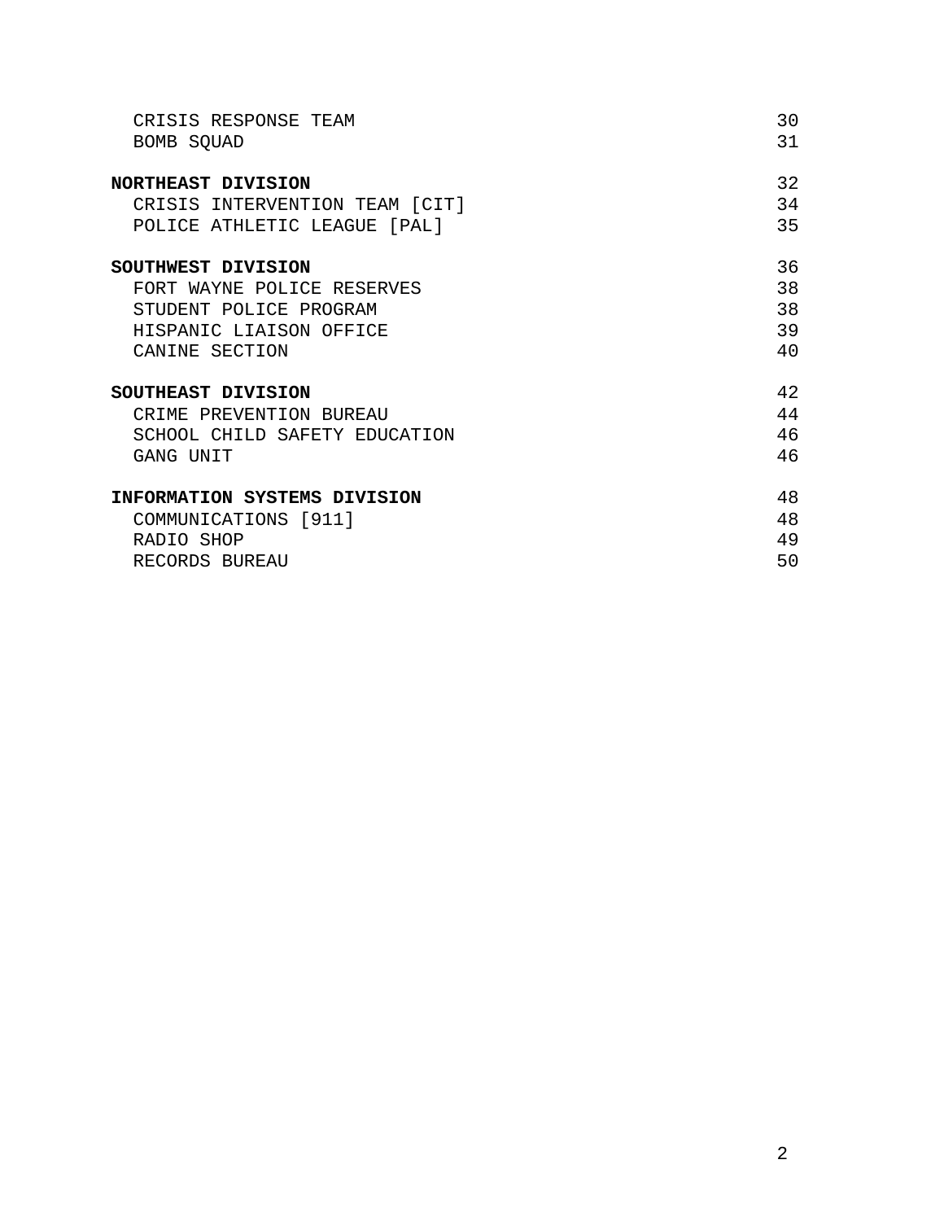| | |
|---|---|
| CRISIS RESPONSE TEAM | 30 |
| BOMB SQUAD | 31 |
| **NORTHEAST DIVISION** | 32 |
| CRISIS INTERVENTION TEAM [CIT] | 34 |
| POLICE ATHLETIC LEAGUE [PAL] | 35 |
| **SOUTHWEST DIVISION** | 36 |
| FORT WAYNE POLICE RESERVES | 38 |
| STUDENT POLICE PROGRAM | 38 |
| HISPANIC LIAISON OFFICE | 39 |
| CANINE SECTION | 40 |
| **SOUTHEAST DIVISION** | 42 |
| CRIME PREVENTION BUREAU | 44 |
| SCHOOL CHILD SAFETY EDUCATION | 46 |
| GANG UNIT | 46 |
| **INFORMATION SYSTEMS DIVISION** | 48 |
| COMMUNICATIONS [911] | 48 |
| RADIO SHOP | 49 |
| RECORDS BUREAU | 50 |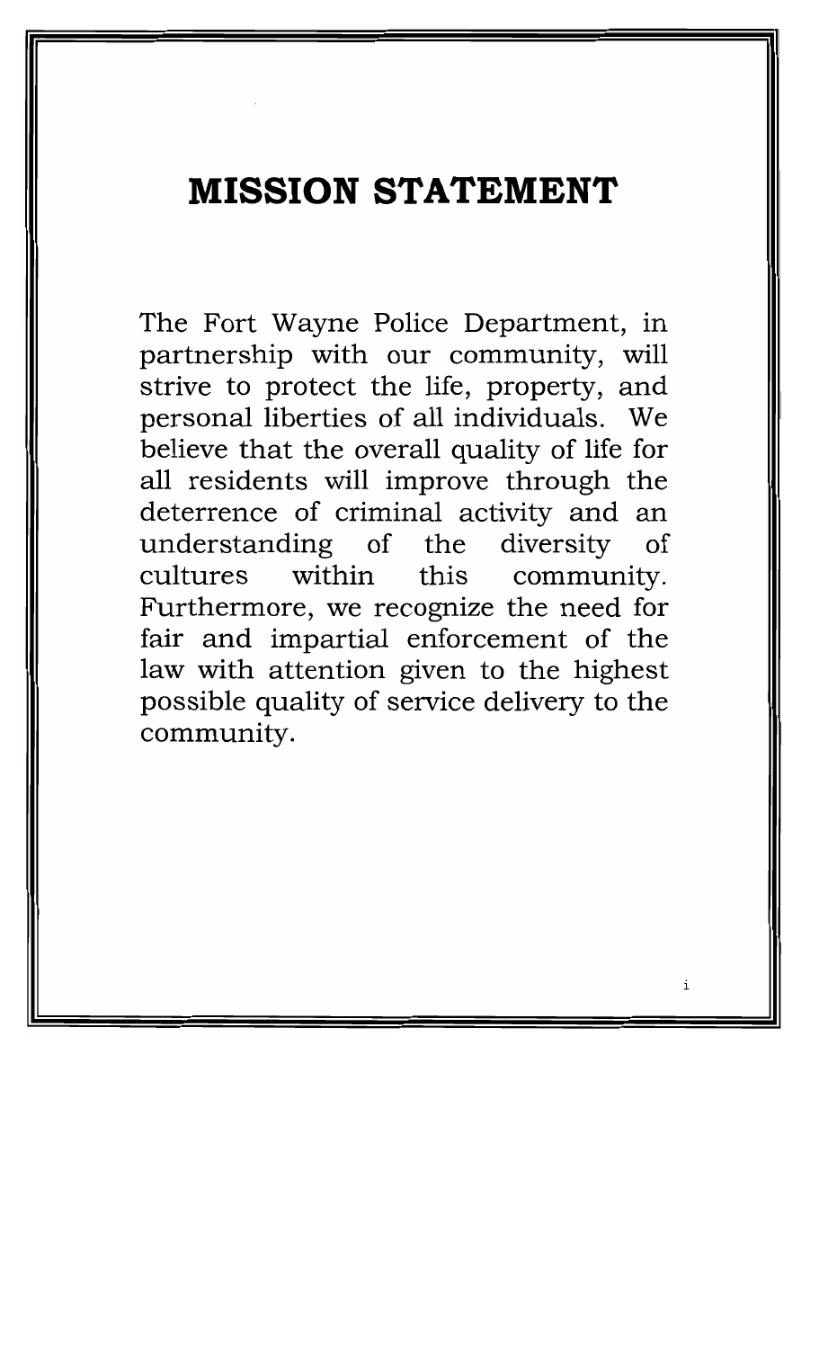# MISSION STATEMENT

The Fort Wayne Police Department, in partnership with our community, will strive to protect the life, property, and personal liberties of all individuals. We believe that the overall quality of life for all residents will improve through the deterrence of criminal activity and an understanding of the diversity of cultures within this community. Furthermore, we recognize the need for fair and impartial enforcement of the law with attention given to the highest possible quality of service delivery to the community.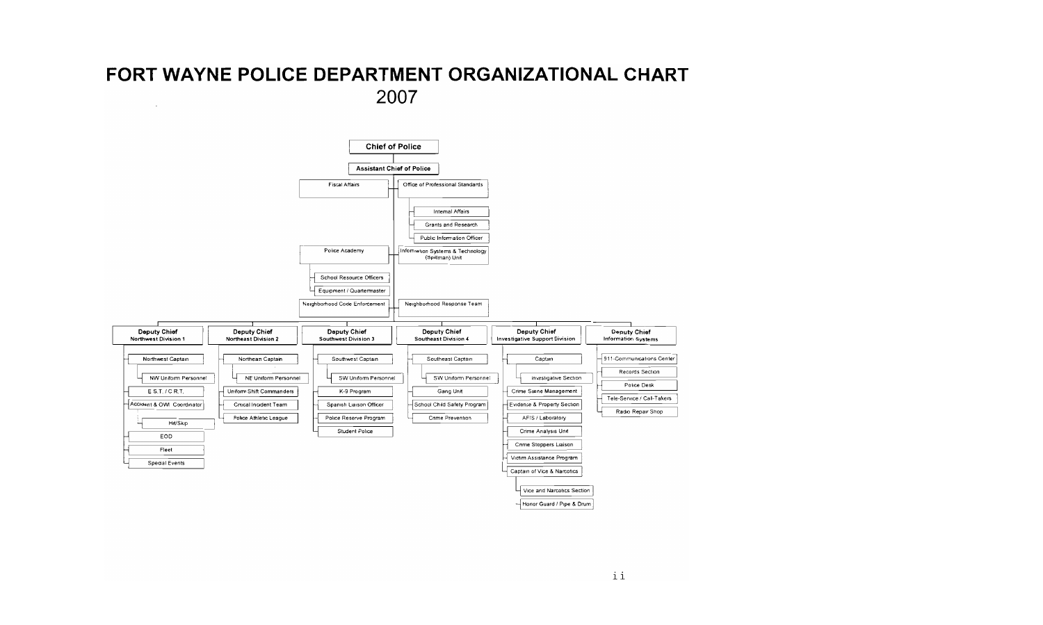# FORT WAYNE POLICE DEPARTMENT ORGANIZATIONAL CHART

## 2007

- **Chief of Police**
  - **Assistant Chief of Police**
    - Fiscal Affairs
    - Office of Professional Standards
      - Internal Affairs
      - Grants and Research
      - Public Information Officer
    - Police Academy
      - School Resource Officers
      - Equipment / Quartermaster
    - Information Systems & Technology (Spillman) Unit
    - Neighborhood Code Enforcement
    - Neighborhood Response Team
    - **Deputy Chief** Northwest Division 1
      - Northwest Captain
        - NW Uniform Personnel
      - E.S.T. / C.R.T.
      - Accident & OWI Coordinator
        - Hit/Skip
      - EOD
      - Fleet
      - Special Events
    - **Deputy Chief** Northeast Division 2
      - Northeast Captain
        - NE Uniform Personnel
      - Uniform Shift Commanders
      - Critical Incident Team
      - Police Athletic League
    - **Deputy Chief** Southwest Division 3
      - Southwest Captain
        - SW Uniform Personnel
      - K-9 Program
      - Spanish Liaison Officer
      - Police Reserve Program
      - Student Police
    - **Deputy Chief** Southeast Division 4
      - Southeast Captain
        - SW Uniform Personnel
      - Gang Unit
      - School Child Safety Program
      - Crime Prevention
    - **Deputy Chief** Investigative Support Division
      - Captain
        - Investigative Section
      - Crime Scene Management
      - Evidence & Property Section
      - AFIS / Laboratory
      - Crime Analysis Unit
      - Crime Stoppers Liaison
      - Victim Assistance Program
      - Captain of Vice & Narcotics
        - Vice and Narcotics Section
        - Honor Guard / Pipe & Drum
    - **Deputy Chief** Information Systems
      - 911-Communications Center
      - Records Section
      - Police Desk
      - Tele-Service / Call-Takers
      - Radio Repair Shop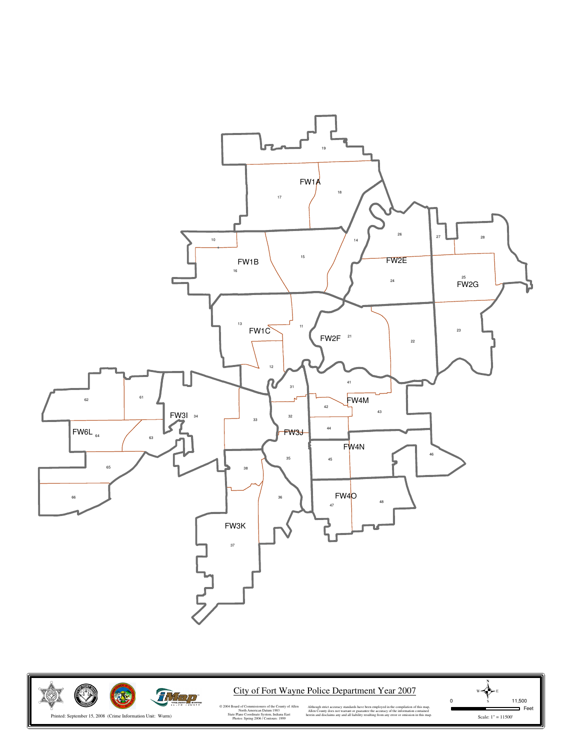# City of Fort Wayne Police Department Year 2007

FW1A 19 18 17

FW1B 10 15 16 14

FW1C 13 11 12

FW2E 26 24

FW2F 21 22

FW2G 27 28 25 23

FW3I 34

FW3J 31 32 33 35

FW3K 38 36 37

FW4M 41 42 43 44

FW4N 45 46

FW4O 47 48

FW6L 62 61 64 63 65 66

Printed: September 15, 2008 (Crime Information Unit: Wurm)

© 2004 Board of Commissioners of the County of Allen
North American Datum 1983
State Plane Coordinate System, Indiana East
Photos: Spring 2006 / Contours: 1999

Although strict accuracy standards have been employed in the compilation of this map, Allen County does not warrant or guarantee the accuracy of the information contained herein and disclaims any and all liability resulting from any error or omission in this map.

0 — 11,500 Feet

Scale: 1" = 11500'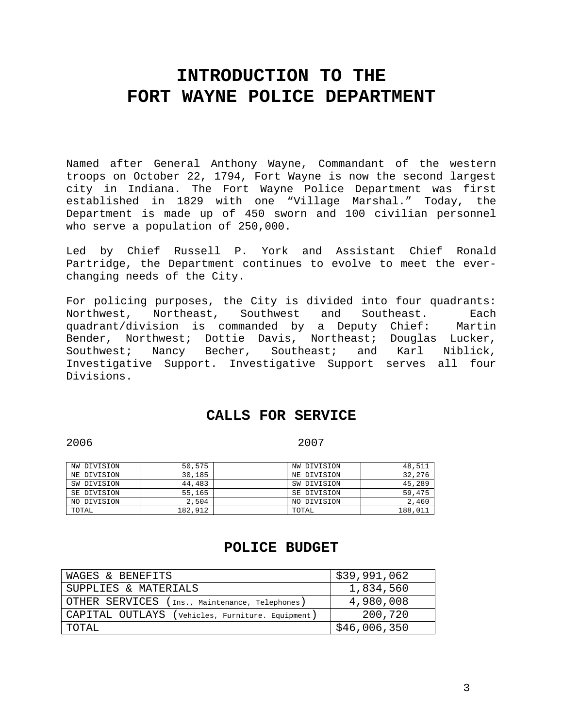# INTRODUCTION TO THE FORT WAYNE POLICE DEPARTMENT

Named after General Anthony Wayne, Commandant of the western troops on October 22, 1794, Fort Wayne is now the second largest city in Indiana. The Fort Wayne Police Department was first established in 1829 with one "Village Marshal." Today, the Department is made up of 450 sworn and 100 civilian personnel who serve a population of 250,000.

Led by Chief Russell P. York and Assistant Chief Ronald Partridge, the Department continues to evolve to meet the ever-changing needs of the City.

For policing purposes, the City is divided into four quadrants: Northwest, Northeast, Southwest and Southeast. Each quadrant/division is commanded by a Deputy Chief: Martin Bender, Northwest; Dottie Davis, Northeast; Douglas Lucker, Southwest; Nancy Becher, Southeast; and Karl Niblick, Investigative Support. Investigative Support serves all four Divisions.

## CALLS FOR SERVICE

2006

| | |
|---|---|
| NW DIVISION | 50,575 |
| NE DIVISION | 30,185 |
| SW DIVISION | 44,483 |
| SE DIVISION | 55,165 |
| NO DIVISION | 2,504 |
| TOTAL | 182,912 |

2007

| | |
|---|---|
| NW DIVISION | 48,511 |
| NE DIVISION | 32,276 |
| SW DIVISION | 45,289 |
| SE DIVISION | 59,475 |
| NO DIVISION | 2,460 |
| TOTAL | 188,011 |

## POLICE BUDGET

| | |
|---|---|
| WAGES & BENEFITS | $39,991,062 |
| SUPPLIES & MATERIALS | 1,834,560 |
| OTHER SERVICES (Ins., Maintenance, Telephones) | 4,980,008 |
| CAPITAL OUTLAYS (Vehicles, Furniture. Equipment) | 200,720 |
| TOTAL | $46,006,350 |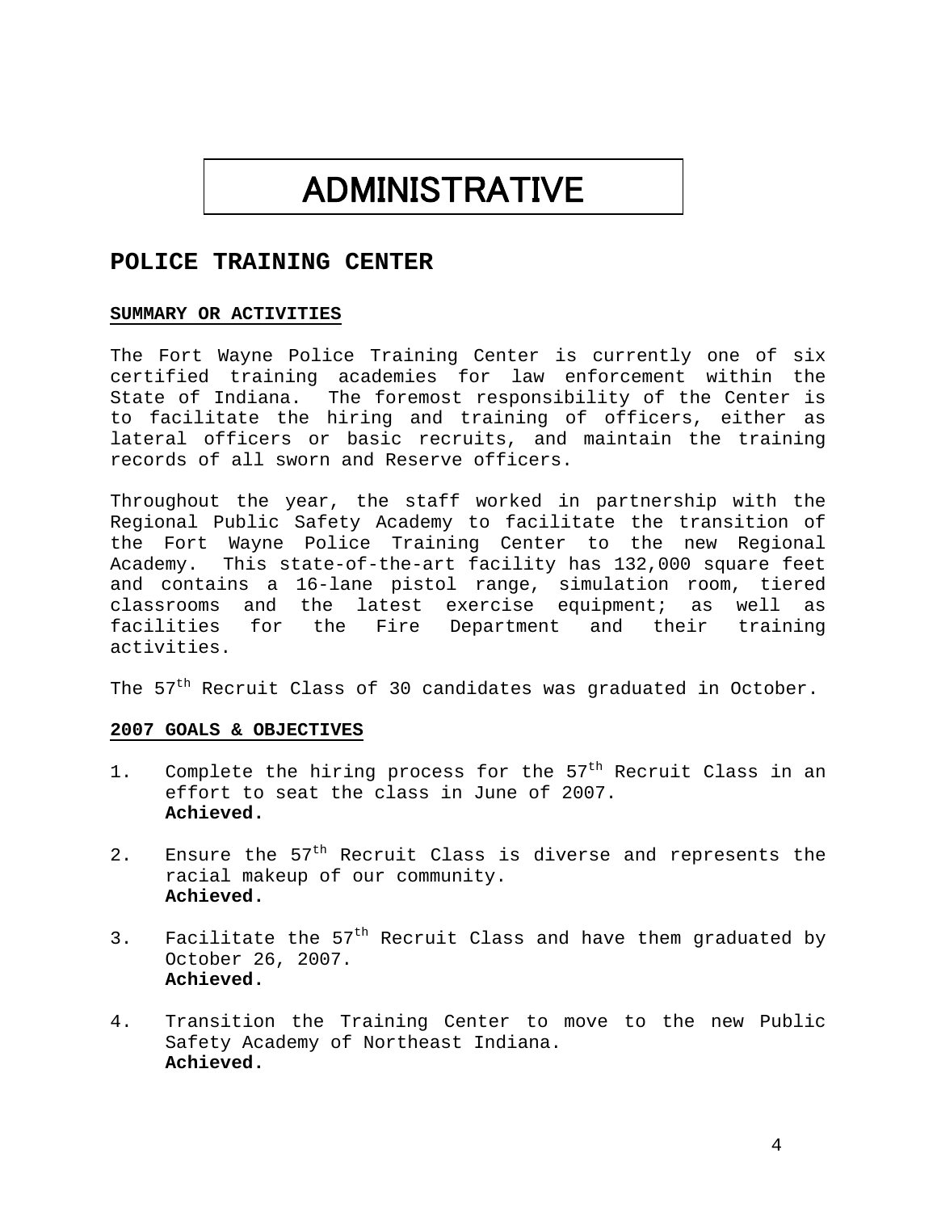# ADMINISTRATIVE

## POLICE TRAINING CENTER

### SUMMARY OR ACTIVITIES

The Fort Wayne Police Training Center is currently one of six certified training academies for law enforcement within the State of Indiana. The foremost responsibility of the Center is to facilitate the hiring and training of officers, either as lateral officers or basic recruits, and maintain the training records of all sworn and Reserve officers.

Throughout the year, the staff worked in partnership with the Regional Public Safety Academy to facilitate the transition of the Fort Wayne Police Training Center to the new Regional Academy. This state-of-the-art facility has 132,000 square feet and contains a 16-lane pistol range, simulation room, tiered classrooms and the latest exercise equipment; as well as facilities for the Fire Department and their training activities.

The 57th Recruit Class of 30 candidates was graduated in October.

### 2007 GOALS & OBJECTIVES

1. Complete the hiring process for the 57th Recruit Class in an effort to seat the class in June of 2007.
   **Achieved.**

2. Ensure the 57th Recruit Class is diverse and represents the racial makeup of our community.
   **Achieved.**

3. Facilitate the 57th Recruit Class and have them graduated by October 26, 2007.
   **Achieved.**

4. Transition the Training Center to move to the new Public Safety Academy of Northeast Indiana.
   **Achieved.**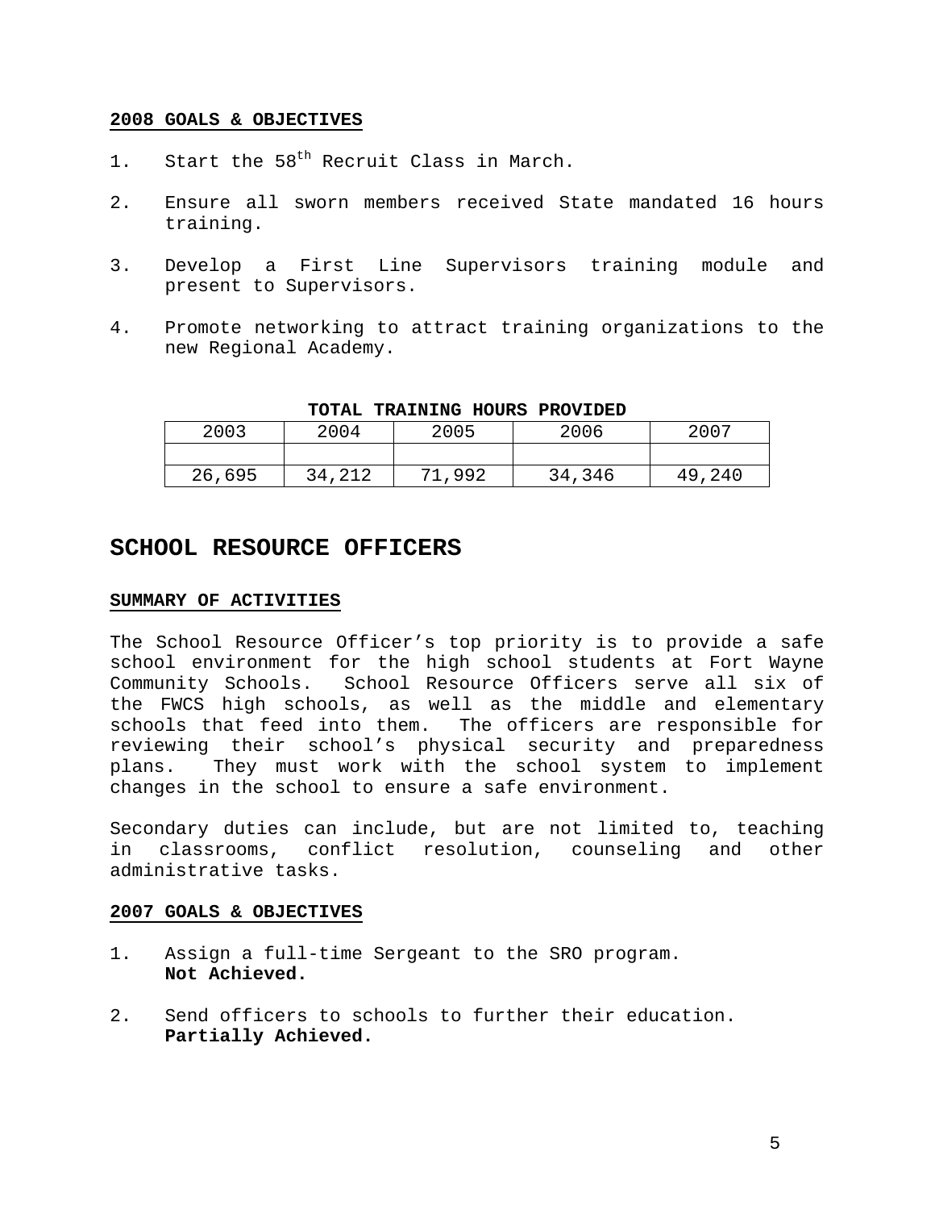**2008 GOALS & OBJECTIVES**

1. Start the 58th Recruit Class in March.

2. Ensure all sworn members received State mandated 16 hours training.

3. Develop a First Line Supervisors training module and present to Supervisors.

4. Promote networking to attract training organizations to the new Regional Academy.

**TOTAL TRAINING HOURS PROVIDED**

| 2003 | 2004 | 2005 | 2006 | 2007 |
|---|---|---|---|---|
| | | | | |
| 26,695 | 34,212 | 71,992 | 34,346 | 49,240 |

# SCHOOL RESOURCE OFFICERS

**SUMMARY OF ACTIVITIES**

The School Resource Officer's top priority is to provide a safe school environment for the high school students at Fort Wayne Community Schools. School Resource Officers serve all six of the FWCS high schools, as well as the middle and elementary schools that feed into them. The officers are responsible for reviewing their school's physical security and preparedness plans. They must work with the school system to implement changes in the school to ensure a safe environment.

Secondary duties can include, but are not limited to, teaching in classrooms, conflict resolution, counseling and other administrative tasks.

**2007 GOALS & OBJECTIVES**

1. Assign a full-time Sergeant to the SRO program.
   **Not Achieved.**

2. Send officers to schools to further their education.
   **Partially Achieved.**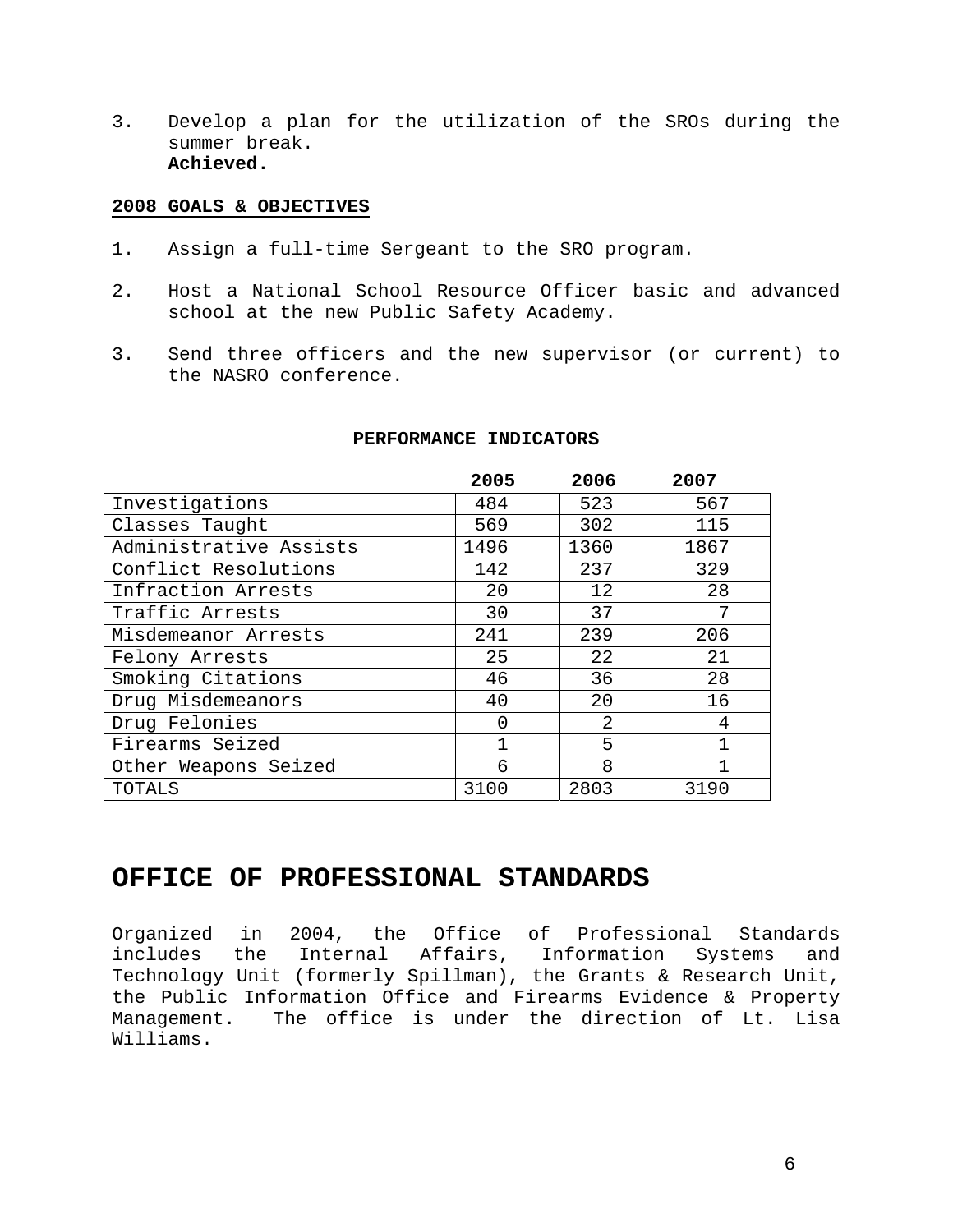3. Develop a plan for the utilization of the SROs during the summer break.
   **Achieved.**

**2008 GOALS & OBJECTIVES**

1. Assign a full-time Sergeant to the SRO program.

2. Host a National School Resource Officer basic and advanced school at the new Public Safety Academy.

3. Send three officers and the new supervisor (or current) to the NASRO conference.

**PERFORMANCE INDICATORS**

| | 2005 | 2006 | 2007 |
|---|---|---|---|
| Investigations | 484 | 523 | 567 |
| Classes Taught | 569 | 302 | 115 |
| Administrative Assists | 1496 | 1360 | 1867 |
| Conflict Resolutions | 142 | 237 | 329 |
| Infraction Arrests | 20 | 12 | 28 |
| Traffic Arrests | 30 | 37 | 7 |
| Misdemeanor Arrests | 241 | 239 | 206 |
| Felony Arrests | 25 | 22 | 21 |
| Smoking Citations | 46 | 36 | 28 |
| Drug Misdemeanors | 40 | 20 | 16 |
| Drug Felonies | 0 | 2 | 4 |
| Firearms Seized | 1 | 5 | 1 |
| Other Weapons Seized | 6 | 8 | 1 |
| TOTALS | 3100 | 2803 | 3190 |

# OFFICE OF PROFESSIONAL STANDARDS

Organized in 2004, the Office of Professional Standards includes the Internal Affairs, Information Systems and Technology Unit (formerly Spillman), the Grants & Research Unit, the Public Information Office and Firearms Evidence & Property Management. The office is under the direction of Lt. Lisa Williams.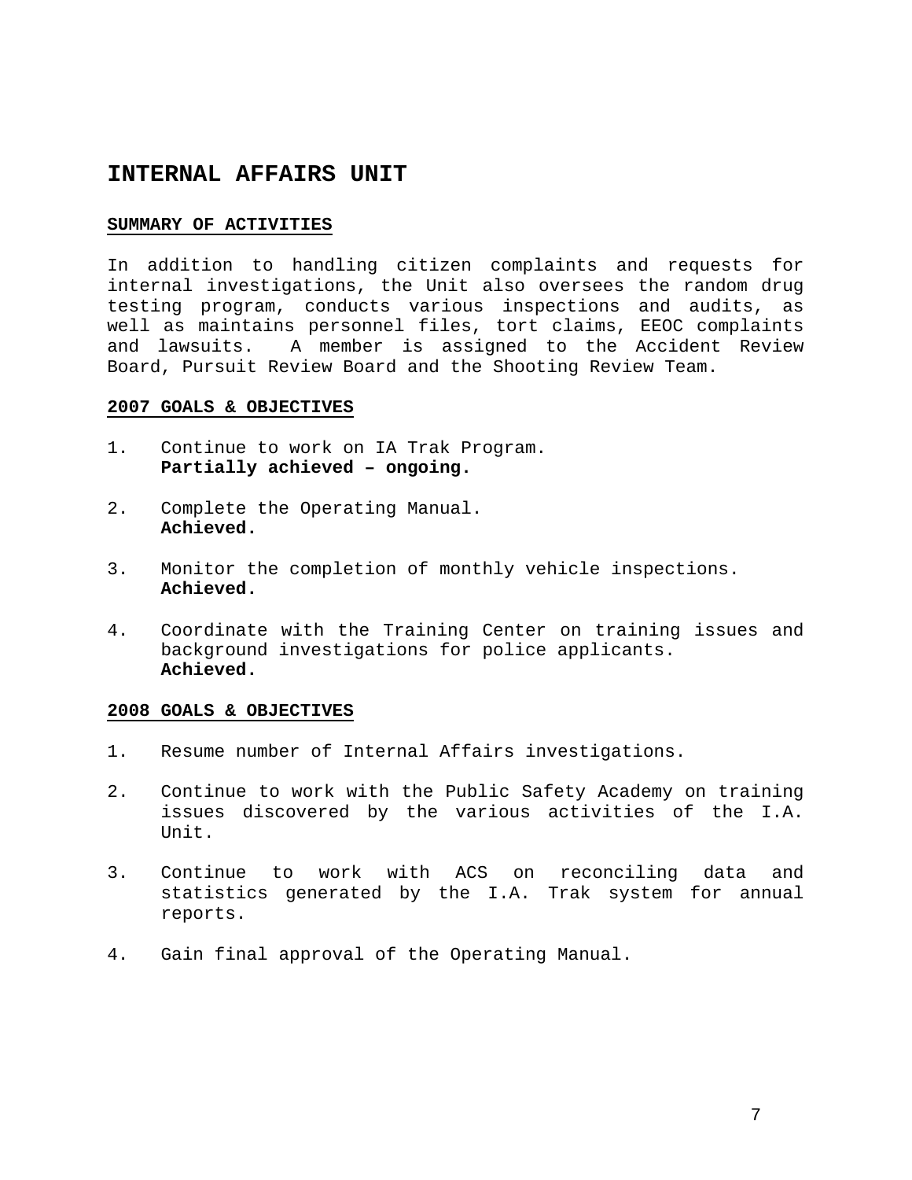# INTERNAL AFFAIRS UNIT

## SUMMARY OF ACTIVITIES

In addition to handling citizen complaints and requests for internal investigations, the Unit also oversees the random drug testing program, conducts various inspections and audits, as well as maintains personnel files, tort claims, EEOC complaints and lawsuits. A member is assigned to the Accident Review Board, Pursuit Review Board and the Shooting Review Team.

## 2007 GOALS & OBJECTIVES

1. Continue to work on IA Trak Program.
   **Partially achieved – ongoing.**

2. Complete the Operating Manual.
   **Achieved.**

3. Monitor the completion of monthly vehicle inspections.
   **Achieved.**

4. Coordinate with the Training Center on training issues and background investigations for police applicants.
   **Achieved.**

## 2008 GOALS & OBJECTIVES

1. Resume number of Internal Affairs investigations.

2. Continue to work with the Public Safety Academy on training issues discovered by the various activities of the I.A. Unit.

3. Continue to work with ACS on reconciling data and statistics generated by the I.A. Trak system for annual reports.

4. Gain final approval of the Operating Manual.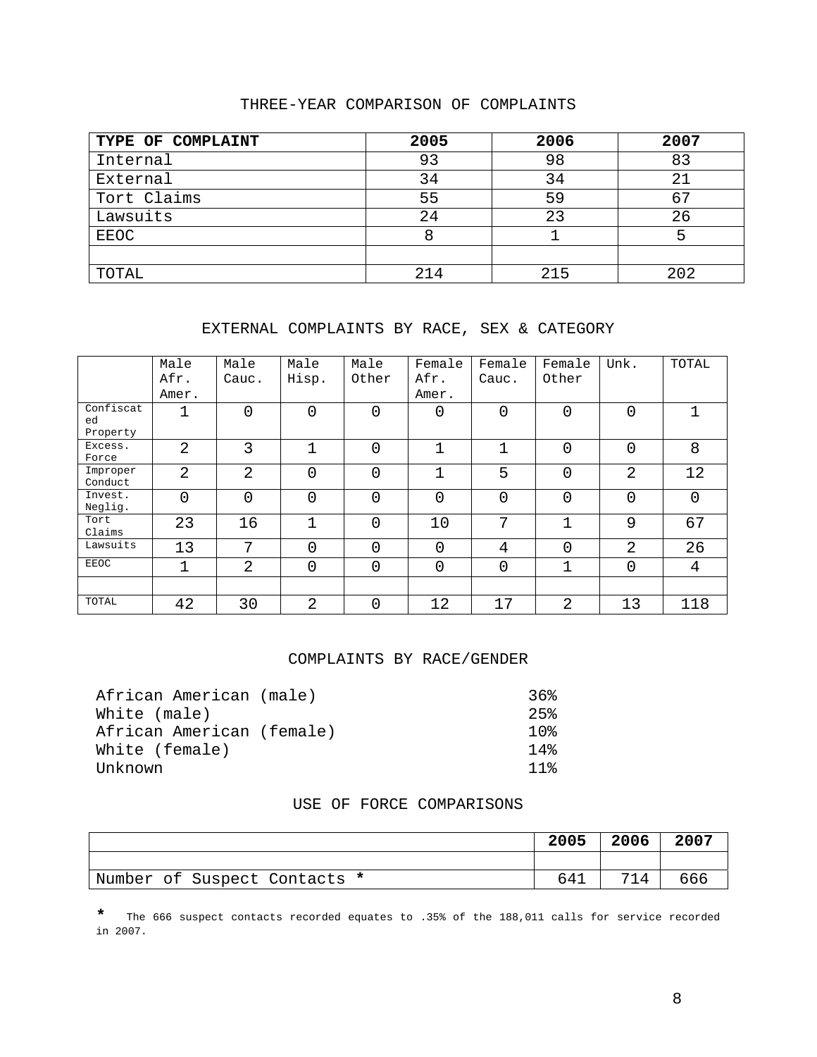## THREE-YEAR COMPARISON OF COMPLAINTS

| TYPE OF COMPLAINT | 2005 | 2006 | 2007 |
|---|---|---|---|
| Internal | 93 | 98 | 83 |
| External | 34 | 34 | 21 |
| Tort Claims | 55 | 59 | 67 |
| Lawsuits | 24 | 23 | 26 |
| EEOC | 8 | 1 | 5 |
| | | | |
| TOTAL | 214 | 215 | 202 |

## EXTERNAL COMPLAINTS BY RACE, SEX & CATEGORY

| | Male Afr. Amer. | Male Cauc. | Male Hisp. | Male Other | Female Afr. Amer. | Female Cauc. | Female Other | Unk. | TOTAL |
|---|---|---|---|---|---|---|---|---|---|
| Confiscated Property | 1 | 0 | 0 | 0 | 0 | 0 | 0 | 0 | 1 |
| Excess. Force | 2 | 3 | 1 | 0 | 1 | 1 | 0 | 0 | 8 |
| Improper Conduct | 2 | 2 | 0 | 0 | 1 | 5 | 0 | 2 | 12 |
| Invest. Neglig. | 0 | 0 | 0 | 0 | 0 | 0 | 0 | 0 | 0 |
| Tort Claims | 23 | 16 | 1 | 0 | 10 | 7 | 1 | 9 | 67 |
| Lawsuits | 13 | 7 | 0 | 0 | 0 | 4 | 0 | 2 | 26 |
| EEOC | 1 | 2 | 0 | 0 | 0 | 0 | 1 | 0 | 4 |
| | | | | | | | | | |
| TOTAL | 42 | 30 | 2 | 0 | 12 | 17 | 2 | 13 | 118 |

## COMPLAINTS BY RACE/GENDER

| | |
|---|---|
| African American (male) | 36% |
| White (male) | 25% |
| African American (female) | 10% |
| White (female) | 14% |
| Unknown | 11% |

## USE OF FORCE COMPARISONS

| | 2005 | 2006 | 2007 |
|---|---|---|---|
| | | | |
| Number of Suspect Contacts * | 641 | 714 | 666 |

* The 666 suspect contacts recorded equates to .35% of the 188,011 calls for service recorded in 2007.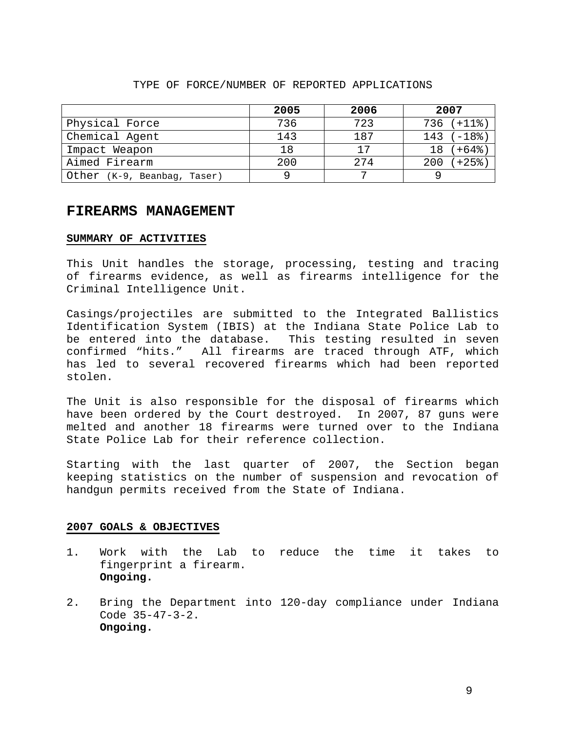TYPE OF FORCE/NUMBER OF REPORTED APPLICATIONS

| | 2005 | 2006 | 2007 |
|---|---|---|---|
| Physical Force | 736 | 723 | 736 (+11%) |
| Chemical Agent | 143 | 187 | 143 (-18%) |
| Impact Weapon | 18 | 17 | 18 (+64%) |
| Aimed Firearm | 200 | 274 | 200 (+25%) |
| Other (K-9, Beanbag, Taser) | 9 | 7 | 9 |

# FIREARMS MANAGEMENT

**SUMMARY OF ACTIVITIES**

This Unit handles the storage, processing, testing and tracing of firearms evidence, as well as firearms intelligence for the Criminal Intelligence Unit.

Casings/projectiles are submitted to the Integrated Ballistics Identification System (IBIS) at the Indiana State Police Lab to be entered into the database. This testing resulted in seven confirmed "hits." All firearms are traced through ATF, which has led to several recovered firearms which had been reported stolen.

The Unit is also responsible for the disposal of firearms which have been ordered by the Court destroyed. In 2007, 87 guns were melted and another 18 firearms were turned over to the Indiana State Police Lab for their reference collection.

Starting with the last quarter of 2007, the Section began keeping statistics on the number of suspension and revocation of handgun permits received from the State of Indiana.

**2007 GOALS & OBJECTIVES**

1. Work with the Lab to reduce the time it takes to fingerprint a firearm.
   **Ongoing.**

2. Bring the Department into 120-day compliance under Indiana Code 35-47-3-2.
   **Ongoing.**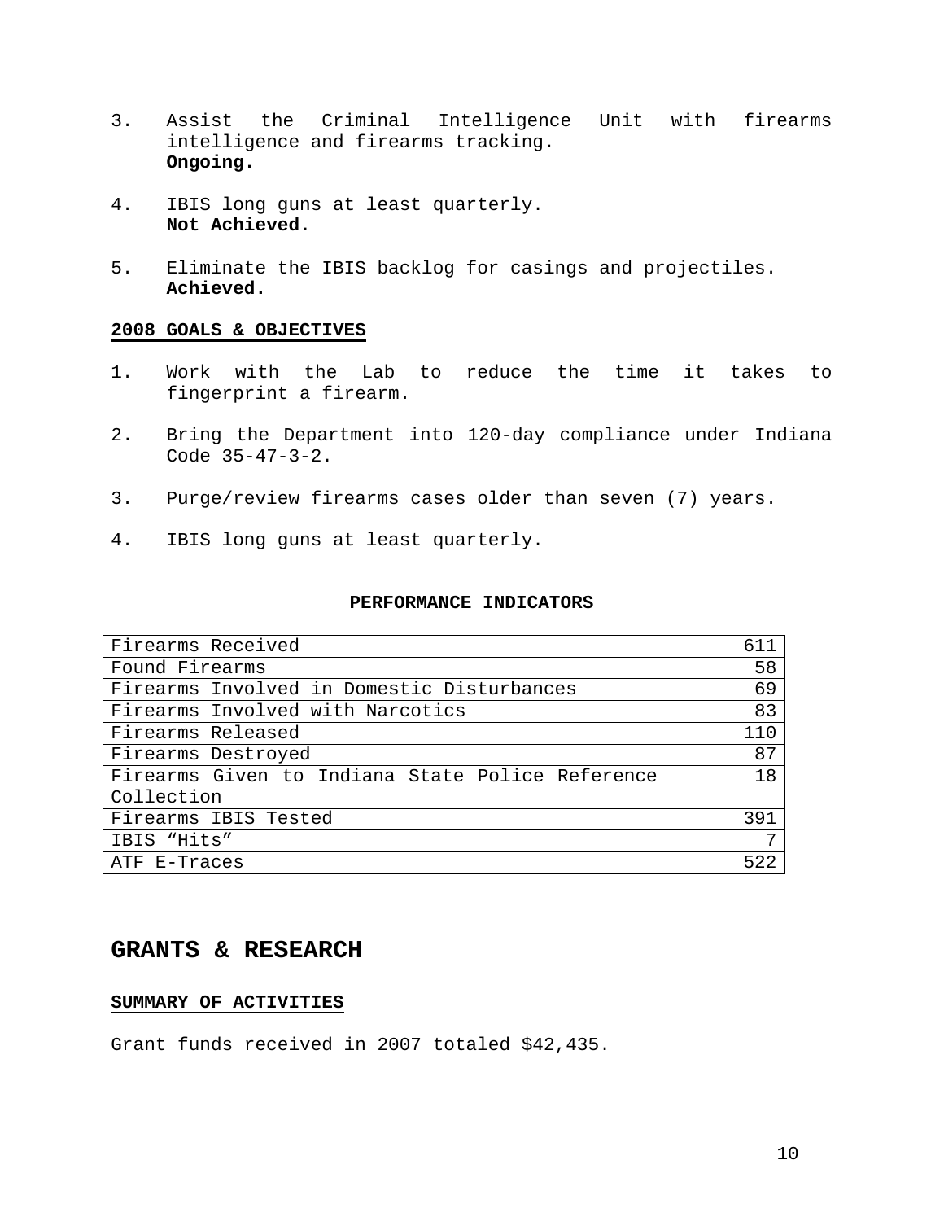3. Assist the Criminal Intelligence Unit with firearms intelligence and firearms tracking.
   **Ongoing.**

4. IBIS long guns at least quarterly.
   **Not Achieved.**

5. Eliminate the IBIS backlog for casings and projectiles.
   **Achieved.**

**2008 GOALS & OBJECTIVES**

1. Work with the Lab to reduce the time it takes to fingerprint a firearm.

2. Bring the Department into 120-day compliance under Indiana Code 35-47-3-2.

3. Purge/review firearms cases older than seven (7) years.

4. IBIS long guns at least quarterly.

**PERFORMANCE INDICATORS**

| | |
|---|---:|
| Firearms Received | 611 |
| Found Firearms | 58 |
| Firearms Involved in Domestic Disturbances | 69 |
| Firearms Involved with Narcotics | 83 |
| Firearms Released | 110 |
| Firearms Destroyed | 87 |
| Firearms Given to Indiana State Police Reference Collection | 18 |
| Firearms IBIS Tested | 391 |
| IBIS "Hits" | 7 |
| ATF E-Traces | 522 |

## GRANTS & RESEARCH

**SUMMARY OF ACTIVITIES**

Grant funds received in 2007 totaled $42,435.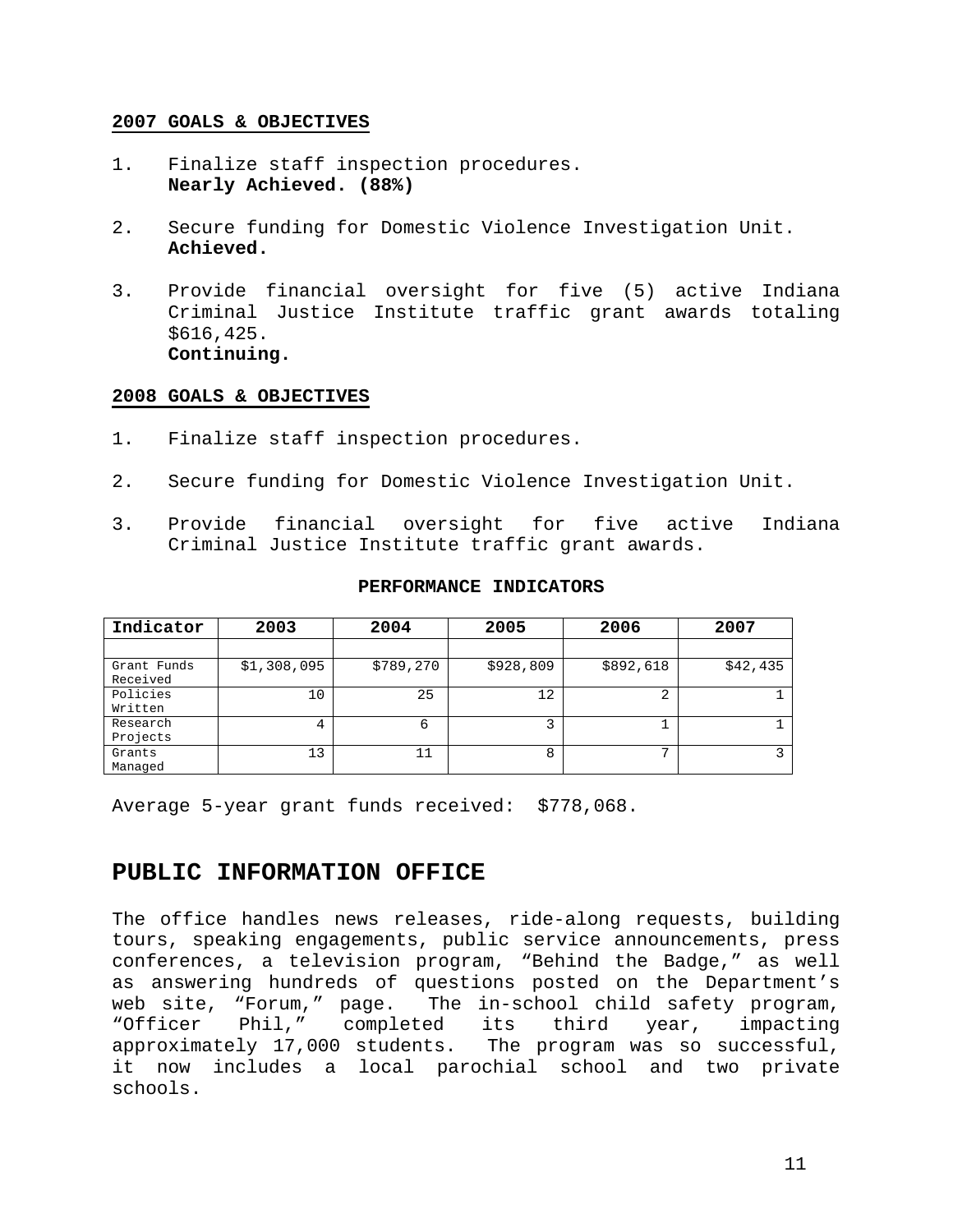**2007 GOALS & OBJECTIVES**

1. Finalize staff inspection procedures.
   **Nearly Achieved. (88%)**

2. Secure funding for Domestic Violence Investigation Unit.
   **Achieved.**

3. Provide financial oversight for five (5) active Indiana Criminal Justice Institute traffic grant awards totaling $616,425.
   **Continuing.**

**2008 GOALS & OBJECTIVES**

1. Finalize staff inspection procedures.

2. Secure funding for Domestic Violence Investigation Unit.

3. Provide financial oversight for five active Indiana Criminal Justice Institute traffic grant awards.

**PERFORMANCE INDICATORS**

| Indicator | 2003 | 2004 | 2005 | 2006 | 2007 |
|---|---|---|---|---|---|
| | | | | | |
| Grant Funds Received | $1,308,095 | $789,270 | $928,809 | $892,618 | $42,435 |
| Policies Written | 10 | 25 | 12 | 2 | 1 |
| Research Projects | 4 | 6 | 3 | 1 | 1 |
| Grants Managed | 13 | 11 | 8 | 7 | 3 |

Average 5-year grant funds received: $778,068.

## PUBLIC INFORMATION OFFICE

The office handles news releases, ride-along requests, building tours, speaking engagements, public service announcements, press conferences, a television program, "Behind the Badge," as well as answering hundreds of questions posted on the Department's web site, "Forum," page. The in-school child safety program, "Officer Phil," completed its third year, impacting approximately 17,000 students. The program was so successful, it now includes a local parochial school and two private schools.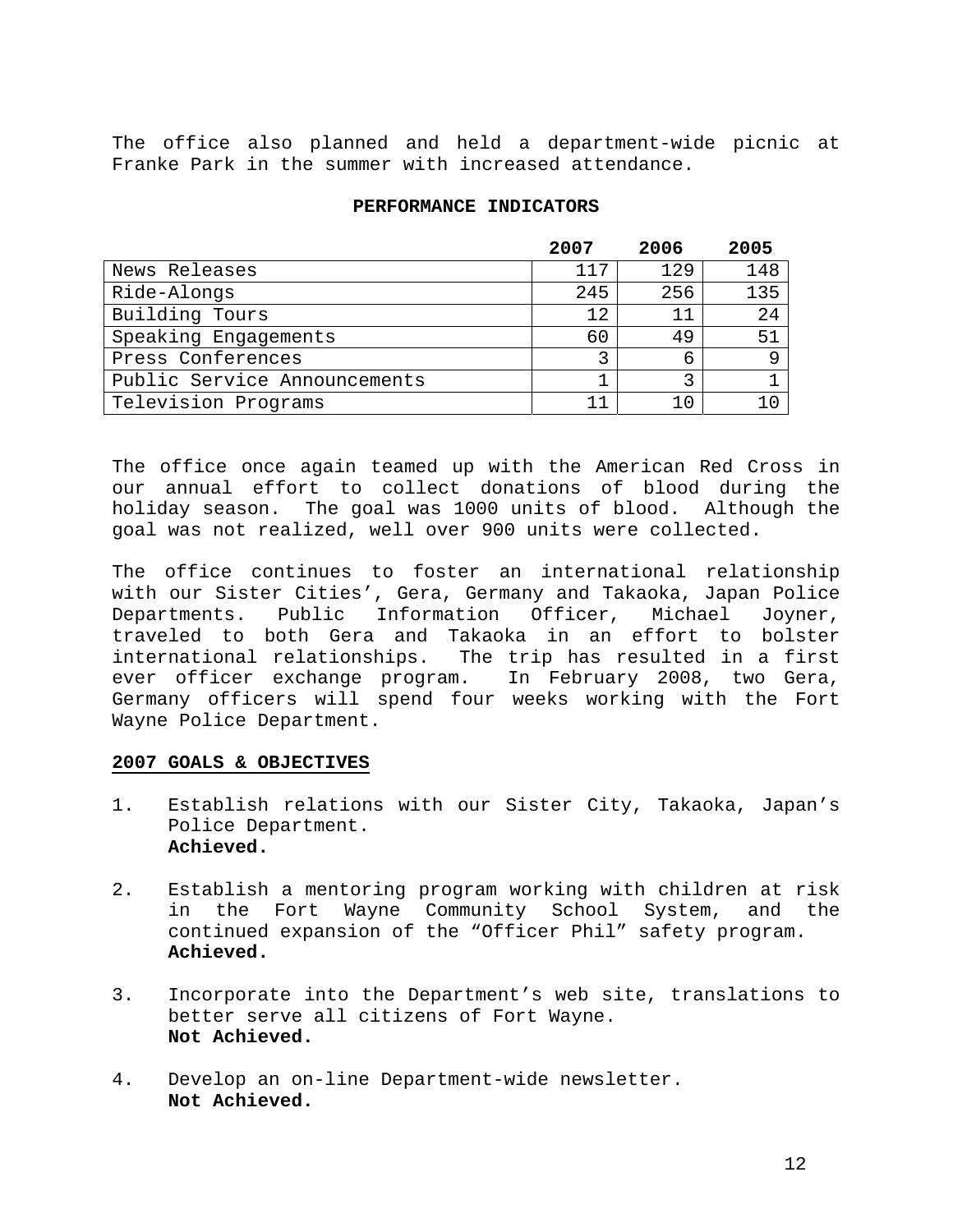The office also planned and held a department-wide picnic at Franke Park in the summer with increased attendance.

**PERFORMANCE INDICATORS**

| | 2007 | 2006 | 2005 |
|---|---|---|---|
| News Releases | 117 | 129 | 148 |
| Ride-Alongs | 245 | 256 | 135 |
| Building Tours | 12 | 11 | 24 |
| Speaking Engagements | 60 | 49 | 51 |
| Press Conferences | 3 | 6 | 9 |
| Public Service Announcements | 1 | 3 | 1 |
| Television Programs | 11 | 10 | 10 |

The office once again teamed up with the American Red Cross in our annual effort to collect donations of blood during the holiday season. The goal was 1000 units of blood. Although the goal was not realized, well over 900 units were collected.

The office continues to foster an international relationship with our Sister Cities', Gera, Germany and Takaoka, Japan Police Departments. Public Information Officer, Michael Joyner, traveled to both Gera and Takaoka in an effort to bolster international relationships. The trip has resulted in a first ever officer exchange program. In February 2008, two Gera, Germany officers will spend four weeks working with the Fort Wayne Police Department.

**2007 GOALS & OBJECTIVES**

1. Establish relations with our Sister City, Takaoka, Japan's Police Department.
   **Achieved.**

2. Establish a mentoring program working with children at risk in the Fort Wayne Community School System, and the continued expansion of the "Officer Phil" safety program.
   **Achieved.**

3. Incorporate into the Department's web site, translations to better serve all citizens of Fort Wayne.
   **Not Achieved.**

4. Develop an on-line Department-wide newsletter.
   **Not Achieved.**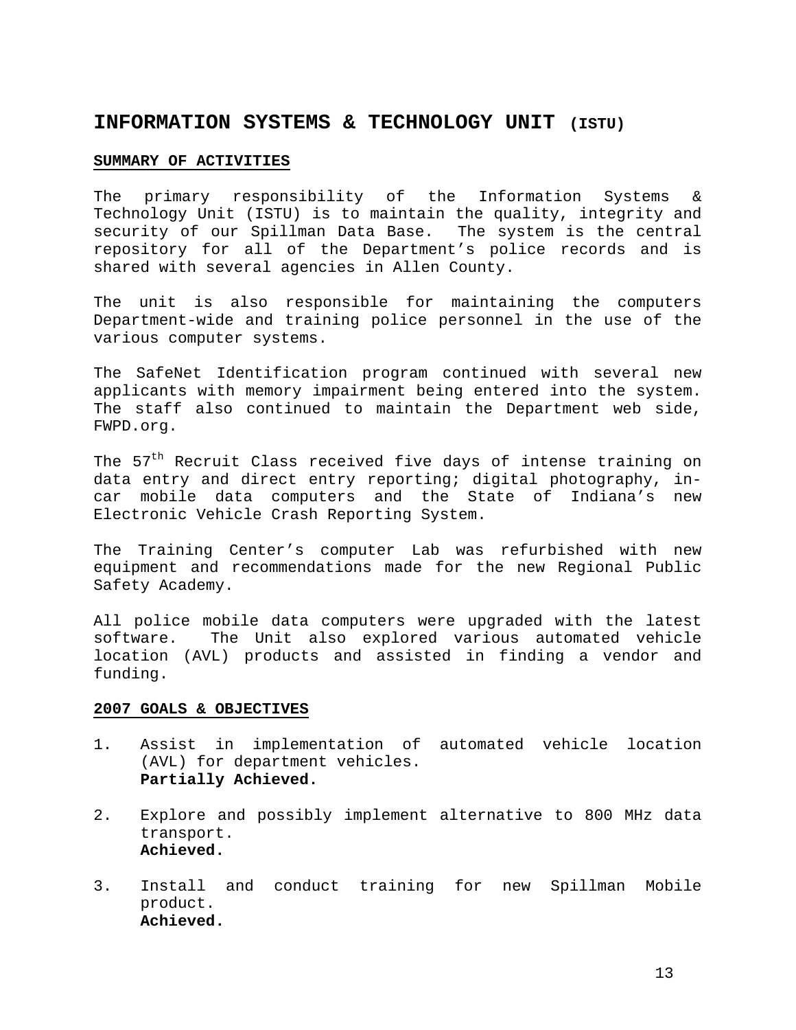# INFORMATION SYSTEMS & TECHNOLOGY UNIT (ISTU)

**SUMMARY OF ACTIVITIES**

The primary responsibility of the Information Systems & Technology Unit (ISTU) is to maintain the quality, integrity and security of our Spillman Data Base. The system is the central repository for all of the Department's police records and is shared with several agencies in Allen County.

The unit is also responsible for maintaining the computers Department-wide and training police personnel in the use of the various computer systems.

The SafeNet Identification program continued with several new applicants with memory impairment being entered into the system. The staff also continued to maintain the Department web side, FWPD.org.

The 57th Recruit Class received five days of intense training on data entry and direct entry reporting; digital photography, in-car mobile data computers and the State of Indiana's new Electronic Vehicle Crash Reporting System.

The Training Center's computer Lab was refurbished with new equipment and recommendations made for the new Regional Public Safety Academy.

All police mobile data computers were upgraded with the latest software. The Unit also explored various automated vehicle location (AVL) products and assisted in finding a vendor and funding.

**2007 GOALS & OBJECTIVES**

1. Assist in implementation of automated vehicle location (AVL) for department vehicles.
   **Partially Achieved.**

2. Explore and possibly implement alternative to 800 MHz data transport.
   **Achieved.**

3. Install and conduct training for new Spillman Mobile product.
   **Achieved.**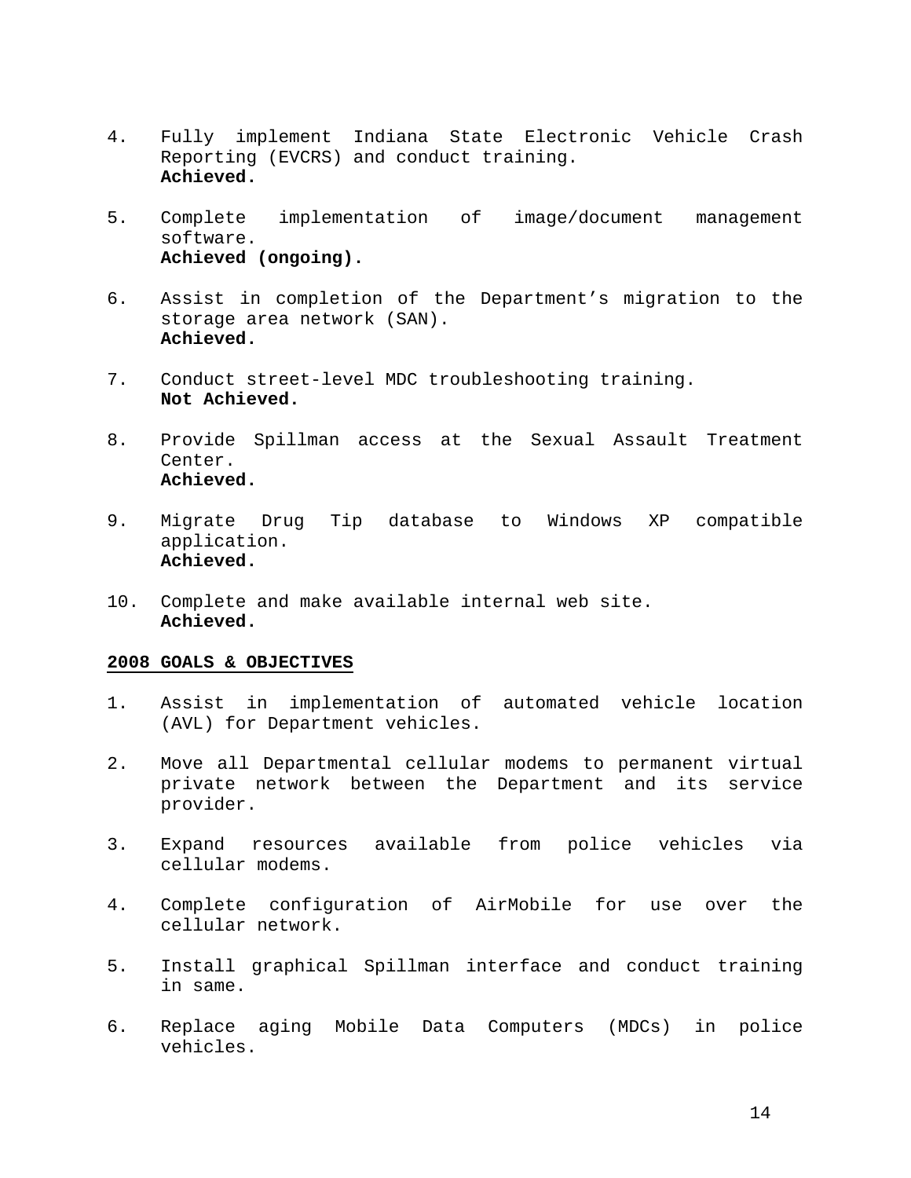4. Fully implement Indiana State Electronic Vehicle Crash Reporting (EVCRS) and conduct training.
   **Achieved.**

5. Complete implementation of image/document management software.
   **Achieved (ongoing).**

6. Assist in completion of the Department's migration to the storage area network (SAN).
   **Achieved.**

7. Conduct street-level MDC troubleshooting training.
   **Not Achieved.**

8. Provide Spillman access at the Sexual Assault Treatment Center.
   **Achieved.**

9. Migrate Drug Tip database to Windows XP compatible application.
   **Achieved.**

10. Complete and make available internal web site.
    **Achieved.**

**2008 GOALS & OBJECTIVES**

1. Assist in implementation of automated vehicle location (AVL) for Department vehicles.

2. Move all Departmental cellular modems to permanent virtual private network between the Department and its service provider.

3. Expand resources available from police vehicles via cellular modems.

4. Complete configuration of AirMobile for use over the cellular network.

5. Install graphical Spillman interface and conduct training in same.

6. Replace aging Mobile Data Computers (MDCs) in police vehicles.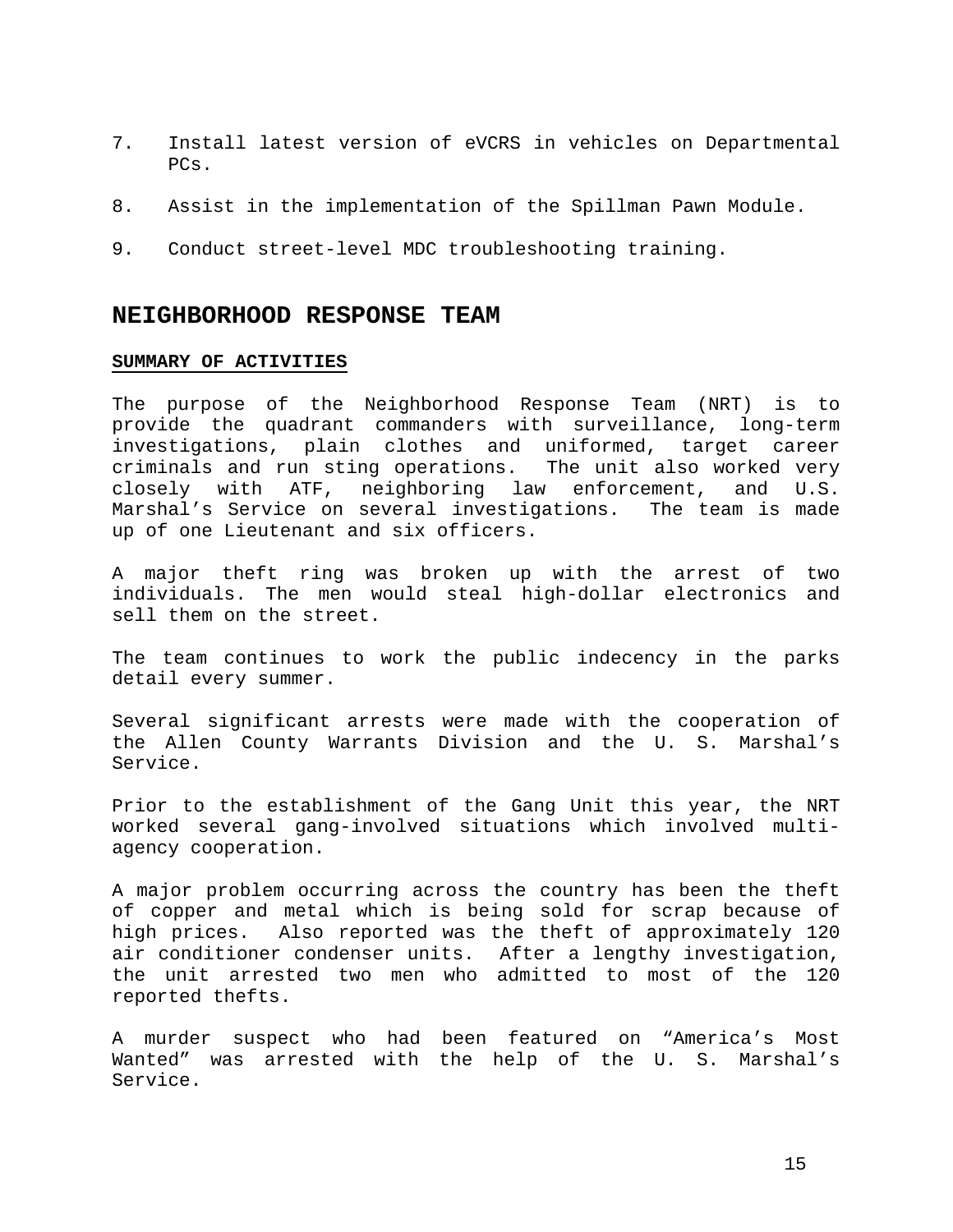7. Install latest version of eVCRS in vehicles on Departmental PCs.

8. Assist in the implementation of the Spillman Pawn Module.

9. Conduct street-level MDC troubleshooting training.

## NEIGHBORHOOD RESPONSE TEAM

**SUMMARY OF ACTIVITIES**

The purpose of the Neighborhood Response Team (NRT) is to provide the quadrant commanders with surveillance, long-term investigations, plain clothes and uniformed, target career criminals and run sting operations. The unit also worked very closely with ATF, neighboring law enforcement, and U.S. Marshal's Service on several investigations. The team is made up of one Lieutenant and six officers.

A major theft ring was broken up with the arrest of two individuals. The men would steal high-dollar electronics and sell them on the street.

The team continues to work the public indecency in the parks detail every summer.

Several significant arrests were made with the cooperation of the Allen County Warrants Division and the U. S. Marshal's Service.

Prior to the establishment of the Gang Unit this year, the NRT worked several gang-involved situations which involved multi-agency cooperation.

A major problem occurring across the country has been the theft of copper and metal which is being sold for scrap because of high prices. Also reported was the theft of approximately 120 air conditioner condenser units. After a lengthy investigation, the unit arrested two men who admitted to most of the 120 reported thefts.

A murder suspect who had been featured on "America's Most Wanted" was arrested with the help of the U. S. Marshal's Service.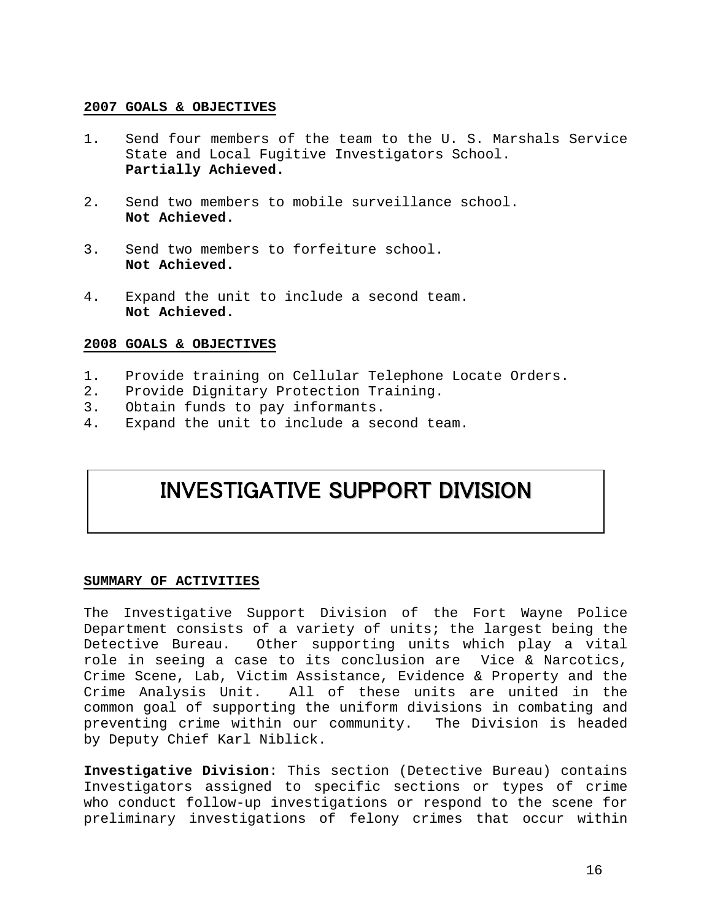**2007 GOALS & OBJECTIVES**

1. Send four members of the team to the U. S. Marshals Service State and Local Fugitive Investigators School.
   **Partially Achieved.**

2. Send two members to mobile surveillance school.
   **Not Achieved.**

3. Send two members to forfeiture school.
   **Not Achieved.**

4. Expand the unit to include a second team.
   **Not Achieved.**

**2008 GOALS & OBJECTIVES**

1. Provide training on Cellular Telephone Locate Orders.
2. Provide Dignitary Protection Training.
3. Obtain funds to pay informants.
4. Expand the unit to include a second team.

# INVESTIGATIVE SUPPORT DIVISION

**SUMMARY OF ACTIVITIES**

The Investigative Support Division of the Fort Wayne Police Department consists of a variety of units; the largest being the Detective Bureau. Other supporting units which play a vital role in seeing a case to its conclusion are Vice & Narcotics, Crime Scene, Lab, Victim Assistance, Evidence & Property and the Crime Analysis Unit. All of these units are united in the common goal of supporting the uniform divisions in combating and preventing crime within our community. The Division is headed by Deputy Chief Karl Niblick.

**Investigative Division**: This section (Detective Bureau) contains Investigators assigned to specific sections or types of crime who conduct follow-up investigations or respond to the scene for preliminary investigations of felony crimes that occur within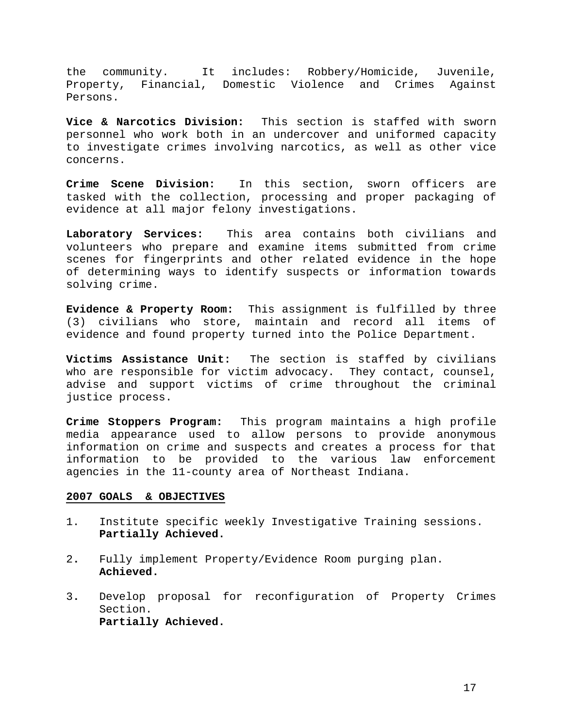the community. It includes: Robbery/Homicide, Juvenile, Property, Financial, Domestic Violence and Crimes Against Persons.

**Vice & Narcotics Division:** This section is staffed with sworn personnel who work both in an undercover and uniformed capacity to investigate crimes involving narcotics, as well as other vice concerns.

**Crime Scene Division:** In this section, sworn officers are tasked with the collection, processing and proper packaging of evidence at all major felony investigations.

**Laboratory Services:** This area contains both civilians and volunteers who prepare and examine items submitted from crime scenes for fingerprints and other related evidence in the hope of determining ways to identify suspects or information towards solving crime.

**Evidence & Property Room:** This assignment is fulfilled by three (3) civilians who store, maintain and record all items of evidence and found property turned into the Police Department.

**Victims Assistance Unit:** The section is staffed by civilians who are responsible for victim advocacy. They contact, counsel, advise and support victims of crime throughout the criminal justice process.

**Crime Stoppers Program:** This program maintains a high profile media appearance used to allow persons to provide anonymous information on crime and suspects and creates a process for that information to be provided to the various law enforcement agencies in the 11-county area of Northeast Indiana.

**2007 GOALS & OBJECTIVES**

1. Institute specific weekly Investigative Training sessions.
   **Partially Achieved.**

2. Fully implement Property/Evidence Room purging plan.
   **Achieved.**

3. Develop proposal for reconfiguration of Property Crimes Section.
   **Partially Achieved.**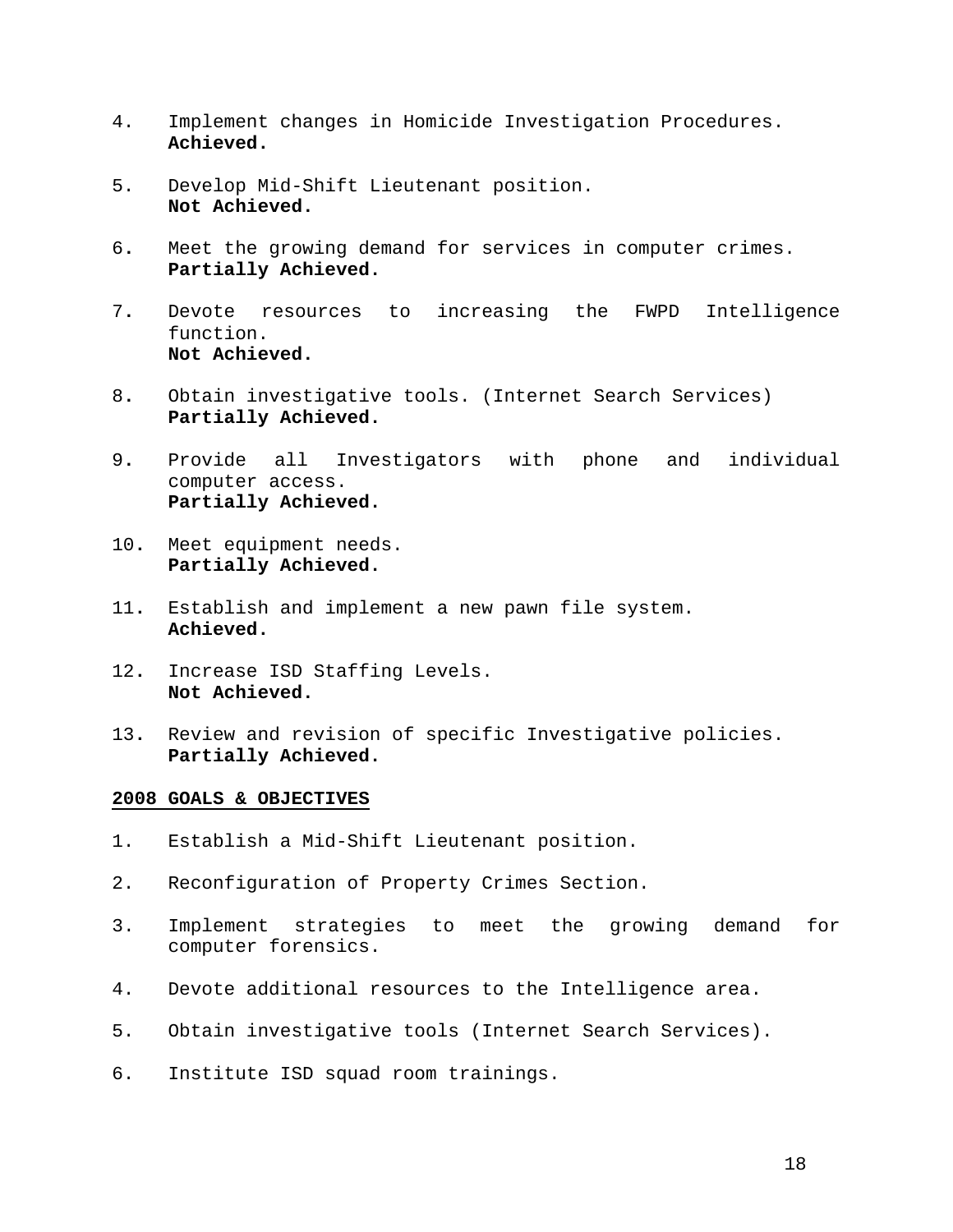4. Implement changes in Homicide Investigation Procedures.
   **Achieved.**

5. Develop Mid-Shift Lieutenant position.
   **Not Achieved.**

6. Meet the growing demand for services in computer crimes.
   **Partially Achieved.**

7. Devote resources to increasing the FWPD Intelligence function.
   **Not Achieved.**

8. Obtain investigative tools. (Internet Search Services)
   **Partially Achieved.**

9. Provide all Investigators with phone and individual computer access.
   **Partially Achieved.**

10. Meet equipment needs.
    **Partially Achieved.**

11. Establish and implement a new pawn file system.
    **Achieved.**

12. Increase ISD Staffing Levels.
    **Not Achieved.**

13. Review and revision of specific Investigative policies.
    **Partially Achieved.**

**2008 GOALS & OBJECTIVES**

1. Establish a Mid-Shift Lieutenant position.

2. Reconfiguration of Property Crimes Section.

3. Implement strategies to meet the growing demand for computer forensics.

4. Devote additional resources to the Intelligence area.

5. Obtain investigative tools (Internet Search Services).

6. Institute ISD squad room trainings.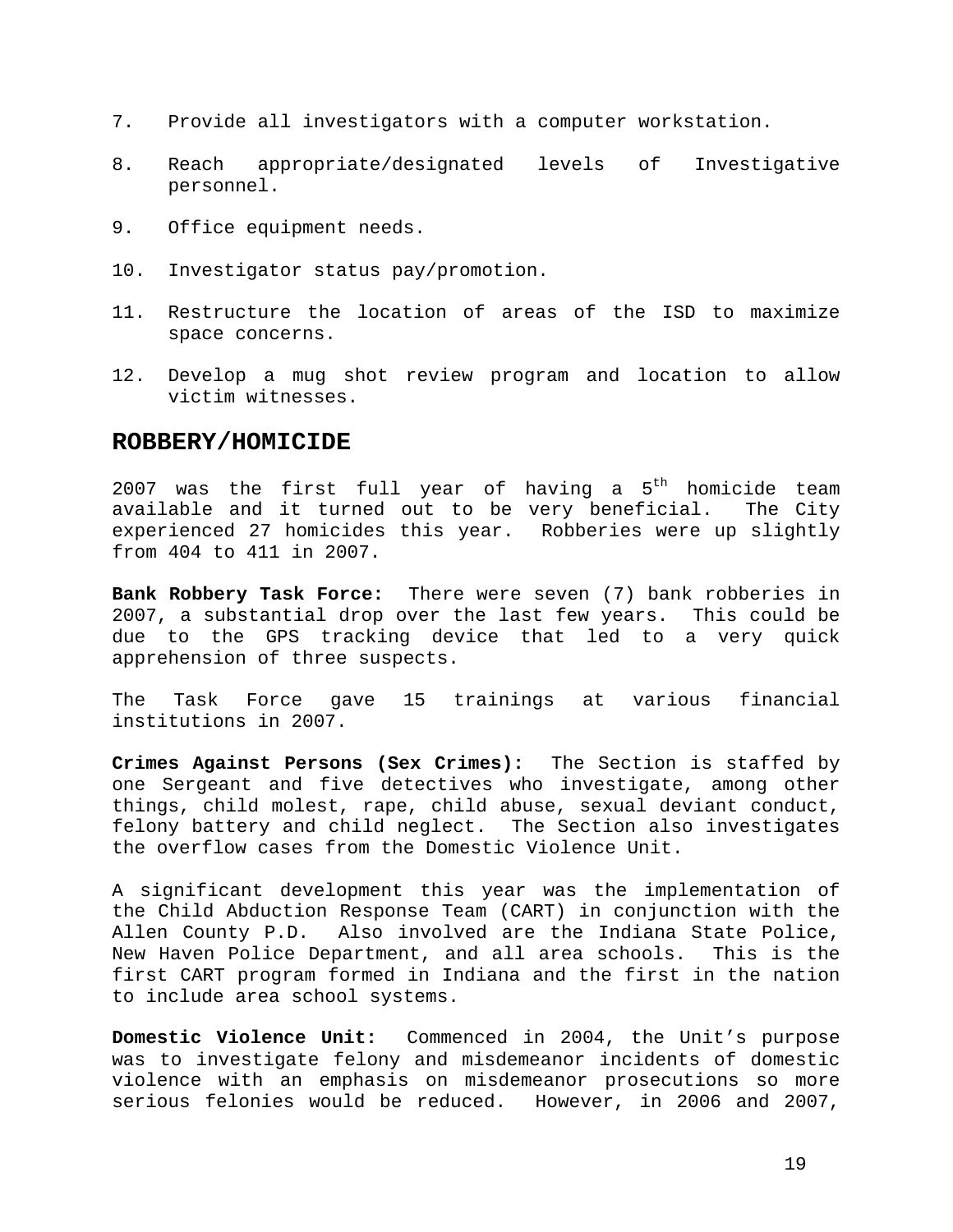7. Provide all investigators with a computer workstation.

8. Reach appropriate/designated levels of Investigative personnel.

9. Office equipment needs.

10. Investigator status pay/promotion.

11. Restructure the location of areas of the ISD to maximize space concerns.

12. Develop a mug shot review program and location to allow victim witnesses.

## ROBBERY/HOMICIDE

2007 was the first full year of having a 5th homicide team available and it turned out to be very beneficial. The City experienced 27 homicides this year. Robberies were up slightly from 404 to 411 in 2007.

**Bank Robbery Task Force:** There were seven (7) bank robberies in 2007, a substantial drop over the last few years. This could be due to the GPS tracking device that led to a very quick apprehension of three suspects.

The Task Force gave 15 trainings at various financial institutions in 2007.

**Crimes Against Persons (Sex Crimes):** The Section is staffed by one Sergeant and five detectives who investigate, among other things, child molest, rape, child abuse, sexual deviant conduct, felony battery and child neglect. The Section also investigates the overflow cases from the Domestic Violence Unit.

A significant development this year was the implementation of the Child Abduction Response Team (CART) in conjunction with the Allen County P.D. Also involved are the Indiana State Police, New Haven Police Department, and all area schools. This is the first CART program formed in Indiana and the first in the nation to include area school systems.

**Domestic Violence Unit:** Commenced in 2004, the Unit's purpose was to investigate felony and misdemeanor incidents of domestic violence with an emphasis on misdemeanor prosecutions so more serious felonies would be reduced. However, in 2006 and 2007,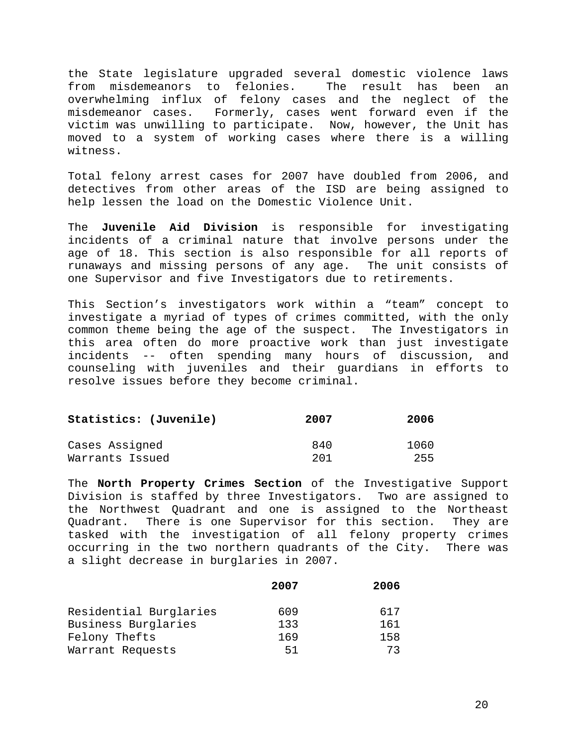the State legislature upgraded several domestic violence laws from misdemeanors to felonies. The result has been an overwhelming influx of felony cases and the neglect of the misdemeanor cases. Formerly, cases went forward even if the victim was unwilling to participate. Now, however, the Unit has moved to a system of working cases where there is a willing witness.

Total felony arrest cases for 2007 have doubled from 2006, and detectives from other areas of the ISD are being assigned to help lessen the load on the Domestic Violence Unit.

The **Juvenile Aid Division** is responsible for investigating incidents of a criminal nature that involve persons under the age of 18. This section is also responsible for all reports of runaways and missing persons of any age. The unit consists of one Supervisor and five Investigators due to retirements.

This Section's investigators work within a "team" concept to investigate a myriad of types of crimes committed, with the only common theme being the age of the suspect. The Investigators in this area often do more proactive work than just investigate incidents -- often spending many hours of discussion, and counseling with juveniles and their guardians in efforts to resolve issues before they become criminal.

| **Statistics: (Juvenile)** | **2007** | **2006** |
|---|---|---|
| Cases Assigned | 840 | 1060 |
| Warrants Issued | 201 | 255 |

The **North Property Crimes Section** of the Investigative Support Division is staffed by three Investigators. Two are assigned to the Northwest Quadrant and one is assigned to the Northeast Quadrant. There is one Supervisor for this section. They are tasked with the investigation of all felony property crimes occurring in the two northern quadrants of the City. There was a slight decrease in burglaries in 2007.

| | **2007** | **2006** |
|---|---|---|
| Residential Burglaries | 609 | 617 |
| Business Burglaries | 133 | 161 |
| Felony Thefts | 169 | 158 |
| Warrant Requests | 51 | 73 |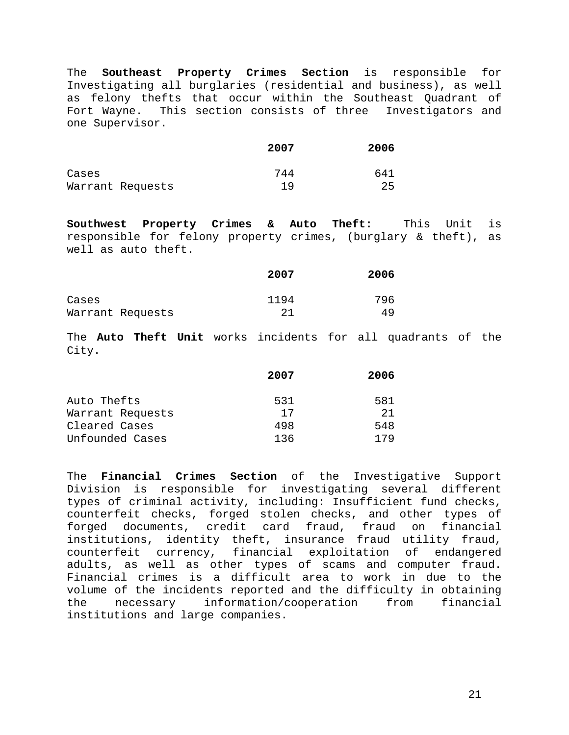The **Southeast Property Crimes Section** is responsible for Investigating all burglaries (residential and business), as well as felony thefts that occur within the Southeast Quadrant of Fort Wayne. This section consists of three Investigators and one Supervisor.

| | 2007 | 2006 |
|---|---|---|
| Cases | 744 | 641 |
| Warrant Requests | 19 | 25 |

**Southwest Property Crimes & Auto Theft:** This Unit is responsible for felony property crimes, (burglary & theft), as well as auto theft.

| | 2007 | 2006 |
|---|---|---|
| Cases | 1194 | 796 |
| Warrant Requests | 21 | 49 |

The **Auto Theft Unit** works incidents for all quadrants of the City.

| | 2007 | 2006 |
|---|---|---|
| Auto Thefts | 531 | 581 |
| Warrant Requests | 17 | 21 |
| Cleared Cases | 498 | 548 |
| Unfounded Cases | 136 | 179 |

The **Financial Crimes Section** of the Investigative Support Division is responsible for investigating several different types of criminal activity, including: Insufficient fund checks, counterfeit checks, forged stolen checks, and other types of forged documents, credit card fraud, fraud on financial institutions, identity theft, insurance fraud utility fraud, counterfeit currency, financial exploitation of endangered adults, as well as other types of scams and computer fraud. Financial crimes is a difficult area to work in due to the volume of the incidents reported and the difficulty in obtaining the necessary information/cooperation from financial institutions and large companies.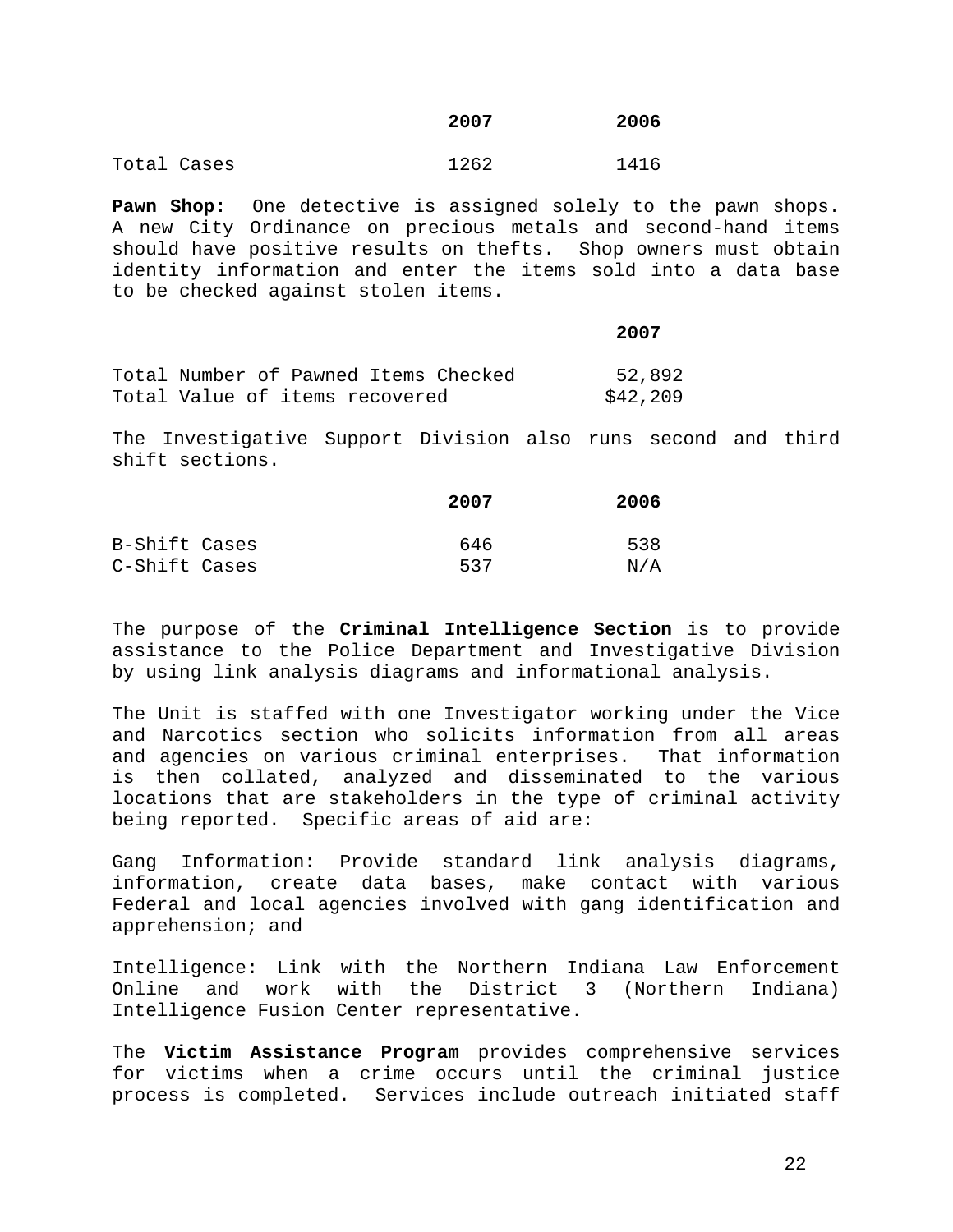| | 2007 | 2006 |
|---|---|---|
| Total Cases | 1262 | 1416 |

**Pawn Shop:** One detective is assigned solely to the pawn shops. A new City Ordinance on precious metals and second-hand items should have positive results on thefts. Shop owners must obtain identity information and enter the items sold into a data base to be checked against stolen items.

| | 2007 |
|---|---|
| Total Number of Pawned Items Checked | 52,892 |
| Total Value of items recovered | $42,209 |

The Investigative Support Division also runs second and third shift sections.

| | 2007 | 2006 |
|---|---|---|
| B-Shift Cases | 646 | 538 |
| C-Shift Cases | 537 | N/A |

The purpose of the **Criminal Intelligence Section** is to provide assistance to the Police Department and Investigative Division by using link analysis diagrams and informational analysis.

The Unit is staffed with one Investigator working under the Vice and Narcotics section who solicits information from all areas and agencies on various criminal enterprises. That information is then collated, analyzed and disseminated to the various locations that are stakeholders in the type of criminal activity being reported. Specific areas of aid are:

Gang Information: Provide standard link analysis diagrams, information, create data bases, make contact with various Federal and local agencies involved with gang identification and apprehension; and

Intelligence: Link with the Northern Indiana Law Enforcement Online and work with the District 3 (Northern Indiana) Intelligence Fusion Center representative.

The **Victim Assistance Program** provides comprehensive services for victims when a crime occurs until the criminal justice process is completed. Services include outreach initiated staff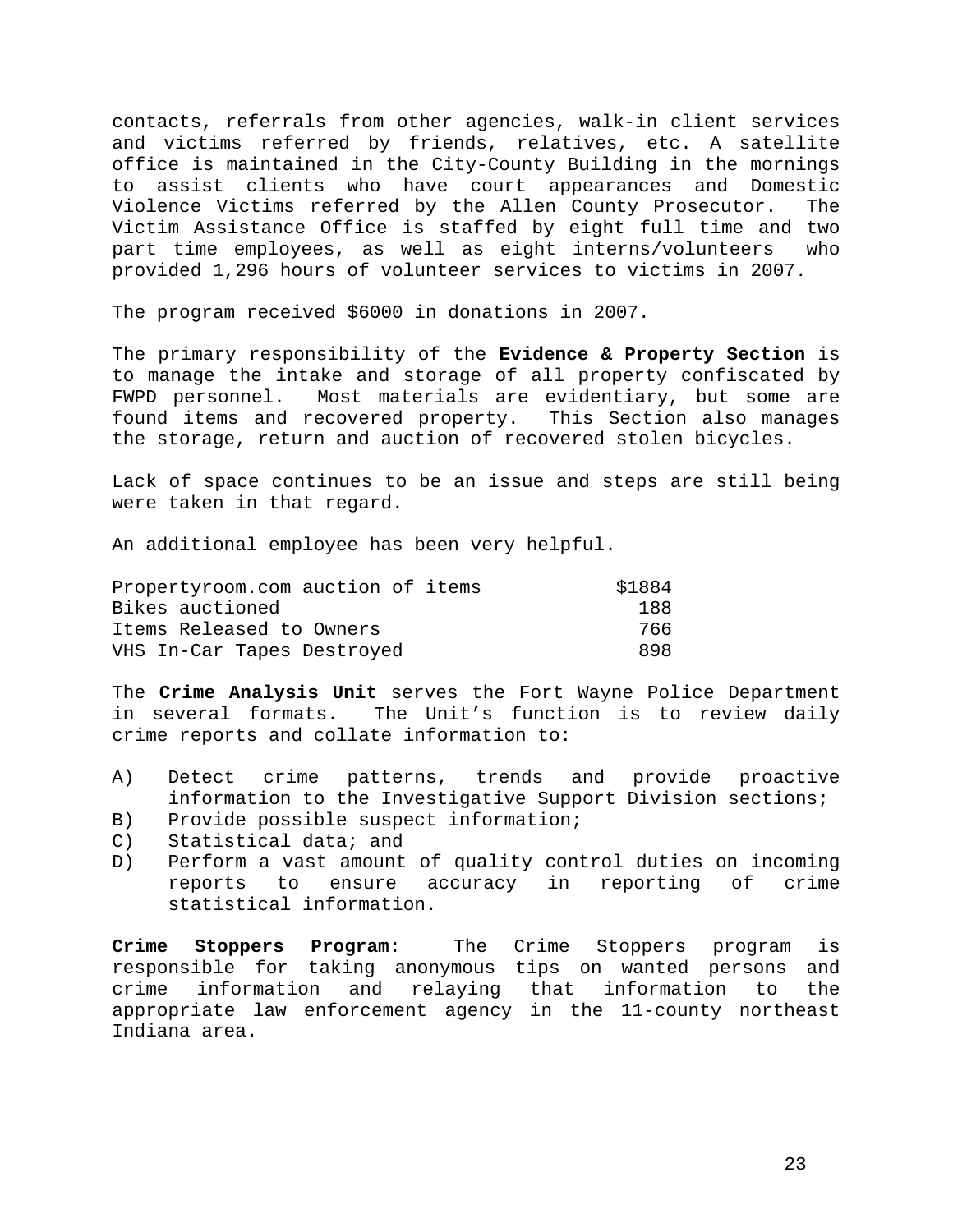contacts, referrals from other agencies, walk-in client services and victims referred by friends, relatives, etc. A satellite office is maintained in the City-County Building in the mornings to assist clients who have court appearances and Domestic Violence Victims referred by the Allen County Prosecutor. The Victim Assistance Office is staffed by eight full time and two part time employees, as well as eight interns/volunteers who provided 1,296 hours of volunteer services to victims in 2007.

The program received $6000 in donations in 2007.

The primary responsibility of the **Evidence & Property Section** is to manage the intake and storage of all property confiscated by FWPD personnel. Most materials are evidentiary, but some are found items and recovered property. This Section also manages the storage, return and auction of recovered stolen bicycles.

Lack of space continues to be an issue and steps are still being were taken in that regard.

An additional employee has been very helpful.

| | |
|---|---|
| Propertyroom.com auction of items | $1884 |
| Bikes auctioned | 188 |
| Items Released to Owners | 766 |
| VHS In-Car Tapes Destroyed | 898 |

The **Crime Analysis Unit** serves the Fort Wayne Police Department in several formats. The Unit's function is to review daily crime reports and collate information to:

A) Detect crime patterns, trends and provide proactive information to the Investigative Support Division sections;
B) Provide possible suspect information;
C) Statistical data; and
D) Perform a vast amount of quality control duties on incoming reports to ensure accuracy in reporting of crime statistical information.

**Crime Stoppers Program:** The Crime Stoppers program is responsible for taking anonymous tips on wanted persons and crime information and relaying that information to the appropriate law enforcement agency in the 11-county northeast Indiana area.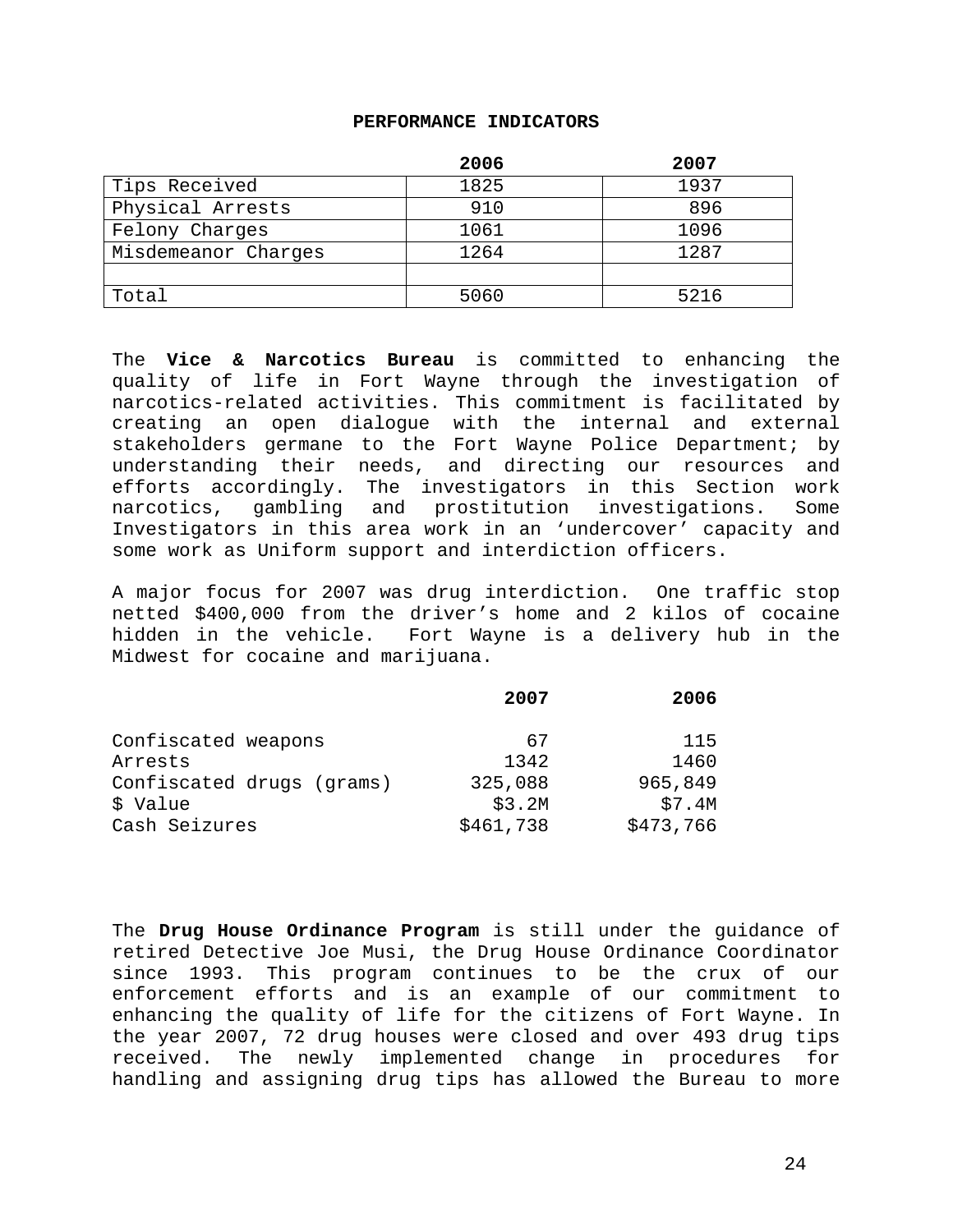**PERFORMANCE INDICATORS**

| | 2006 | 2007 |
|---|---|---|
| Tips Received | 1825 | 1937 |
| Physical Arrests | 910 | 896 |
| Felony Charges | 1061 | 1096 |
| Misdemeanor Charges | 1264 | 1287 |
| | | |
| Total | 5060 | 5216 |

The **Vice & Narcotics Bureau** is committed to enhancing the quality of life in Fort Wayne through the investigation of narcotics-related activities. This commitment is facilitated by creating an open dialogue with the internal and external stakeholders germane to the Fort Wayne Police Department; by understanding their needs, and directing our resources and efforts accordingly. The investigators in this Section work narcotics, gambling and prostitution investigations. Some Investigators in this area work in an 'undercover' capacity and some work as Uniform support and interdiction officers.

A major focus for 2007 was drug interdiction. One traffic stop netted $400,000 from the driver's home and 2 kilos of cocaine hidden in the vehicle. Fort Wayne is a delivery hub in the Midwest for cocaine and marijuana.

| | 2007 | 2006 |
|---|---|---|
| Confiscated weapons | 67 | 115 |
| Arrests | 1342 | 1460 |
| Confiscated drugs (grams) | 325,088 | 965,849 |
| $ Value | $3.2M | $7.4M |
| Cash Seizures | $461,738 | $473,766 |

The **Drug House Ordinance Program** is still under the guidance of retired Detective Joe Musi, the Drug House Ordinance Coordinator since 1993. This program continues to be the crux of our enforcement efforts and is an example of our commitment to enhancing the quality of life for the citizens of Fort Wayne. In the year 2007, 72 drug houses were closed and over 493 drug tips received. The newly implemented change in procedures for handling and assigning drug tips has allowed the Bureau to more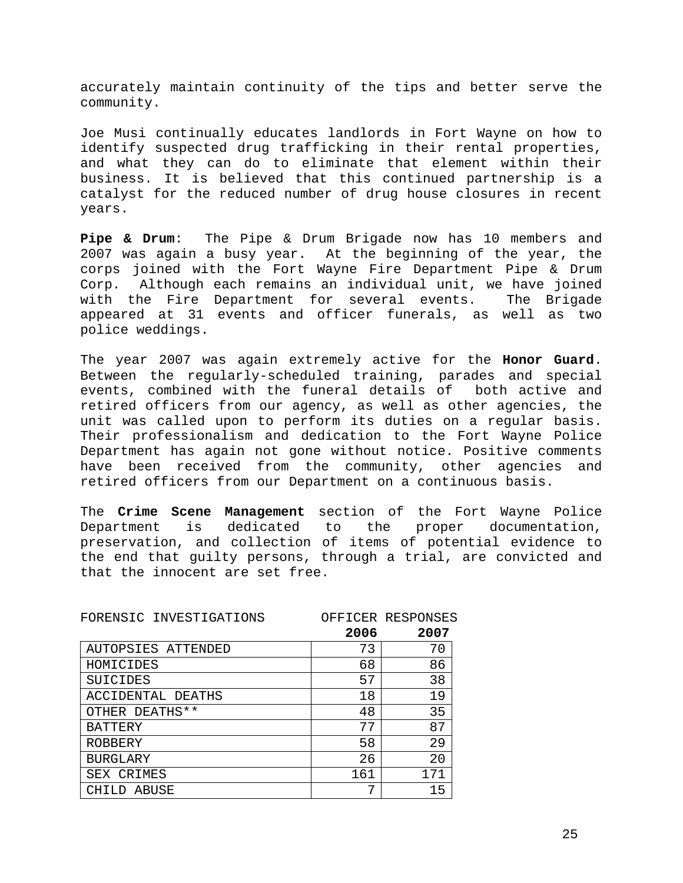accurately maintain continuity of the tips and better serve the community.

Joe Musi continually educates landlords in Fort Wayne on how to identify suspected drug trafficking in their rental properties, and what they can do to eliminate that element within their business. It is believed that this continued partnership is a catalyst for the reduced number of drug house closures in recent years.

**Pipe & Drum**: The Pipe & Drum Brigade now has 10 members and 2007 was again a busy year. At the beginning of the year, the corps joined with the Fort Wayne Fire Department Pipe & Drum Corp. Although each remains an individual unit, we have joined with the Fire Department for several events. The Brigade appeared at 31 events and officer funerals, as well as two police weddings.

The year 2007 was again extremely active for the **Honor Guard**. Between the regularly-scheduled training, parades and special events, combined with the funeral details of both active and retired officers from our agency, as well as other agencies, the unit was called upon to perform its duties on a regular basis. Their professionalism and dedication to the Fort Wayne Police Department has again not gone without notice. Positive comments have been received from the community, other agencies and retired officers from our Department on a continuous basis.

The **Crime Scene Management** section of the Fort Wayne Police Department is dedicated to the proper documentation, preservation, and collection of items of potential evidence to the end that guilty persons, through a trial, are convicted and that the innocent are set free.

| FORENSIC INVESTIGATIONS | OFFICER RESPONSES | |
|---|---|---|
| | **2006** | **2007** |
| AUTOPSIES ATTENDED | 73 | 70 |
| HOMICIDES | 68 | 86 |
| SUICIDES | 57 | 38 |
| ACCIDENTAL DEATHS | 18 | 19 |
| OTHER DEATHS** | 48 | 35 |
| BATTERY | 77 | 87 |
| ROBBERY | 58 | 29 |
| BURGLARY | 26 | 20 |
| SEX CRIMES | 161 | 171 |
| CHILD ABUSE | 7 | 15 |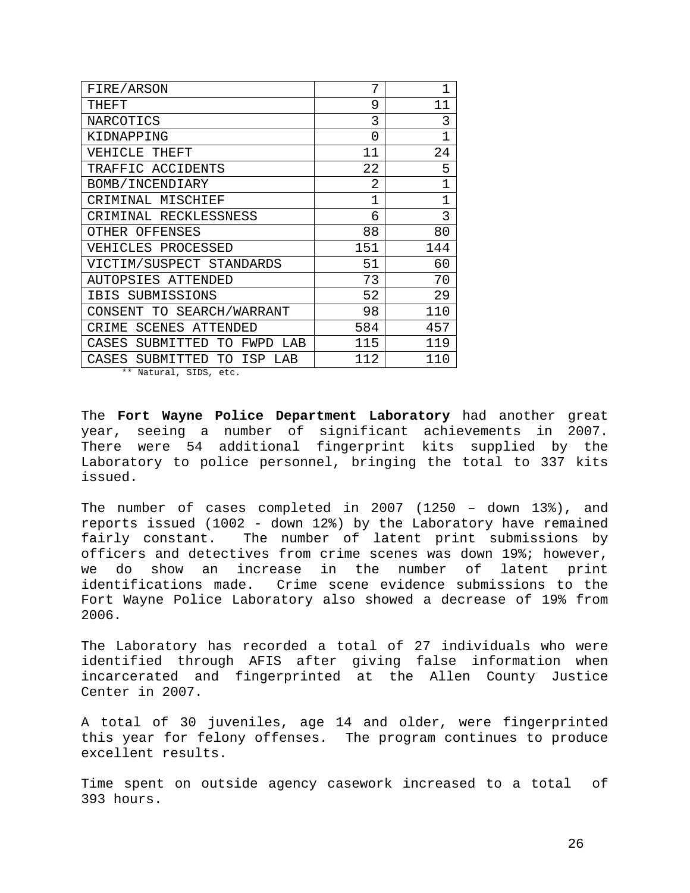| | | |
|---|---|---|
| FIRE/ARSON | 7 | 1 |
| THEFT | 9 | 11 |
| NARCOTICS | 3 | 3 |
| KIDNAPPING | 0 | 1 |
| VEHICLE THEFT | 11 | 24 |
| TRAFFIC ACCIDENTS | 22 | 5 |
| BOMB/INCENDIARY | 2 | 1 |
| CRIMINAL MISCHIEF | 1 | 1 |
| CRIMINAL RECKLESSNESS | 6 | 3 |
| OTHER OFFENSES | 88 | 80 |
| VEHICLES PROCESSED | 151 | 144 |
| VICTIM/SUSPECT STANDARDS | 51 | 60 |
| AUTOPSIES ATTENDED | 73 | 70 |
| IBIS SUBMISSIONS | 52 | 29 |
| CONSENT TO SEARCH/WARRANT | 98 | 110 |
| CRIME SCENES ATTENDED | 584 | 457 |
| CASES SUBMITTED TO FWPD LAB | 115 | 119 |
| CASES SUBMITTED TO ISP LAB | 112 | 110 |

** Natural, SIDS, etc.

The **Fort Wayne Police Department Laboratory** had another great year, seeing a number of significant achievements in 2007. There were 54 additional fingerprint kits supplied by the Laboratory to police personnel, bringing the total to 337 kits issued.

The number of cases completed in 2007 (1250 – down 13%), and reports issued (1002 - down 12%) by the Laboratory have remained fairly constant. The number of latent print submissions by officers and detectives from crime scenes was down 19%; however, we do show an increase in the number of latent print identifications made. Crime scene evidence submissions to the Fort Wayne Police Laboratory also showed a decrease of 19% from 2006.

The Laboratory has recorded a total of 27 individuals who were identified through AFIS after giving false information when incarcerated and fingerprinted at the Allen County Justice Center in 2007.

A total of 30 juveniles, age 14 and older, were fingerprinted this year for felony offenses. The program continues to produce excellent results.

Time spent on outside agency casework increased to a total of 393 hours.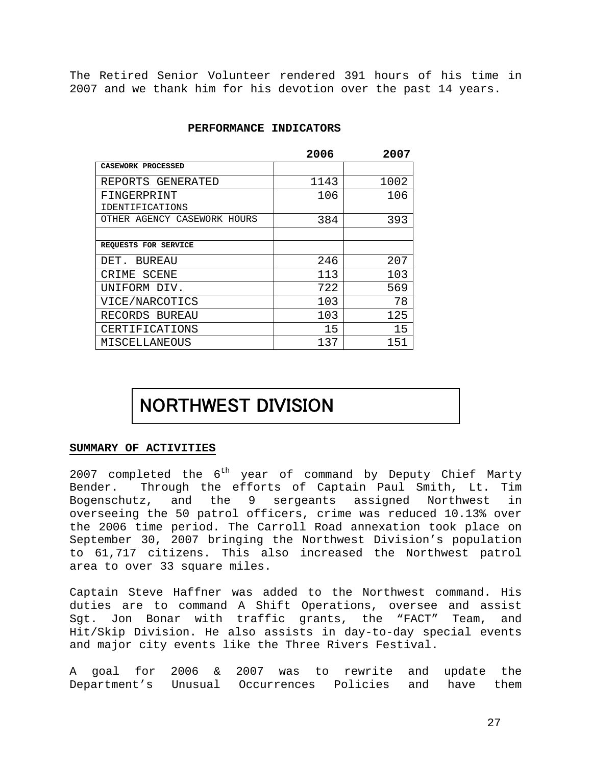The Retired Senior Volunteer rendered 391 hours of his time in 2007 and we thank him for his devotion over the past 14 years.

**PERFORMANCE INDICATORS**

| | **2006** | **2007** |
|---|---|---|
| **CASEWORK PROCESSED** | | |
| REPORTS GENERATED | 1143 | 1002 |
| FINGERPRINT IDENTIFICATIONS | 106 | 106 |
| OTHER AGENCY CASEWORK HOURS | 384 | 393 |
| | | |
| **REQUESTS FOR SERVICE** | | |
| DET. BUREAU | 246 | 207 |
| CRIME SCENE | 113 | 103 |
| UNIFORM DIV. | 722 | 569 |
| VICE/NARCOTICS | 103 | 78 |
| RECORDS BUREAU | 103 | 125 |
| CERTIFICATIONS | 15 | 15 |
| MISCELLANEOUS | 137 | 151 |

# NORTHWEST DIVISION

**SUMMARY OF ACTIVITIES**

2007 completed the 6th year of command by Deputy Chief Marty Bender. Through the efforts of Captain Paul Smith, Lt. Tim Bogenschutz, and the 9 sergeants assigned Northwest in overseeing the 50 patrol officers, crime was reduced 10.13% over the 2006 time period. The Carroll Road annexation took place on September 30, 2007 bringing the Northwest Division's population to 61,717 citizens. This also increased the Northwest patrol area to over 33 square miles.

Captain Steve Haffner was added to the Northwest command. His duties are to command A Shift Operations, oversee and assist Sgt. Jon Bonar with traffic grants, the "FACT" Team, and Hit/Skip Division. He also assists in day-to-day special events and major city events like the Three Rivers Festival.

A goal for 2006 & 2007 was to rewrite and update the Department's Unusual Occurrences Policies and have them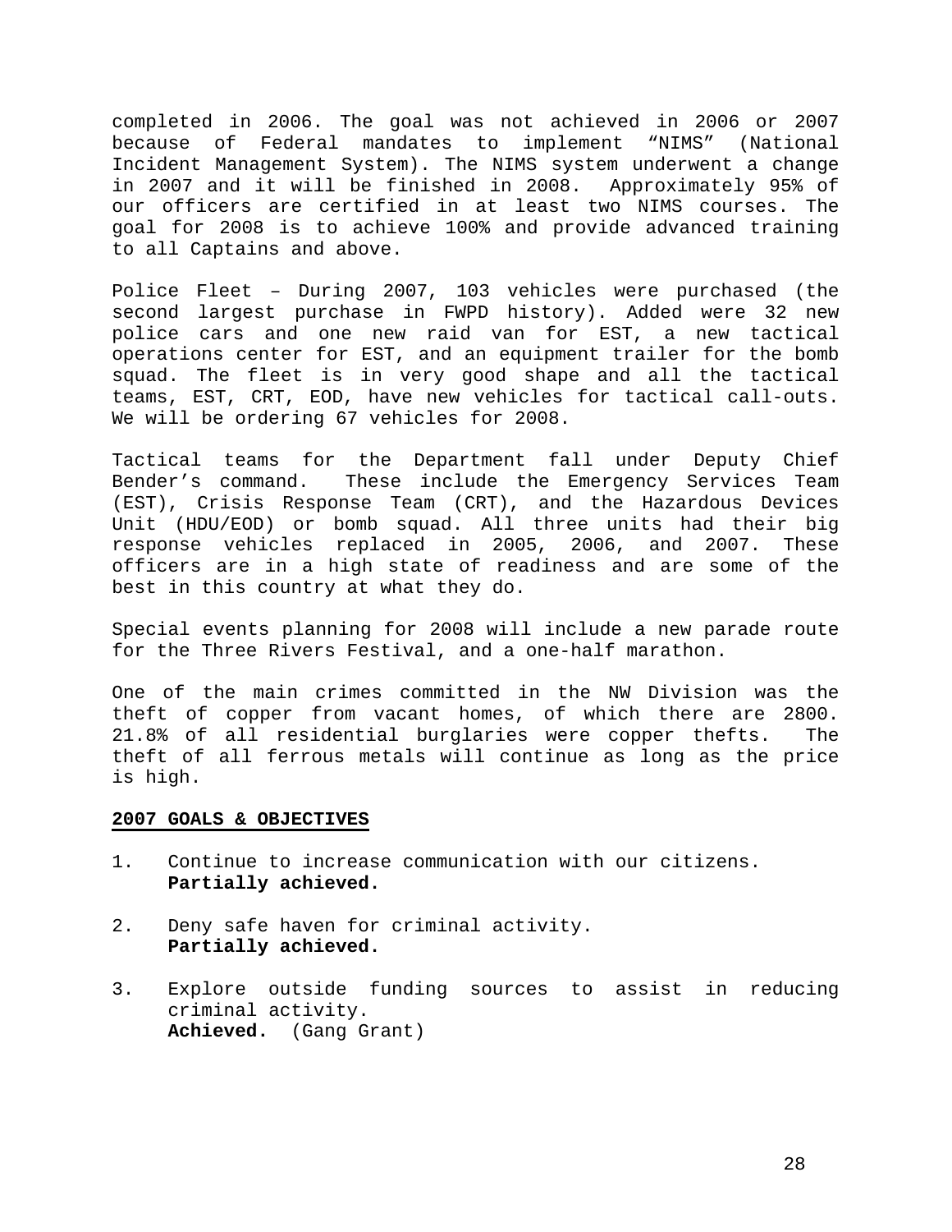completed in 2006. The goal was not achieved in 2006 or 2007 because of Federal mandates to implement "NIMS" (National Incident Management System). The NIMS system underwent a change in 2007 and it will be finished in 2008. Approximately 95% of our officers are certified in at least two NIMS courses. The goal for 2008 is to achieve 100% and provide advanced training to all Captains and above.

Police Fleet – During 2007, 103 vehicles were purchased (the second largest purchase in FWPD history). Added were 32 new police cars and one new raid van for EST, a new tactical operations center for EST, and an equipment trailer for the bomb squad. The fleet is in very good shape and all the tactical teams, EST, CRT, EOD, have new vehicles for tactical call-outs. We will be ordering 67 vehicles for 2008.

Tactical teams for the Department fall under Deputy Chief Bender's command. These include the Emergency Services Team (EST), Crisis Response Team (CRT), and the Hazardous Devices Unit (HDU/EOD) or bomb squad. All three units had their big response vehicles replaced in 2005, 2006, and 2007. These officers are in a high state of readiness and are some of the best in this country at what they do.

Special events planning for 2008 will include a new parade route for the Three Rivers Festival, and a one-half marathon.

One of the main crimes committed in the NW Division was the theft of copper from vacant homes, of which there are 2800. 21.8% of all residential burglaries were copper thefts. The theft of all ferrous metals will continue as long as the price is high.

**2007 GOALS & OBJECTIVES**

1. Continue to increase communication with our citizens.
   **Partially achieved.**

2. Deny safe haven for criminal activity.
   **Partially achieved.**

3. Explore outside funding sources to assist in reducing criminal activity.
   **Achieved.** (Gang Grant)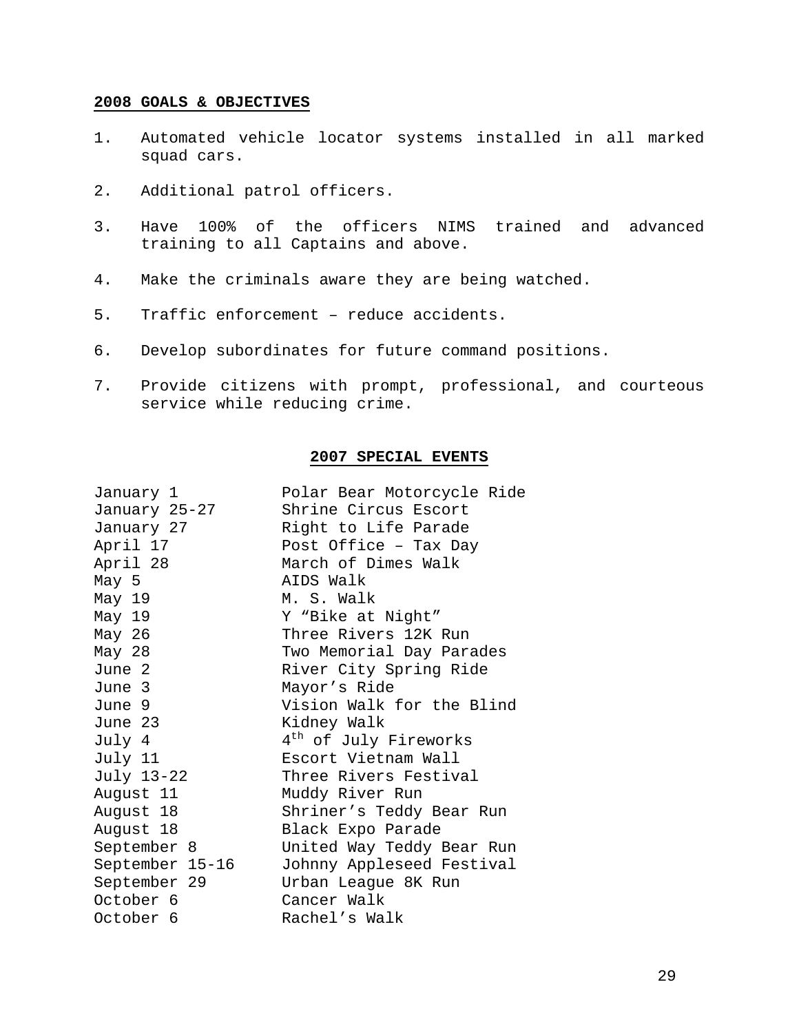## 2008 GOALS & OBJECTIVES

1. Automated vehicle locator systems installed in all marked squad cars.
2. Additional patrol officers.
3. Have 100% of the officers NIMS trained and advanced training to all Captains and above.
4. Make the criminals aware they are being watched.
5. Traffic enforcement – reduce accidents.
6. Develop subordinates for future command positions.
7. Provide citizens with prompt, professional, and courteous service while reducing crime.

## 2007 SPECIAL EVENTS

| | |
|---|---|
| January 1 | Polar Bear Motorcycle Ride |
| January 25-27 | Shrine Circus Escort |
| January 27 | Right to Life Parade |
| April 17 | Post Office – Tax Day |
| April 28 | March of Dimes Walk |
| May 5 | AIDS Walk |
| May 19 | M. S. Walk |
| May 19 | Y "Bike at Night" |
| May 26 | Three Rivers 12K Run |
| May 28 | Two Memorial Day Parades |
| June 2 | River City Spring Ride |
| June 3 | Mayor's Ride |
| June 9 | Vision Walk for the Blind |
| June 23 | Kidney Walk |
| July 4 | 4th of July Fireworks |
| July 11 | Escort Vietnam Wall |
| July 13-22 | Three Rivers Festival |
| August 11 | Muddy River Run |
| August 18 | Shriner's Teddy Bear Run |
| August 18 | Black Expo Parade |
| September 8 | United Way Teddy Bear Run |
| September 15-16 | Johnny Appleseed Festival |
| September 29 | Urban League 8K Run |
| October 6 | Cancer Walk |
| October 6 | Rachel's Walk |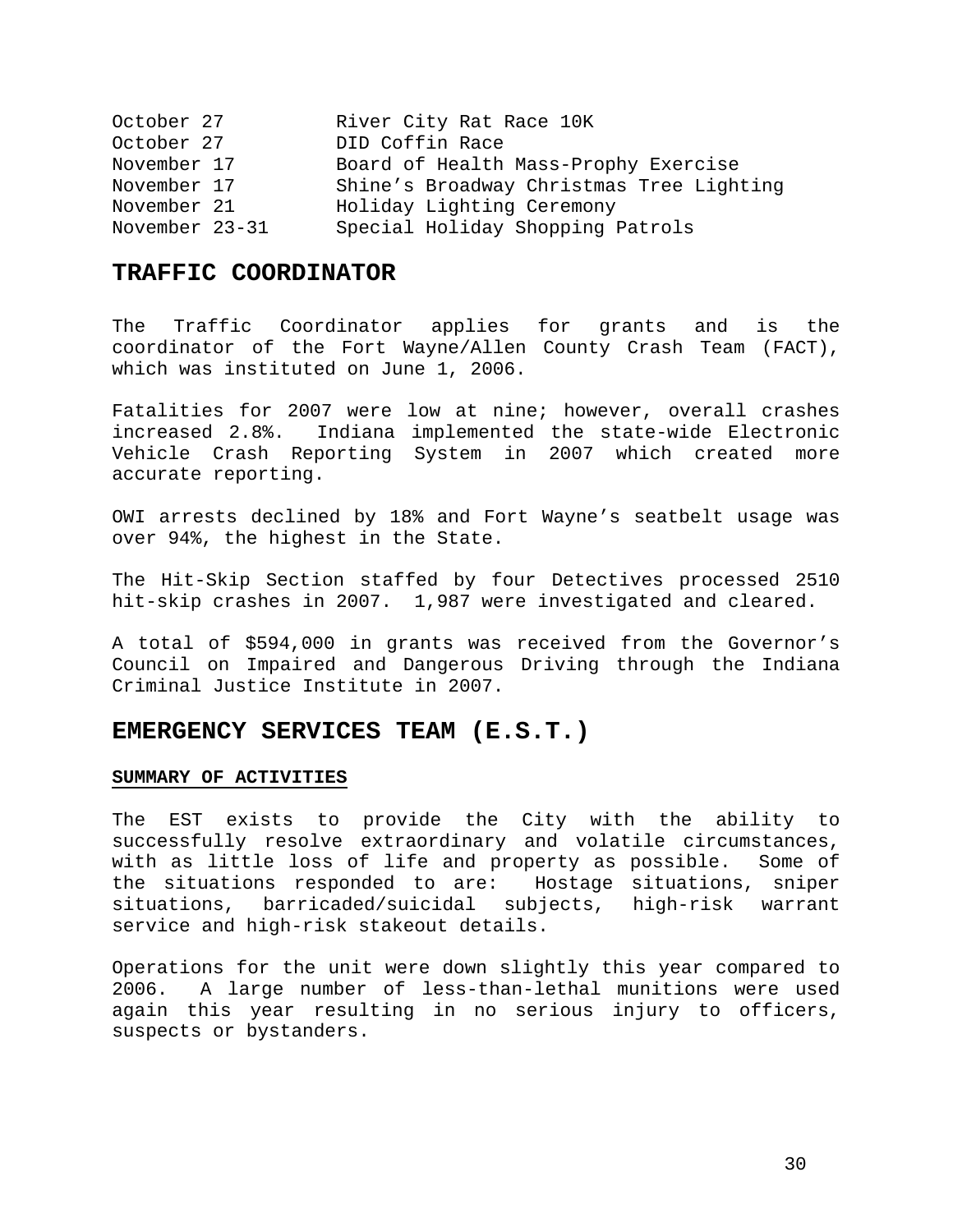| | |
|---|---|
| October 27 | River City Rat Race 10K |
| October 27 | DID Coffin Race |
| November 17 | Board of Health Mass-Prophy Exercise |
| November 17 | Shine's Broadway Christmas Tree Lighting |
| November 21 | Holiday Lighting Ceremony |
| November 23-31 | Special Holiday Shopping Patrols |

## TRAFFIC COORDINATOR

The Traffic Coordinator applies for grants and is the coordinator of the Fort Wayne/Allen County Crash Team (FACT), which was instituted on June 1, 2006.

Fatalities for 2007 were low at nine; however, overall crashes increased 2.8%. Indiana implemented the state-wide Electronic Vehicle Crash Reporting System in 2007 which created more accurate reporting.

OWI arrests declined by 18% and Fort Wayne's seatbelt usage was over 94%, the highest in the State.

The Hit-Skip Section staffed by four Detectives processed 2510 hit-skip crashes in 2007. 1,987 were investigated and cleared.

A total of $594,000 in grants was received from the Governor's Council on Impaired and Dangerous Driving through the Indiana Criminal Justice Institute in 2007.

## EMERGENCY SERVICES TEAM (E.S.T.)

### SUMMARY OF ACTIVITIES

The EST exists to provide the City with the ability to successfully resolve extraordinary and volatile circumstances, with as little loss of life and property as possible. Some of the situations responded to are: Hostage situations, sniper situations, barricaded/suicidal subjects, high-risk warrant service and high-risk stakeout details.

Operations for the unit were down slightly this year compared to 2006. A large number of less-than-lethal munitions were used again this year resulting in no serious injury to officers, suspects or bystanders.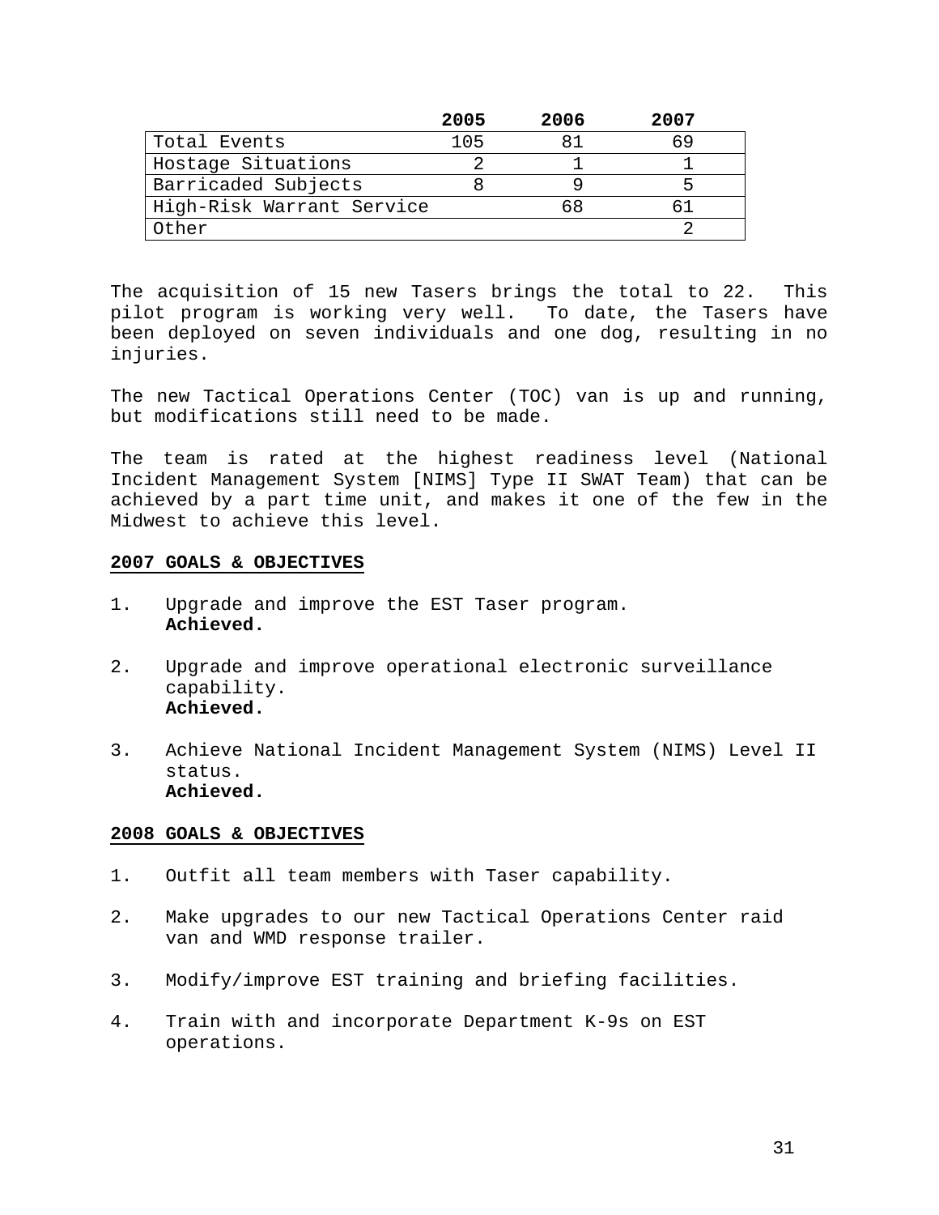| | 2005 | 2006 | 2007 |
|---|---|---|---|
| Total Events | 105 | 81 | 69 |
| Hostage Situations | 2 | 1 | 1 |
| Barricaded Subjects | 8 | 9 | 5 |
| High-Risk Warrant Service | | 68 | 61 |
| Other | | | 2 |

The acquisition of 15 new Tasers brings the total to 22. This pilot program is working very well. To date, the Tasers have been deployed on seven individuals and one dog, resulting in no injuries.

The new Tactical Operations Center (TOC) van is up and running, but modifications still need to be made.

The team is rated at the highest readiness level (National Incident Management System [NIMS] Type II SWAT Team) that can be achieved by a part time unit, and makes it one of the few in the Midwest to achieve this level.

**2007 GOALS & OBJECTIVES**

1. Upgrade and improve the EST Taser program.
   **Achieved.**

2. Upgrade and improve operational electronic surveillance capability.
   **Achieved.**

3. Achieve National Incident Management System (NIMS) Level II status.
   **Achieved.**

**2008 GOALS & OBJECTIVES**

1. Outfit all team members with Taser capability.

2. Make upgrades to our new Tactical Operations Center raid van and WMD response trailer.

3. Modify/improve EST training and briefing facilities.

4. Train with and incorporate Department K-9s on EST operations.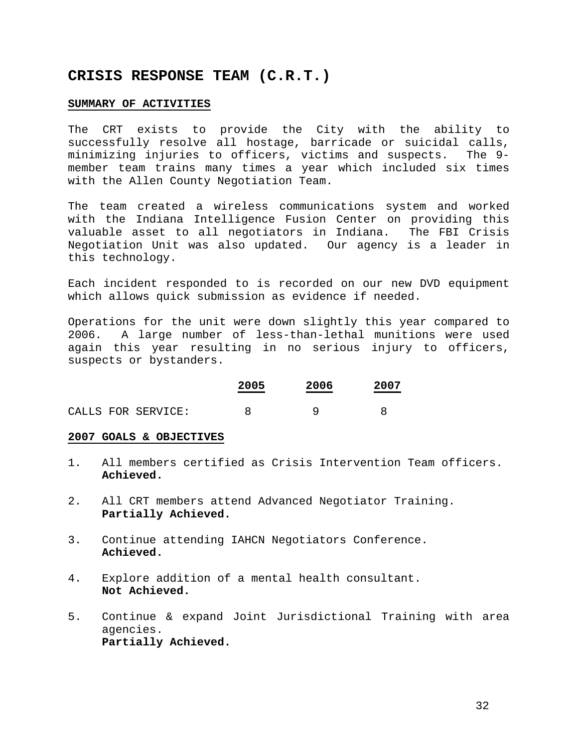# CRISIS RESPONSE TEAM (C.R.T.)

## SUMMARY OF ACTIVITIES

The CRT exists to provide the City with the ability to successfully resolve all hostage, barricade or suicidal calls, minimizing injuries to officers, victims and suspects. The 9-member team trains many times a year which included six times with the Allen County Negotiation Team.

The team created a wireless communications system and worked with the Indiana Intelligence Fusion Center on providing this valuable asset to all negotiators in Indiana. The FBI Crisis Negotiation Unit was also updated. Our agency is a leader in this technology.

Each incident responded to is recorded on our new DVD equipment which allows quick submission as evidence if needed.

Operations for the unit were down slightly this year compared to 2006. A large number of less-than-lethal munitions were used again this year resulting in no serious injury to officers, suspects or bystanders.

| | 2005 | 2006 | 2007 |
|---|---|---|---|
| CALLS FOR SERVICE: | 8 | 9 | 8 |

## 2007 GOALS & OBJECTIVES

1. All members certified as Crisis Intervention Team officers.
   **Achieved.**

2. All CRT members attend Advanced Negotiator Training.
   **Partially Achieved.**

3. Continue attending IAHCN Negotiators Conference.
   **Achieved.**

4. Explore addition of a mental health consultant.
   **Not Achieved.**

5. Continue & expand Joint Jurisdictional Training with area agencies.
   **Partially Achieved.**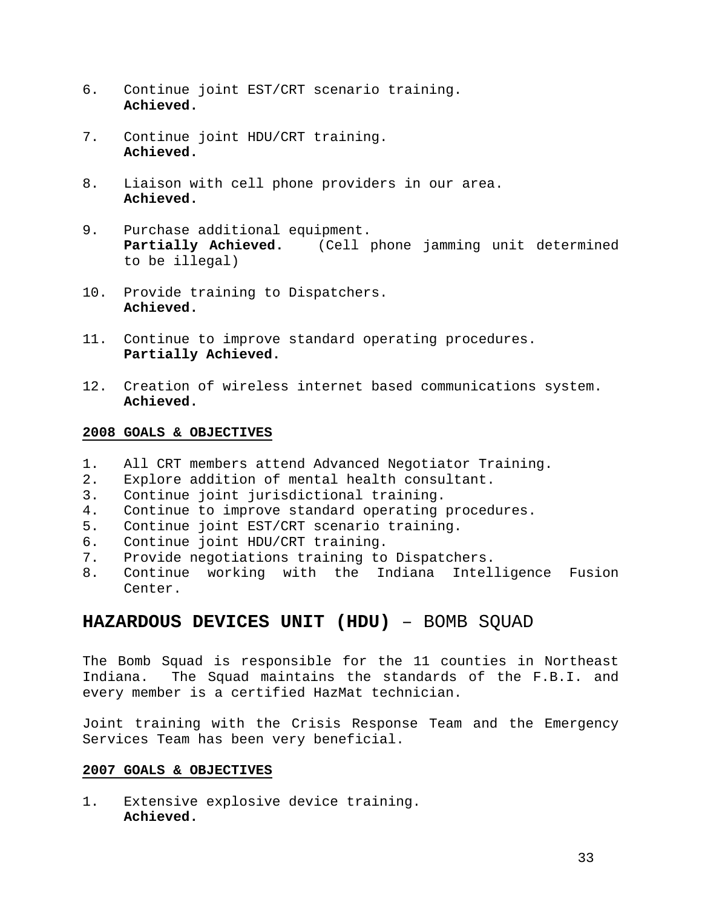6. Continue joint EST/CRT scenario training.
   **Achieved.**

7. Continue joint HDU/CRT training.
   **Achieved.**

8. Liaison with cell phone providers in our area.
   **Achieved.**

9. Purchase additional equipment.
   **Partially Achieved.** (Cell phone jamming unit determined to be illegal)

10. Provide training to Dispatchers.
    **Achieved.**

11. Continue to improve standard operating procedures.
    **Partially Achieved.**

12. Creation of wireless internet based communications system.
    **Achieved.**

**2008 GOALS & OBJECTIVES**

1. All CRT members attend Advanced Negotiator Training.
2. Explore addition of mental health consultant.
3. Continue joint jurisdictional training.
4. Continue to improve standard operating procedures.
5. Continue joint EST/CRT scenario training.
6. Continue joint HDU/CRT training.
7. Provide negotiations training to Dispatchers.
8. Continue working with the Indiana Intelligence Fusion Center.

## **HAZARDOUS DEVICES UNIT (HDU)** – BOMB SQUAD

The Bomb Squad is responsible for the 11 counties in Northeast Indiana. The Squad maintains the standards of the F.B.I. and every member is a certified HazMat technician.

Joint training with the Crisis Response Team and the Emergency Services Team has been very beneficial.

**2007 GOALS & OBJECTIVES**

1. Extensive explosive device training.
   **Achieved.**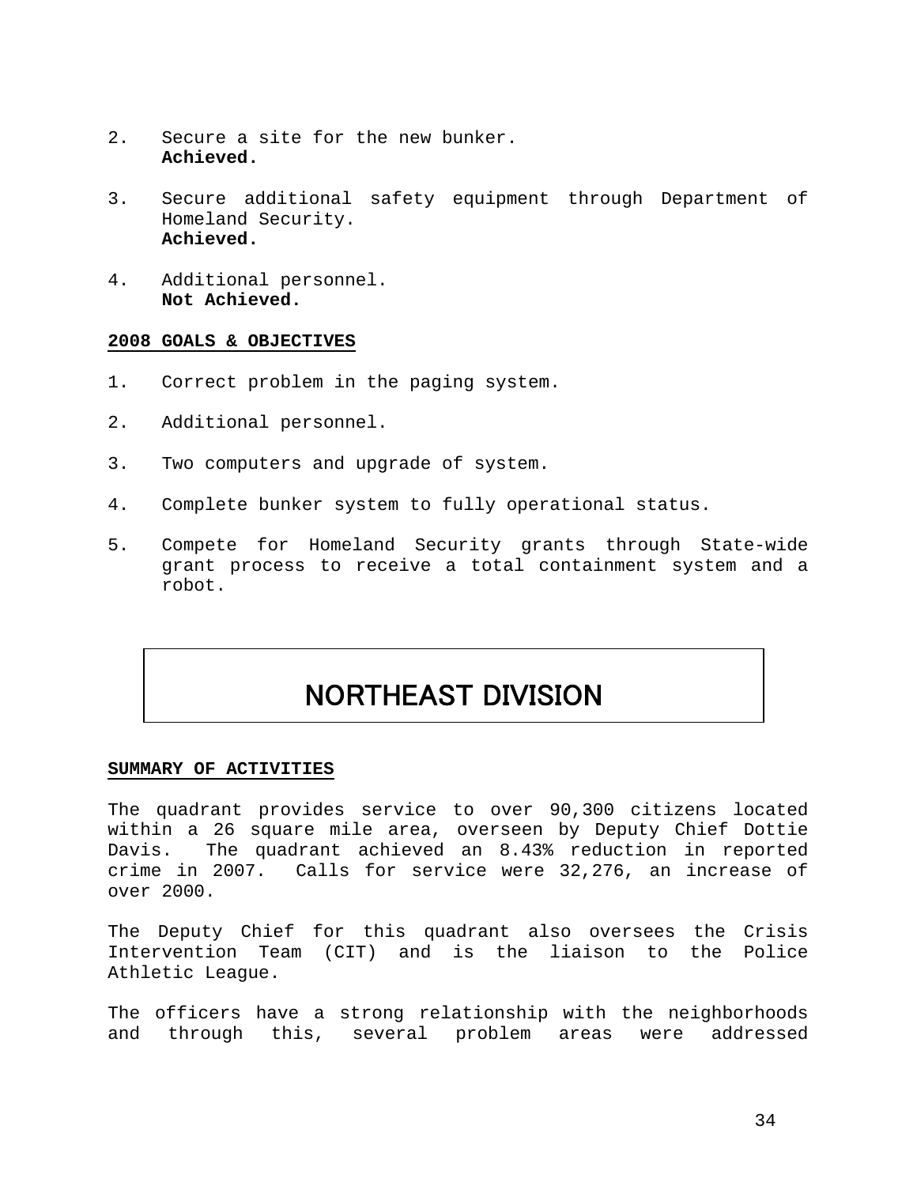2. Secure a site for the new bunker.
   **Achieved.**

3. Secure additional safety equipment through Department of Homeland Security.
   **Achieved.**

4. Additional personnel.
   **Not Achieved.**

**2008 GOALS & OBJECTIVES**

1. Correct problem in the paging system.

2. Additional personnel.

3. Two computers and upgrade of system.

4. Complete bunker system to fully operational status.

5. Compete for Homeland Security grants through State-wide grant process to receive a total containment system and a robot.

# NORTHEAST DIVISION

**SUMMARY OF ACTIVITIES**

The quadrant provides service to over 90,300 citizens located within a 26 square mile area, overseen by Deputy Chief Dottie Davis. The quadrant achieved an 8.43% reduction in reported crime in 2007. Calls for service were 32,276, an increase of over 2000.

The Deputy Chief for this quadrant also oversees the Crisis Intervention Team (CIT) and is the liaison to the Police Athletic League.

The officers have a strong relationship with the neighborhoods and through this, several problem areas were addressed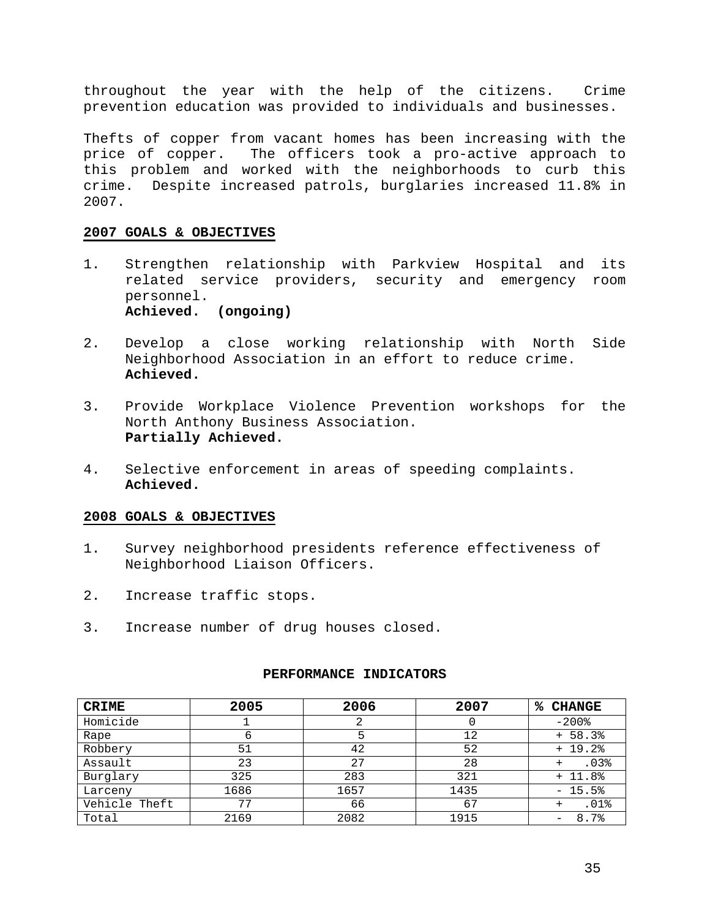throughout the year with the help of the citizens. Crime prevention education was provided to individuals and businesses.

Thefts of copper from vacant homes has been increasing with the price of copper. The officers took a pro-active approach to this problem and worked with the neighborhoods to curb this crime. Despite increased patrols, burglaries increased 11.8% in 2007.

**2007 GOALS & OBJECTIVES**

1. Strengthen relationship with Parkview Hospital and its related service providers, security and emergency room personnel.
   **Achieved. (ongoing)**

2. Develop a close working relationship with North Side Neighborhood Association in an effort to reduce crime.
   **Achieved.**

3. Provide Workplace Violence Prevention workshops for the North Anthony Business Association.
   **Partially Achieved.**

4. Selective enforcement in areas of speeding complaints.
   **Achieved.**

**2008 GOALS & OBJECTIVES**

1. Survey neighborhood presidents reference effectiveness of Neighborhood Liaison Officers.

2. Increase traffic stops.

3. Increase number of drug houses closed.

**PERFORMANCE INDICATORS**

| CRIME | 2005 | 2006 | 2007 | % CHANGE |
|---|---|---|---|---|
| Homicide | 1 | 2 | 0 | -200% |
| Rape | 6 | 5 | 12 | + 58.3% |
| Robbery | 51 | 42 | 52 | + 19.2% |
| Assault | 23 | 27 | 28 | + .03% |
| Burglary | 325 | 283 | 321 | + 11.8% |
| Larceny | 1686 | 1657 | 1435 | - 15.5% |
| Vehicle Theft | 77 | 66 | 67 | + .01% |
| Total | 2169 | 2082 | 1915 | - 8.7% |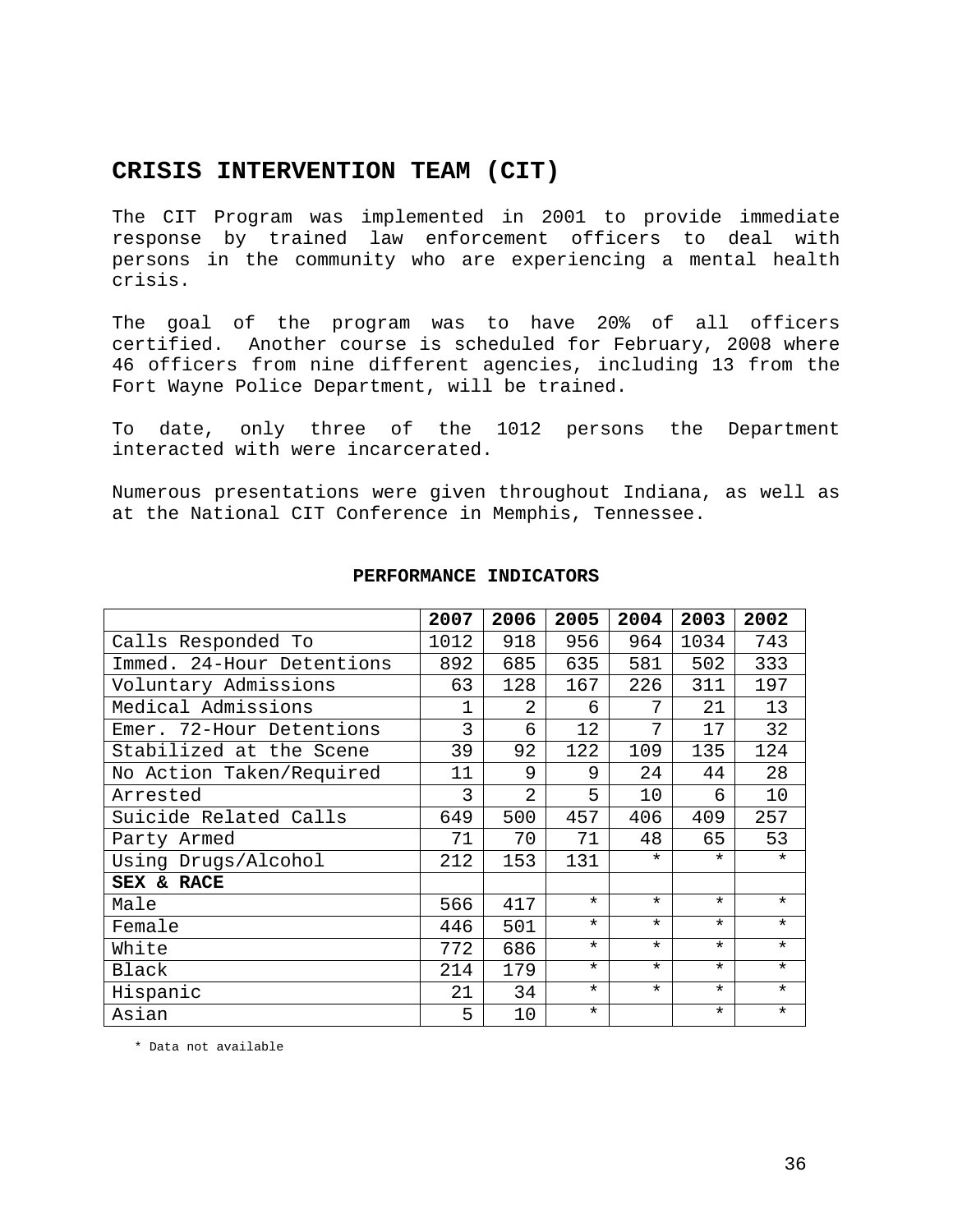## CRISIS INTERVENTION TEAM (CIT)

The CIT Program was implemented in 2001 to provide immediate response by trained law enforcement officers to deal with persons in the community who are experiencing a mental health crisis.

The goal of the program was to have 20% of all officers certified. Another course is scheduled for February, 2008 where 46 officers from nine different agencies, including 13 from the Fort Wayne Police Department, will be trained.

To date, only three of the 1012 persons the Department interacted with were incarcerated.

Numerous presentations were given throughout Indiana, as well as at the National CIT Conference in Memphis, Tennessee.

**PERFORMANCE INDICATORS**

| | 2007 | 2006 | 2005 | 2004 | 2003 | 2002 |
|---|---|---|---|---|---|---|
| Calls Responded To | 1012 | 918 | 956 | 964 | 1034 | 743 |
| Immed. 24-Hour Detentions | 892 | 685 | 635 | 581 | 502 | 333 |
| Voluntary Admissions | 63 | 128 | 167 | 226 | 311 | 197 |
| Medical Admissions | 1 | 2 | 6 | 7 | 21 | 13 |
| Emer. 72-Hour Detentions | 3 | 6 | 12 | 7 | 17 | 32 |
| Stabilized at the Scene | 39 | 92 | 122 | 109 | 135 | 124 |
| No Action Taken/Required | 11 | 9 | 9 | 24 | 44 | 28 |
| Arrested | 3 | 2 | 5 | 10 | 6 | 10 |
| Suicide Related Calls | 649 | 500 | 457 | 406 | 409 | 257 |
| Party Armed | 71 | 70 | 71 | 48 | 65 | 53 |
| Using Drugs/Alcohol | 212 | 153 | 131 | * | * | * |
| **SEX & RACE** | | | | | | |
| Male | 566 | 417 | * | * | * | * |
| Female | 446 | 501 | * | * | * | * |
| White | 772 | 686 | * | * | * | * |
| Black | 214 | 179 | * | * | * | * |
| Hispanic | 21 | 34 | * | * | * | * |
| Asian | 5 | 10 | * | | * | * |

\* Data not available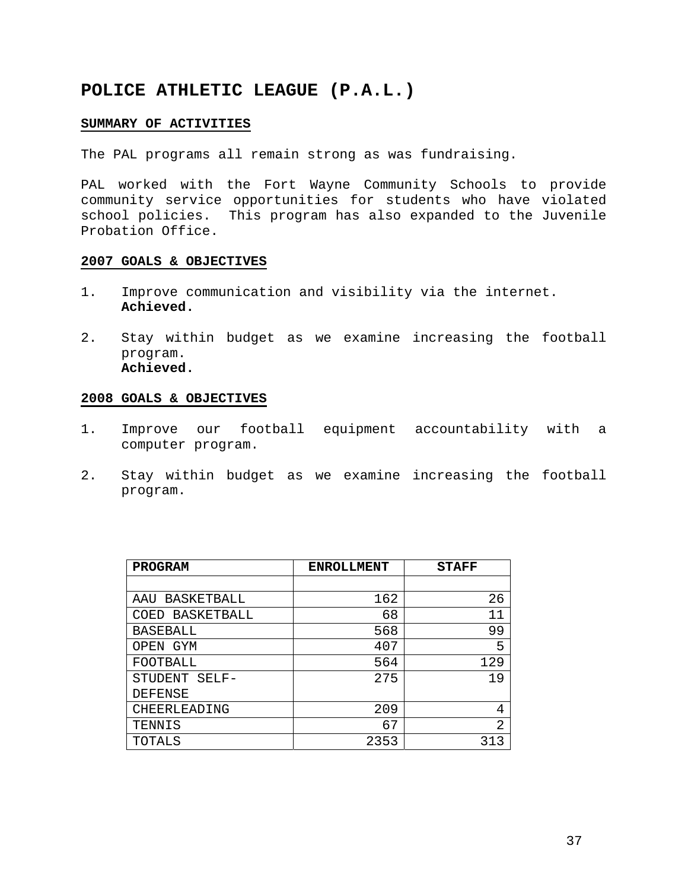# POLICE ATHLETIC LEAGUE (P.A.L.)

## SUMMARY OF ACTIVITIES

The PAL programs all remain strong as was fundraising.

PAL worked with the Fort Wayne Community Schools to provide community service opportunities for students who have violated school policies. This program has also expanded to the Juvenile Probation Office.

## 2007 GOALS & OBJECTIVES

1. Improve communication and visibility via the internet.
   **Achieved.**

2. Stay within budget as we examine increasing the football program.
   **Achieved.**

## 2008 GOALS & OBJECTIVES

1. Improve our football equipment accountability with a computer program.

2. Stay within budget as we examine increasing the football program.

| PROGRAM | ENROLLMENT | STAFF |
|---|---:|---:|
| | | |
| AAU BASKETBALL | 162 | 26 |
| COED BASKETBALL | 68 | 11 |
| BASEBALL | 568 | 99 |
| OPEN GYM | 407 | 5 |
| FOOTBALL | 564 | 129 |
| STUDENT SELF-DEFENSE | 275 | 19 |
| CHEERLEADING | 209 | 4 |
| TENNIS | 67 | 2 |
| TOTALS | 2353 | 313 |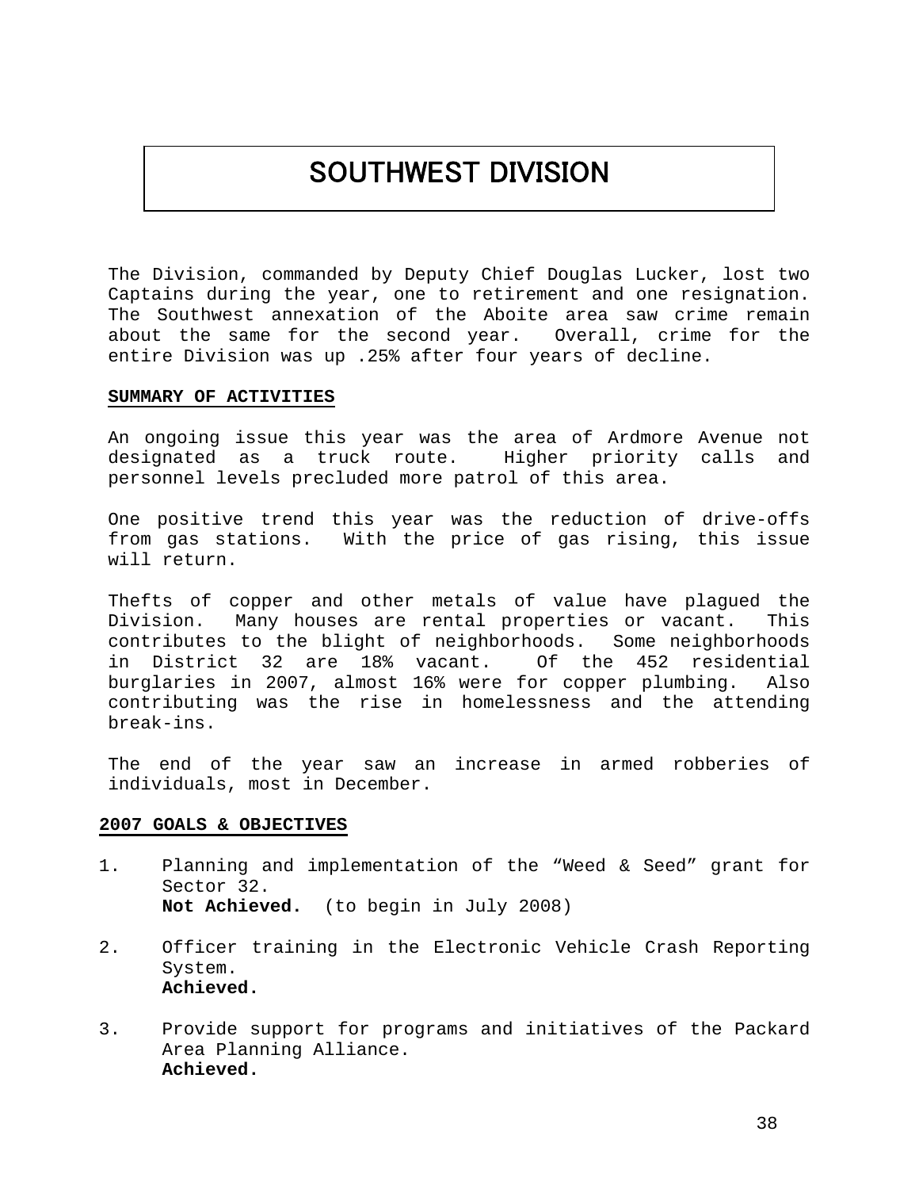# SOUTHWEST DIVISION

The Division, commanded by Deputy Chief Douglas Lucker, lost two Captains during the year, one to retirement and one resignation. The Southwest annexation of the Aboite area saw crime remain about the same for the second year. Overall, crime for the entire Division was up .25% after four years of decline.

## SUMMARY OF ACTIVITIES

An ongoing issue this year was the area of Ardmore Avenue not designated as a truck route. Higher priority calls and personnel levels precluded more patrol of this area.

One positive trend this year was the reduction of drive-offs from gas stations. With the price of gas rising, this issue will return.

Thefts of copper and other metals of value have plagued the Division. Many houses are rental properties or vacant. This contributes to the blight of neighborhoods. Some neighborhoods in District 32 are 18% vacant. Of the 452 residential burglaries in 2007, almost 16% were for copper plumbing. Also contributing was the rise in homelessness and the attending break-ins.

The end of the year saw an increase in armed robberies of individuals, most in December.

## 2007 GOALS & OBJECTIVES

1. Planning and implementation of the "Weed & Seed" grant for Sector 32.
   **Not Achieved.** (to begin in July 2008)

2. Officer training in the Electronic Vehicle Crash Reporting System.
   **Achieved.**

3. Provide support for programs and initiatives of the Packard Area Planning Alliance.
   **Achieved.**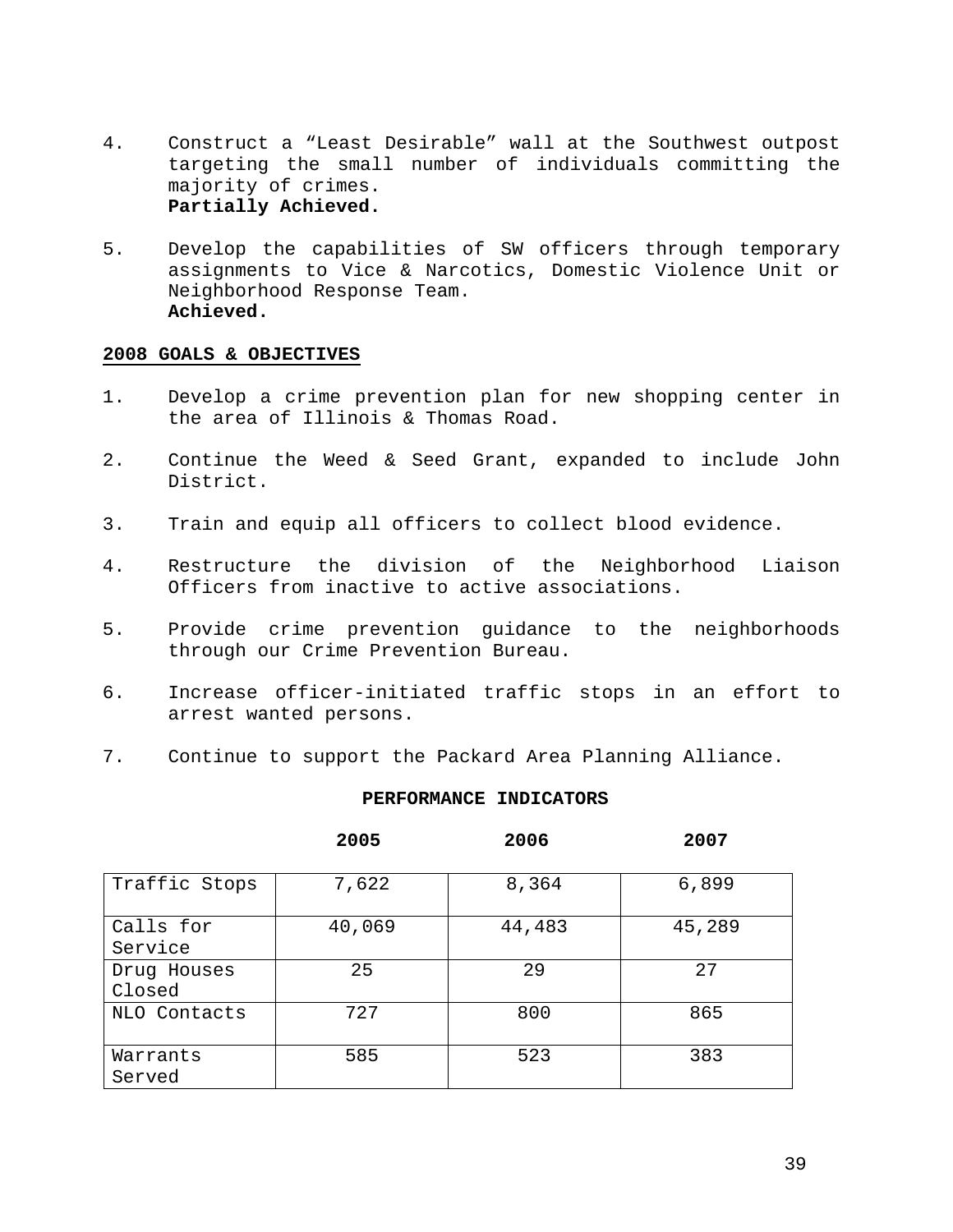4. Construct a “Least Desirable” wall at the Southwest outpost targeting the small number of individuals committing the majority of crimes.
   **Partially Achieved.**

5. Develop the capabilities of SW officers through temporary assignments to Vice & Narcotics, Domestic Violence Unit or Neighborhood Response Team.
   **Achieved.**

**2008 GOALS & OBJECTIVES**

1. Develop a crime prevention plan for new shopping center in the area of Illinois & Thomas Road.

2. Continue the Weed & Seed Grant, expanded to include John District.

3. Train and equip all officers to collect blood evidence.

4. Restructure the division of the Neighborhood Liaison Officers from inactive to active associations.

5. Provide crime prevention guidance to the neighborhoods through our Crime Prevention Bureau.

6. Increase officer-initiated traffic stops in an effort to arrest wanted persons.

7. Continue to support the Packard Area Planning Alliance.

**PERFORMANCE INDICATORS**

| | 2005 | 2006 | 2007 |
|---|---|---|---|
| Traffic Stops | 7,622 | 8,364 | 6,899 |
| Calls for Service | 40,069 | 44,483 | 45,289 |
| Drug Houses Closed | 25 | 29 | 27 |
| NLO Contacts | 727 | 800 | 865 |
| Warrants Served | 585 | 523 | 383 |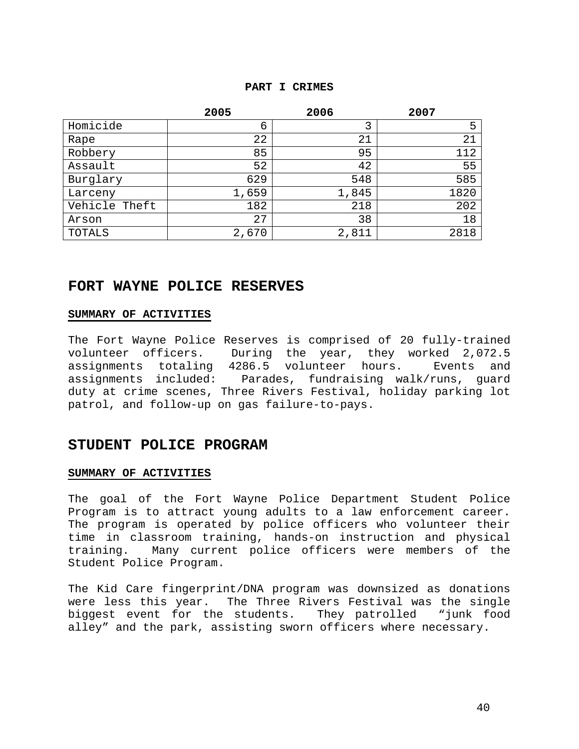**PART I CRIMES**

| | 2005 | 2006 | 2007 |
|---|---|---|---|
| Homicide | 6 | 3 | 5 |
| Rape | 22 | 21 | 21 |
| Robbery | 85 | 95 | 112 |
| Assault | 52 | 42 | 55 |
| Burglary | 629 | 548 | 585 |
| Larceny | 1,659 | 1,845 | 1820 |
| Vehicle Theft | 182 | 218 | 202 |
| Arson | 27 | 38 | 18 |
| TOTALS | 2,670 | 2,811 | 2818 |

## FORT WAYNE POLICE RESERVES

**SUMMARY OF ACTIVITIES**

The Fort Wayne Police Reserves is comprised of 20 fully-trained volunteer officers. During the year, they worked 2,072.5 assignments totaling 4286.5 volunteer hours. Events and assignments included: Parades, fundraising walk/runs, guard duty at crime scenes, Three Rivers Festival, holiday parking lot patrol, and follow-up on gas failure-to-pays.

## STUDENT POLICE PROGRAM

**SUMMARY OF ACTIVITIES**

The goal of the Fort Wayne Police Department Student Police Program is to attract young adults to a law enforcement career. The program is operated by police officers who volunteer their time in classroom training, hands-on instruction and physical training. Many current police officers were members of the Student Police Program.

The Kid Care fingerprint/DNA program was downsized as donations were less this year. The Three Rivers Festival was the single biggest event for the students. They patrolled "junk food alley" and the park, assisting sworn officers where necessary.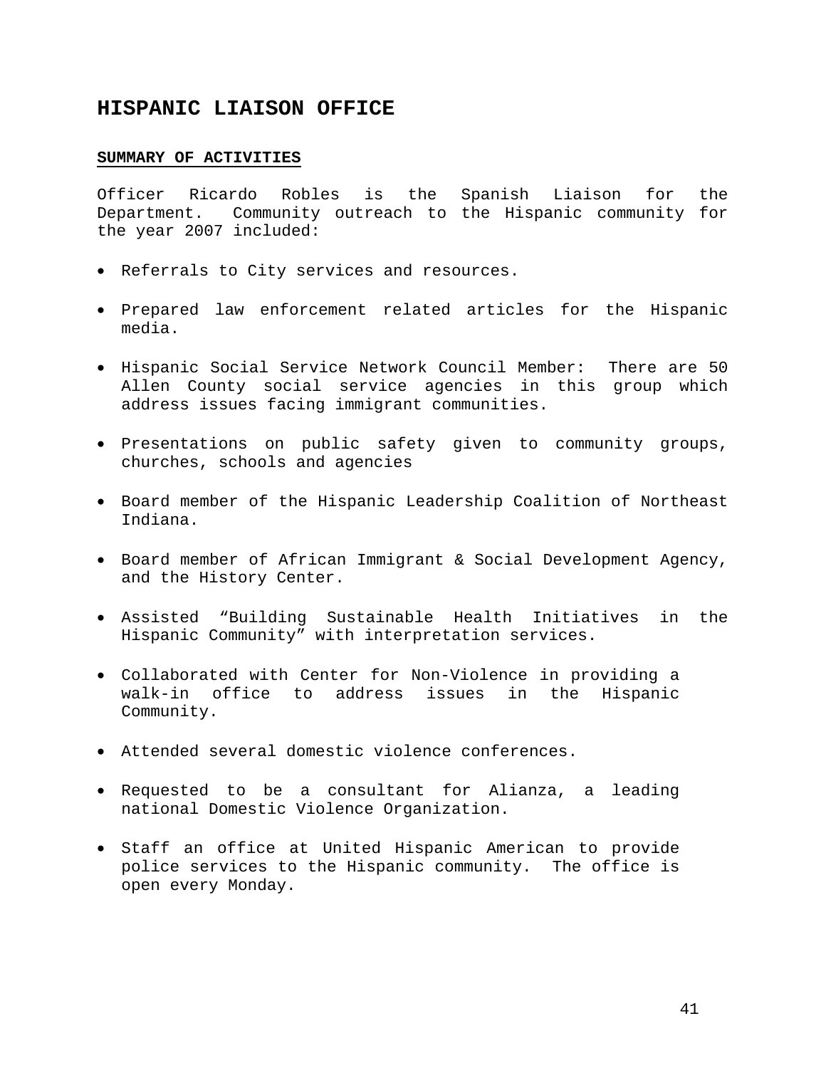# HISPANIC LIAISON OFFICE

**SUMMARY OF ACTIVITIES**

Officer Ricardo Robles is the Spanish Liaison for the Department. Community outreach to the Hispanic community for the year 2007 included:

- Referrals to City services and resources.
- Prepared law enforcement related articles for the Hispanic media.
- Hispanic Social Service Network Council Member: There are 50 Allen County social service agencies in this group which address issues facing immigrant communities.
- Presentations on public safety given to community groups, churches, schools and agencies
- Board member of the Hispanic Leadership Coalition of Northeast Indiana.
- Board member of African Immigrant & Social Development Agency, and the History Center.
- Assisted "Building Sustainable Health Initiatives in the Hispanic Community" with interpretation services.
- Collaborated with Center for Non-Violence in providing a walk-in office to address issues in the Hispanic Community.
- Attended several domestic violence conferences.
- Requested to be a consultant for Alianza, a leading national Domestic Violence Organization.
- Staff an office at United Hispanic American to provide police services to the Hispanic community. The office is open every Monday.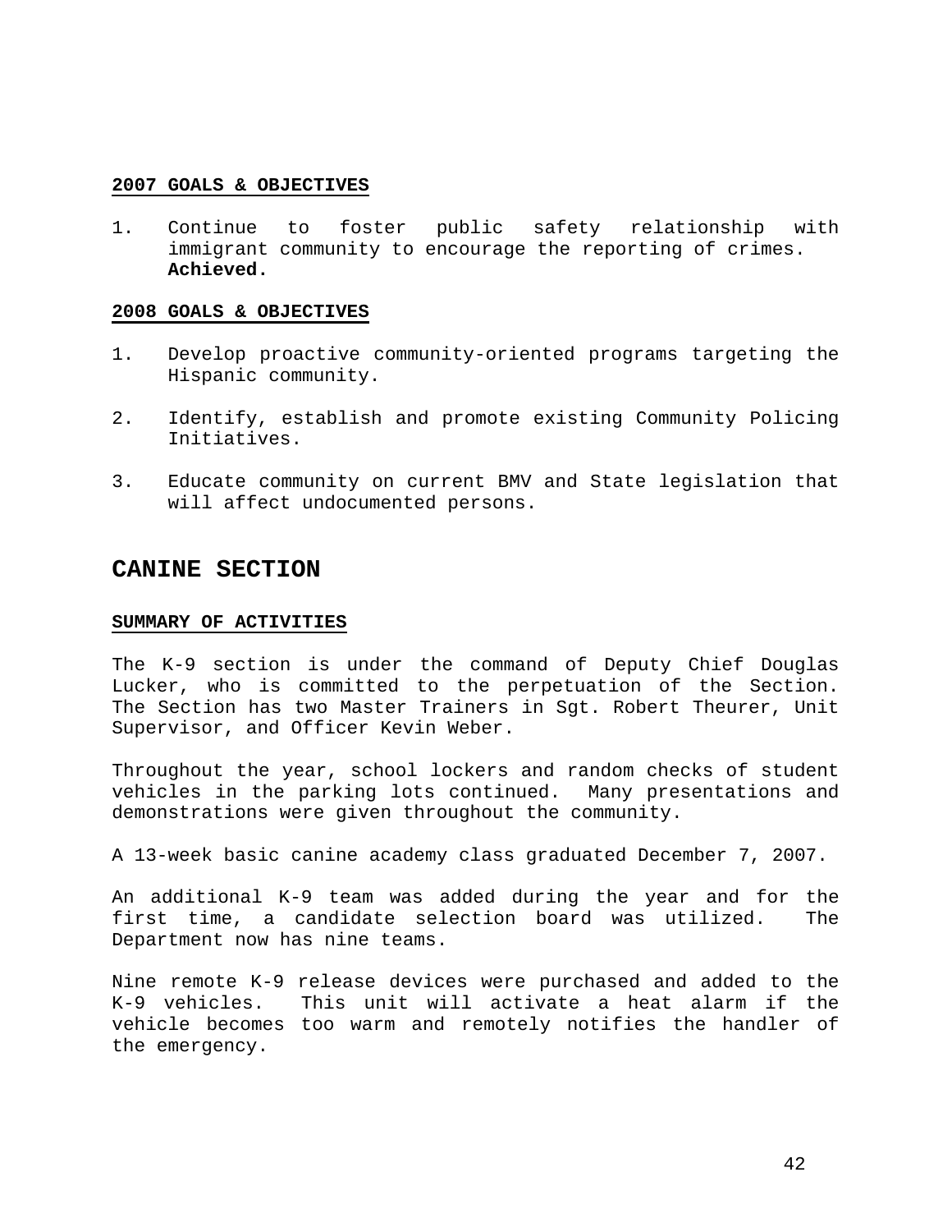**2007 GOALS & OBJECTIVES**

1. Continue to foster public safety relationship with immigrant community to encourage the reporting of crimes. **Achieved.**

**2008 GOALS & OBJECTIVES**

1. Develop proactive community-oriented programs targeting the Hispanic community.

2. Identify, establish and promote existing Community Policing Initiatives.

3. Educate community on current BMV and State legislation that will affect undocumented persons.

## CANINE SECTION

**SUMMARY OF ACTIVITIES**

The K-9 section is under the command of Deputy Chief Douglas Lucker, who is committed to the perpetuation of the Section. The Section has two Master Trainers in Sgt. Robert Theurer, Unit Supervisor, and Officer Kevin Weber.

Throughout the year, school lockers and random checks of student vehicles in the parking lots continued. Many presentations and demonstrations were given throughout the community.

A 13-week basic canine academy class graduated December 7, 2007.

An additional K-9 team was added during the year and for the first time, a candidate selection board was utilized. The Department now has nine teams.

Nine remote K-9 release devices were purchased and added to the K-9 vehicles. This unit will activate a heat alarm if the vehicle becomes too warm and remotely notifies the handler of the emergency.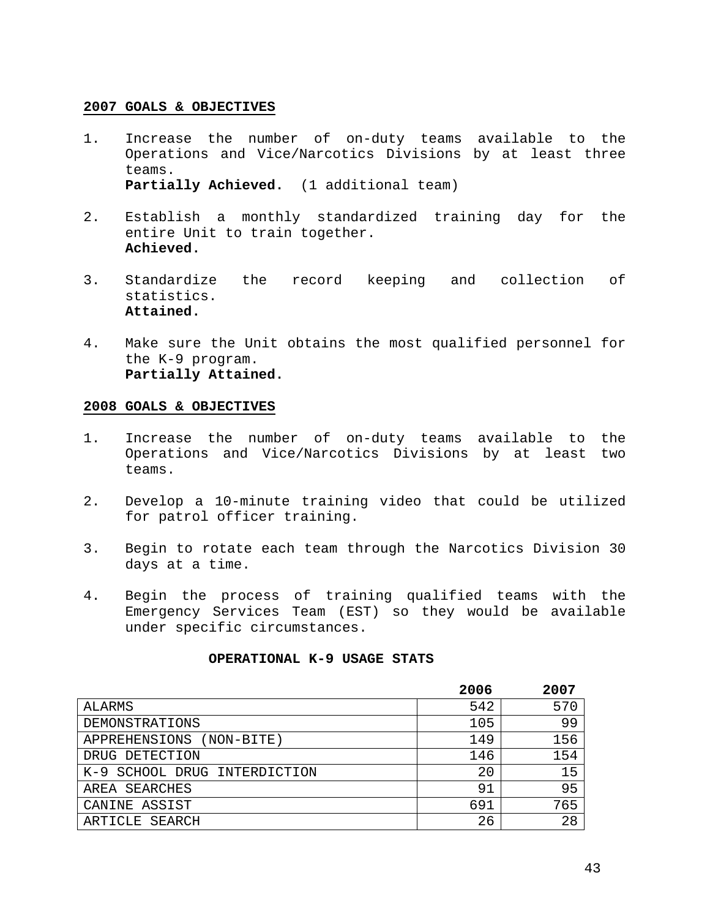## 2007 GOALS & OBJECTIVES

1. Increase the number of on-duty teams available to the Operations and Vice/Narcotics Divisions by at least three teams.
   **Partially Achieved.** (1 additional team)

2. Establish a monthly standardized training day for the entire Unit to train together.
   **Achieved.**

3. Standardize the record keeping and collection of statistics.
   **Attained.**

4. Make sure the Unit obtains the most qualified personnel for the K-9 program.
   **Partially Attained.**

## 2008 GOALS & OBJECTIVES

1. Increase the number of on-duty teams available to the Operations and Vice/Narcotics Divisions by at least two teams.

2. Develop a 10-minute training video that could be utilized for patrol officer training.

3. Begin to rotate each team through the Narcotics Division 30 days at a time.

4. Begin the process of training qualified teams with the Emergency Services Team (EST) so they would be available under specific circumstances.

**OPERATIONAL K-9 USAGE STATS**

| | 2006 | 2007 |
|---|---|---|
| ALARMS | 542 | 570 |
| DEMONSTRATIONS | 105 | 99 |
| APPREHENSIONS (NON-BITE) | 149 | 156 |
| DRUG DETECTION | 146 | 154 |
| K-9 SCHOOL DRUG INTERDICTION | 20 | 15 |
| AREA SEARCHES | 91 | 95 |
| CANINE ASSIST | 691 | 765 |
| ARTICLE SEARCH | 26 | 28 |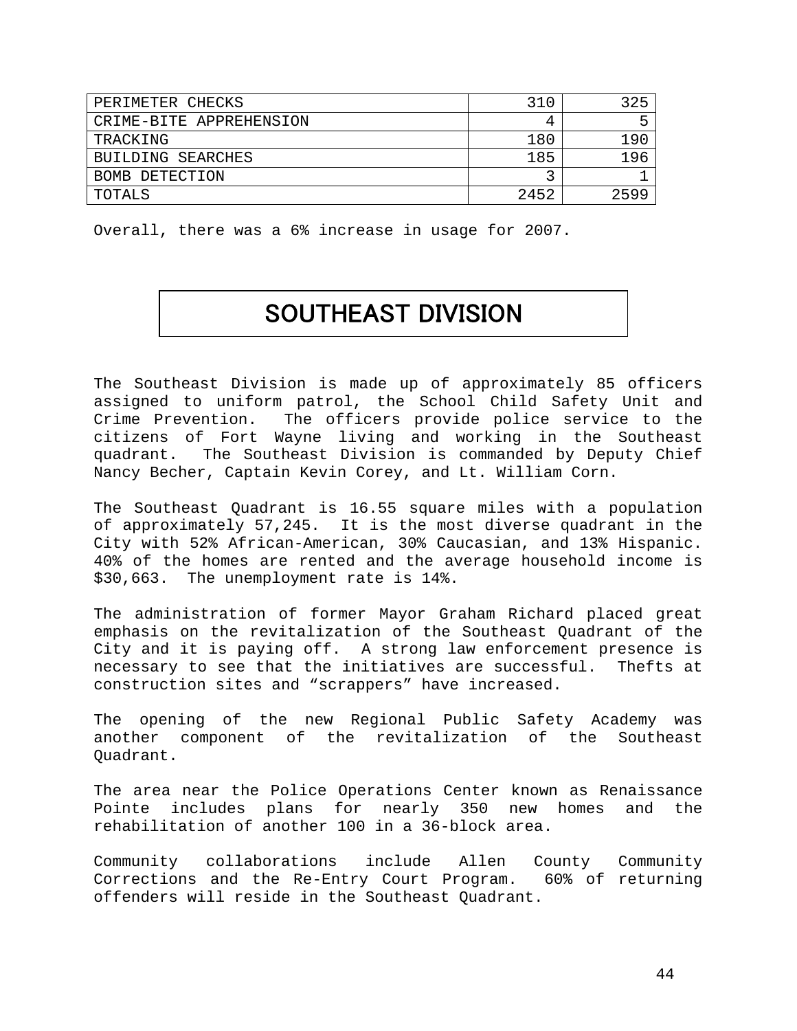| | | |
|---|---|---|
| PERIMETER CHECKS | 310 | 325 |
| CRIME-BITE APPREHENSION | 4 | 5 |
| TRACKING | 180 | 190 |
| BUILDING SEARCHES | 185 | 196 |
| BOMB DETECTION | 3 | 1 |
| TOTALS | 2452 | 2599 |

Overall, there was a 6% increase in usage for 2007.

# SOUTHEAST DIVISION

The Southeast Division is made up of approximately 85 officers assigned to uniform patrol, the School Child Safety Unit and Crime Prevention. The officers provide police service to the citizens of Fort Wayne living and working in the Southeast quadrant. The Southeast Division is commanded by Deputy Chief Nancy Becher, Captain Kevin Corey, and Lt. William Corn.

The Southeast Quadrant is 16.55 square miles with a population of approximately 57,245. It is the most diverse quadrant in the City with 52% African-American, 30% Caucasian, and 13% Hispanic. 40% of the homes are rented and the average household income is $30,663. The unemployment rate is 14%.

The administration of former Mayor Graham Richard placed great emphasis on the revitalization of the Southeast Quadrant of the City and it is paying off. A strong law enforcement presence is necessary to see that the initiatives are successful. Thefts at construction sites and “scrappers” have increased.

The opening of the new Regional Public Safety Academy was another component of the revitalization of the Southeast Quadrant.

The area near the Police Operations Center known as Renaissance Pointe includes plans for nearly 350 new homes and the rehabilitation of another 100 in a 36-block area.

Community collaborations include Allen County Community Corrections and the Re-Entry Court Program. 60% of returning offenders will reside in the Southeast Quadrant.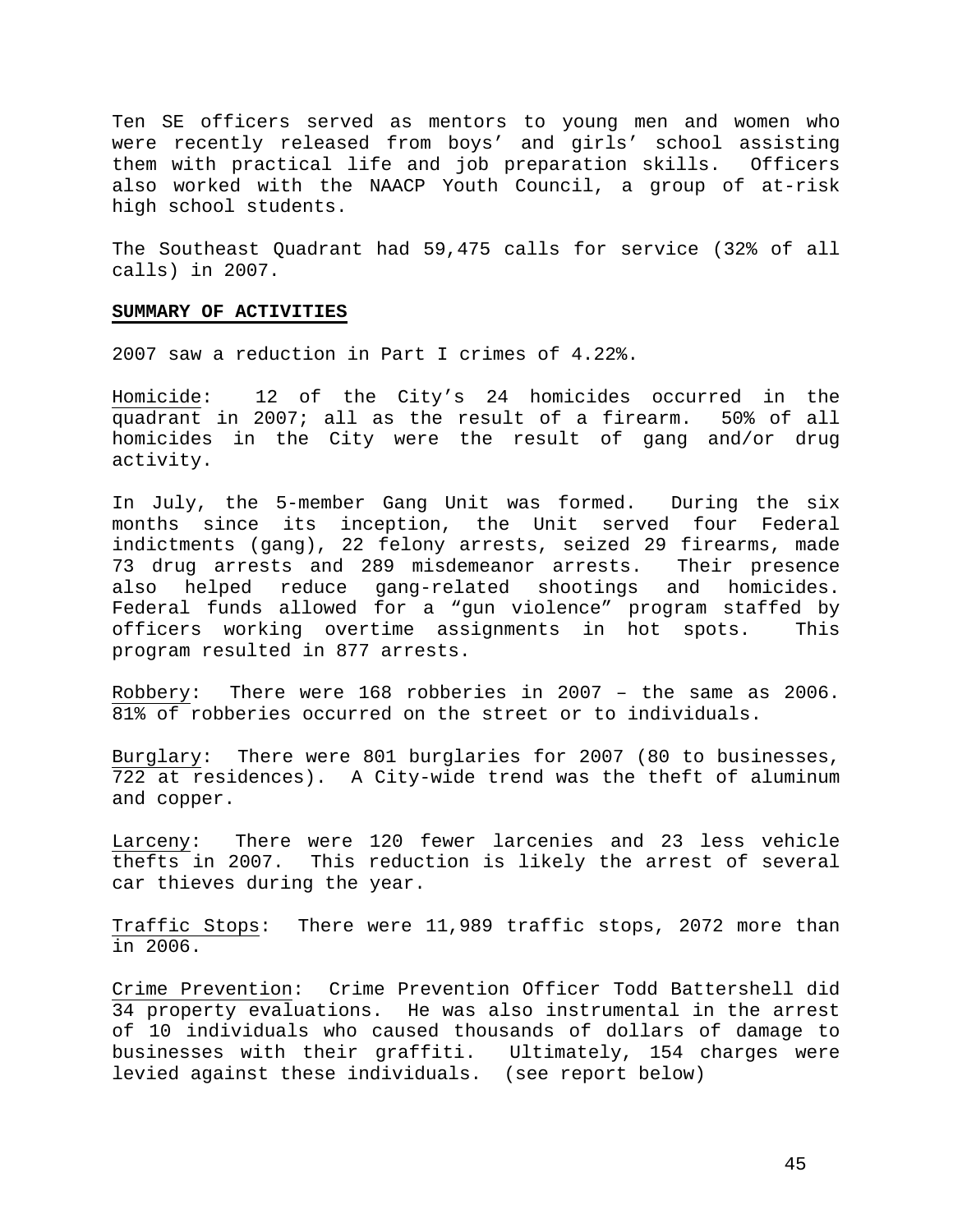Ten SE officers served as mentors to young men and women who were recently released from boys' and girls' school assisting them with practical life and job preparation skills. Officers also worked with the NAACP Youth Council, a group of at-risk high school students.

The Southeast Quadrant had 59,475 calls for service (32% of all calls) in 2007.

**SUMMARY OF ACTIVITIES**

2007 saw a reduction in Part I crimes of 4.22%.

Homicide: 12 of the City's 24 homicides occurred in the quadrant in 2007; all as the result of a firearm. 50% of all homicides in the City were the result of gang and/or drug activity.

In July, the 5-member Gang Unit was formed. During the six months since its inception, the Unit served four Federal indictments (gang), 22 felony arrests, seized 29 firearms, made 73 drug arrests and 289 misdemeanor arrests. Their presence also helped reduce gang-related shootings and homicides. Federal funds allowed for a "gun violence" program staffed by officers working overtime assignments in hot spots. This program resulted in 877 arrests.

Robbery: There were 168 robberies in 2007 – the same as 2006. 81% of robberies occurred on the street or to individuals.

Burglary: There were 801 burglaries for 2007 (80 to businesses, 722 at residences). A City-wide trend was the theft of aluminum and copper.

Larceny: There were 120 fewer larcenies and 23 less vehicle thefts in 2007. This reduction is likely the arrest of several car thieves during the year.

Traffic Stops: There were 11,989 traffic stops, 2072 more than in 2006.

Crime Prevention: Crime Prevention Officer Todd Battershell did 34 property evaluations. He was also instrumental in the arrest of 10 individuals who caused thousands of dollars of damage to businesses with their graffiti. Ultimately, 154 charges were levied against these individuals. (see report below)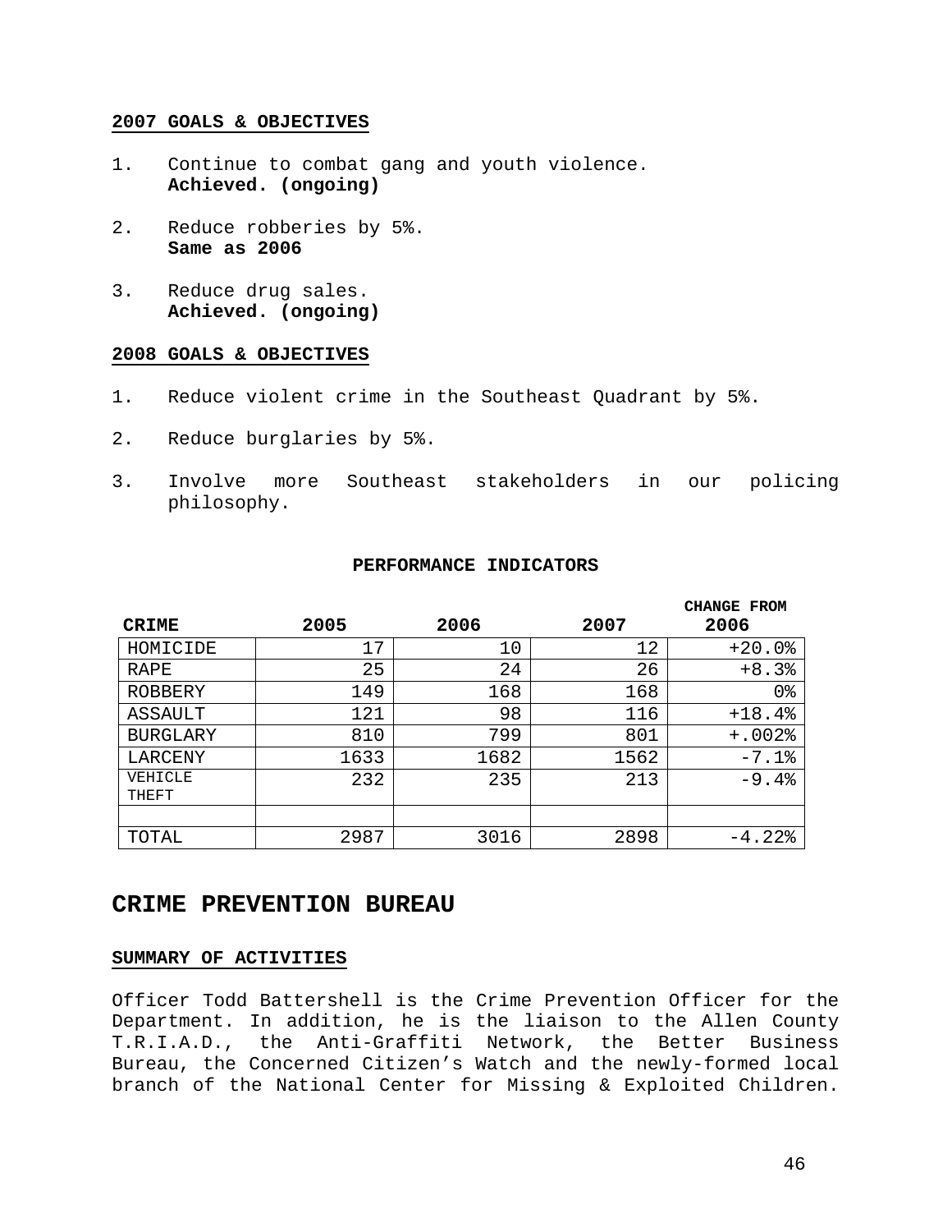**2007 GOALS & OBJECTIVES**

1. Continue to combat gang and youth violence.
   **Achieved. (ongoing)**

2. Reduce robberies by 5%.
   **Same as 2006**

3. Reduce drug sales.
   **Achieved. (ongoing)**

**2008 GOALS & OBJECTIVES**

1. Reduce violent crime in the Southeast Quadrant by 5%.

2. Reduce burglaries by 5%.

3. Involve more Southeast stakeholders in our policing philosophy.

**PERFORMANCE INDICATORS**

| CRIME | 2005 | 2006 | 2007 | CHANGE FROM 2006 |
|---|---|---|---|---|
| HOMICIDE | 17 | 10 | 12 | +20.0% |
| RAPE | 25 | 24 | 26 | +8.3% |
| ROBBERY | 149 | 168 | 168 | 0% |
| ASSAULT | 121 | 98 | 116 | +18.4% |
| BURGLARY | 810 | 799 | 801 | +.002% |
| LARCENY | 1633 | 1682 | 1562 | -7.1% |
| VEHICLE THEFT | 232 | 235 | 213 | -9.4% |
| | | | | |
| TOTAL | 2987 | 3016 | 2898 | -4.22% |

# CRIME PREVENTION BUREAU

**SUMMARY OF ACTIVITIES**

Officer Todd Battershell is the Crime Prevention Officer for the Department. In addition, he is the liaison to the Allen County T.R.I.A.D., the Anti-Graffiti Network, the Better Business Bureau, the Concerned Citizen's Watch and the newly-formed local branch of the National Center for Missing & Exploited Children.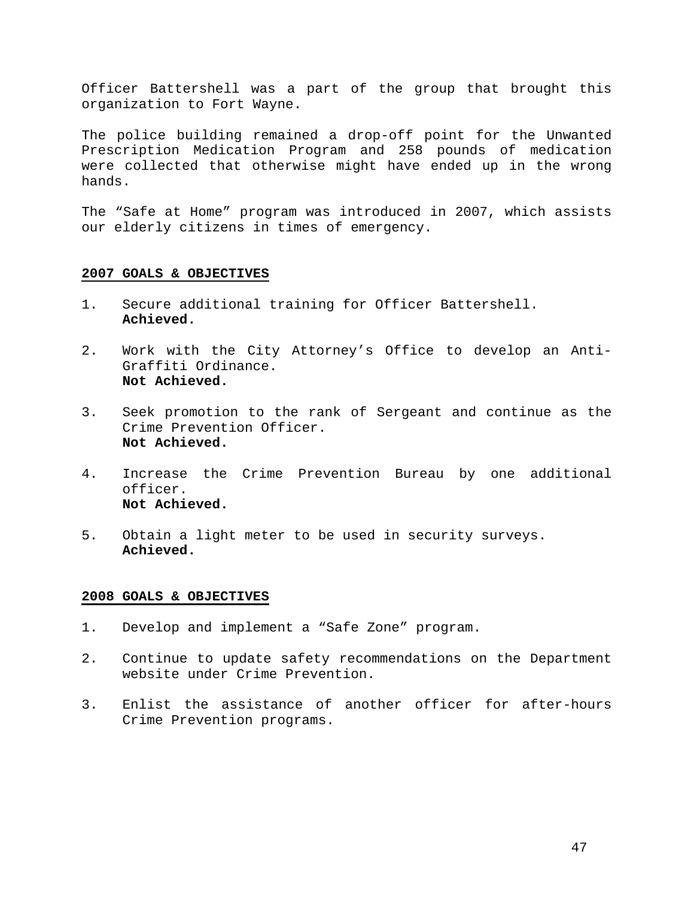Officer Battershell was a part of the group that brought this organization to Fort Wayne.

The police building remained a drop-off point for the Unwanted Prescription Medication Program and 258 pounds of medication were collected that otherwise might have ended up in the wrong hands.

The "Safe at Home" program was introduced in 2007, which assists our elderly citizens in times of emergency.

## 2007 GOALS & OBJECTIVES

1. Secure additional training for Officer Battershell.
   **Achieved.**

2. Work with the City Attorney's Office to develop an Anti-Graffiti Ordinance.
   **Not Achieved.**

3. Seek promotion to the rank of Sergeant and continue as the Crime Prevention Officer.
   **Not Achieved.**

4. Increase the Crime Prevention Bureau by one additional officer.
   **Not Achieved.**

5. Obtain a light meter to be used in security surveys.
   **Achieved.**

## 2008 GOALS & OBJECTIVES

1. Develop and implement a "Safe Zone" program.

2. Continue to update safety recommendations on the Department website under Crime Prevention.

3. Enlist the assistance of another officer for after-hours Crime Prevention programs.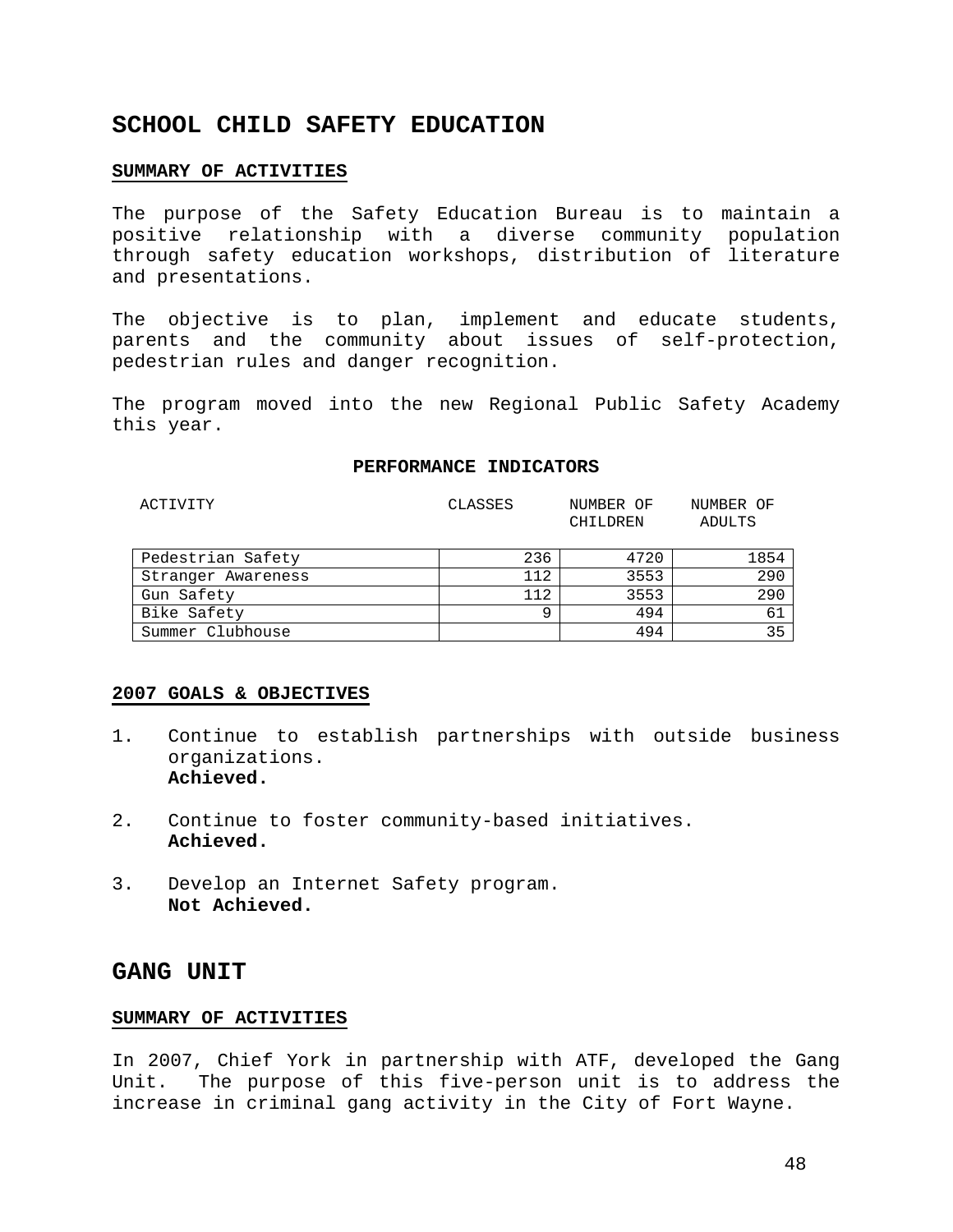## SCHOOL CHILD SAFETY EDUCATION

**SUMMARY OF ACTIVITIES**

The purpose of the Safety Education Bureau is to maintain a positive relationship with a diverse community population through safety education workshops, distribution of literature and presentations.

The objective is to plan, implement and educate students, parents and the community about issues of self-protection, pedestrian rules and danger recognition.

The program moved into the new Regional Public Safety Academy this year.

**PERFORMANCE INDICATORS**

| ACTIVITY | CLASSES | NUMBER OF CHILDREN | NUMBER OF ADULTS |
|---|---|---|---|
| Pedestrian Safety | 236 | 4720 | 1854 |
| Stranger Awareness | 112 | 3553 | 290 |
| Gun Safety | 112 | 3553 | 290 |
| Bike Safety | 9 | 494 | 61 |
| Summer Clubhouse | | 494 | 35 |

**2007 GOALS & OBJECTIVES**

1. Continue to establish partnerships with outside business organizations.
   **Achieved.**

2. Continue to foster community-based initiatives.
   **Achieved.**

3. Develop an Internet Safety program.
   **Not Achieved.**

## GANG UNIT

**SUMMARY OF ACTIVITIES**

In 2007, Chief York in partnership with ATF, developed the Gang Unit. The purpose of this five-person unit is to address the increase in criminal gang activity in the City of Fort Wayne.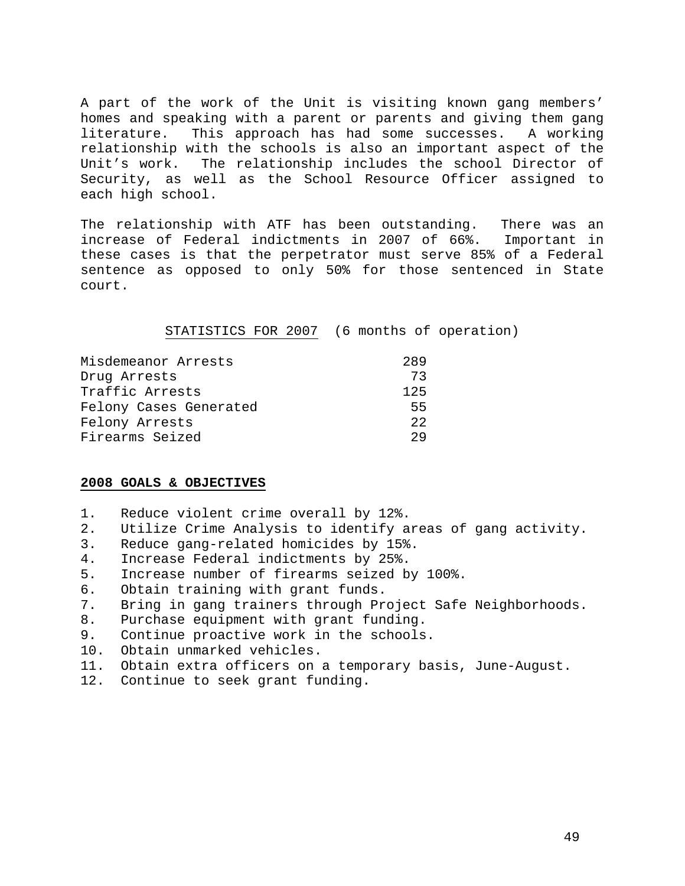A part of the work of the Unit is visiting known gang members' homes and speaking with a parent or parents and giving them gang literature. This approach has had some successes. A working relationship with the schools is also an important aspect of the Unit's work. The relationship includes the school Director of Security, as well as the School Resource Officer assigned to each high school.

The relationship with ATF has been outstanding. There was an increase of Federal indictments in 2007 of 66%. Important in these cases is that the perpetrator must serve 85% of a Federal sentence as opposed to only 50% for those sentenced in State court.

<u>STATISTICS FOR 2007</u> (6 months of operation)

| | |
|---|---|
| Misdemeanor Arrests | 289 |
| Drug Arrests | 73 |
| Traffic Arrests | 125 |
| Felony Cases Generated | 55 |
| Felony Arrests | 22 |
| Firearms Seized | 29 |

**2008 GOALS & OBJECTIVES**

1. Reduce violent crime overall by 12%.
2. Utilize Crime Analysis to identify areas of gang activity.
3. Reduce gang-related homicides by 15%.
4. Increase Federal indictments by 25%.
5. Increase number of firearms seized by 100%.
6. Obtain training with grant funds.
7. Bring in gang trainers through Project Safe Neighborhoods.
8. Purchase equipment with grant funding.
9. Continue proactive work in the schools.
10. Obtain unmarked vehicles.
11. Obtain extra officers on a temporary basis, June-August.
12. Continue to seek grant funding.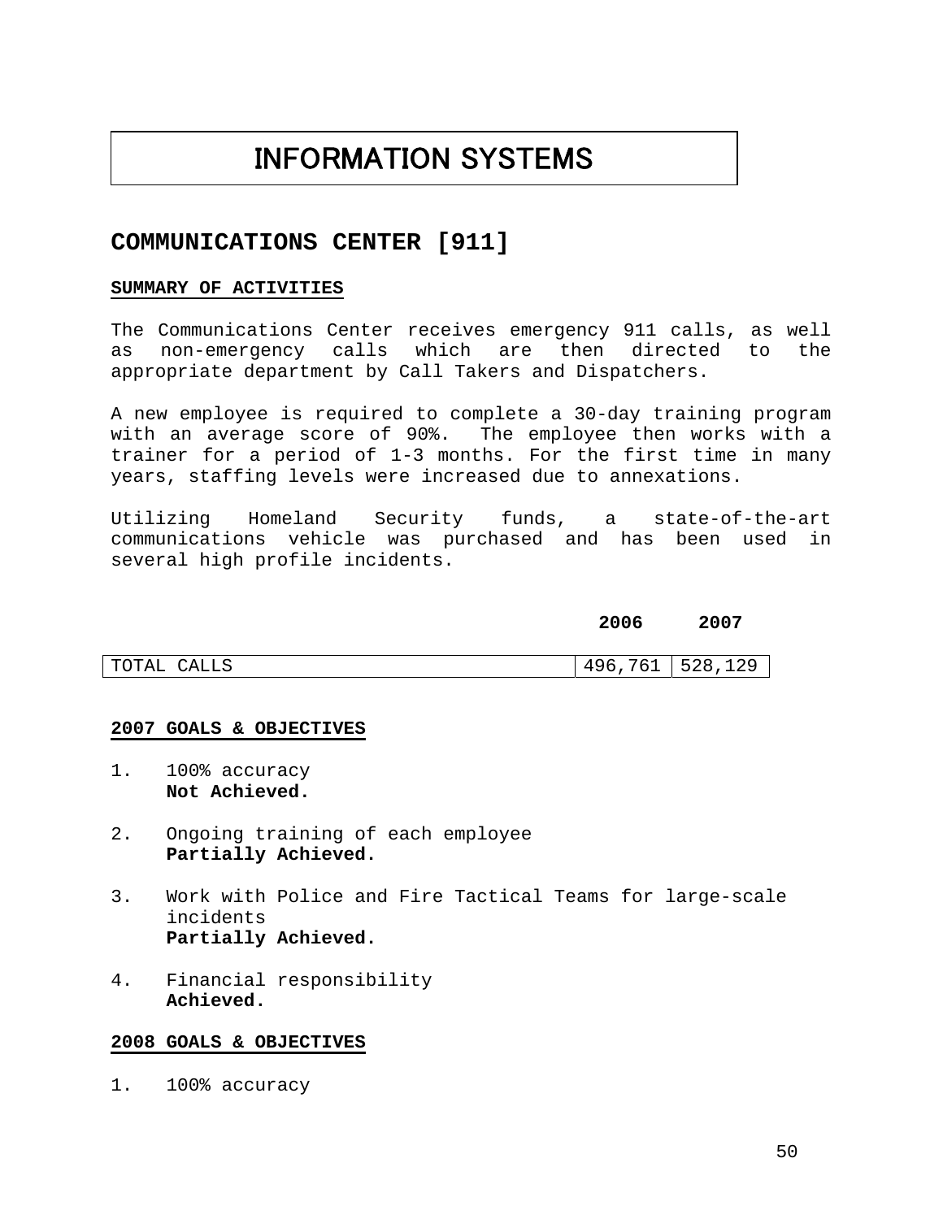# INFORMATION SYSTEMS

## COMMUNICATIONS CENTER [911]

### SUMMARY OF ACTIVITIES

The Communications Center receives emergency 911 calls, as well as non-emergency calls which are then directed to the appropriate department by Call Takers and Dispatchers.

A new employee is required to complete a 30-day training program with an average score of 90%. The employee then works with a trainer for a period of 1-3 months. For the first time in many years, staffing levels were increased due to annexations.

Utilizing Homeland Security funds, a state-of-the-art communications vehicle was purchased and has been used in several high profile incidents.

| | 2006 | 2007 |
|---|---|---|
| TOTAL CALLS | 496,761 | 528,129 |

### 2007 GOALS & OBJECTIVES

1. 100% accuracy
   **Not Achieved.**

2. Ongoing training of each employee
   **Partially Achieved.**

3. Work with Police and Fire Tactical Teams for large-scale incidents
   **Partially Achieved.**

4. Financial responsibility
   **Achieved.**

### 2008 GOALS & OBJECTIVES

1. 100% accuracy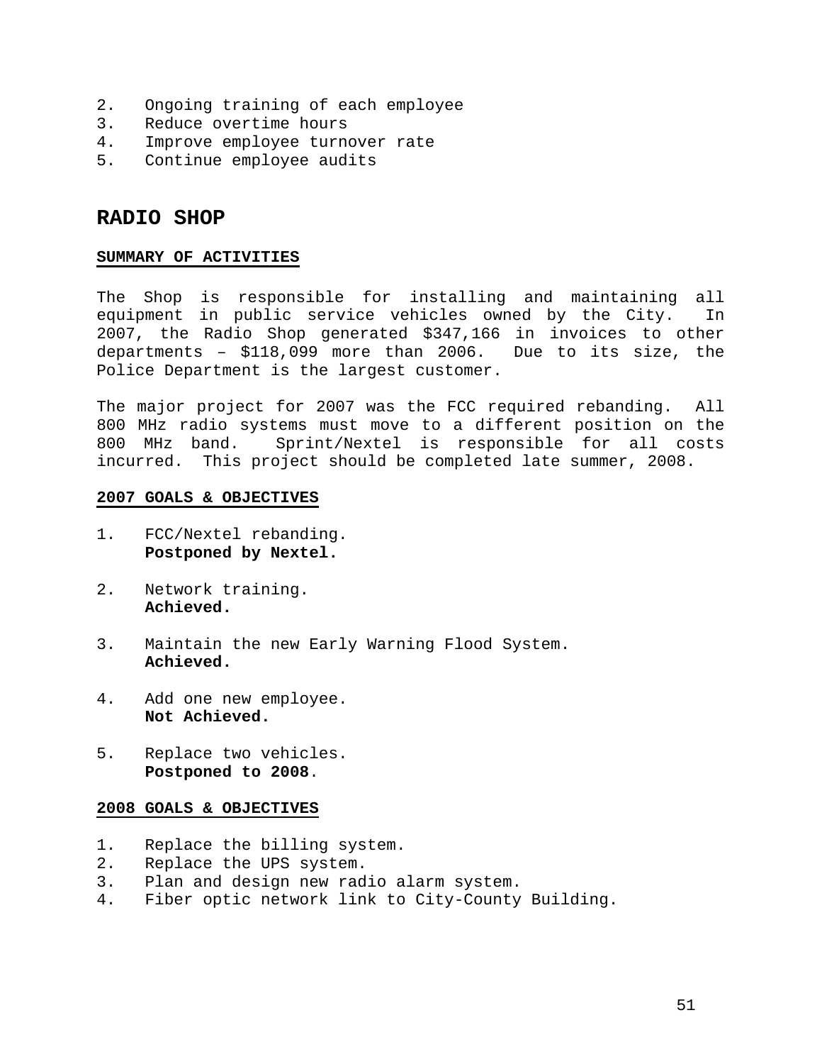2. Ongoing training of each employee
3. Reduce overtime hours
4. Improve employee turnover rate
5. Continue employee audits

## RADIO SHOP

### SUMMARY OF ACTIVITIES

The Shop is responsible for installing and maintaining all equipment in public service vehicles owned by the City. In 2007, the Radio Shop generated $347,166 in invoices to other departments – $118,099 more than 2006. Due to its size, the Police Department is the largest customer.

The major project for 2007 was the FCC required rebanding. All 800 MHz radio systems must move to a different position on the 800 MHz band. Sprint/Nextel is responsible for all costs incurred. This project should be completed late summer, 2008.

### 2007 GOALS & OBJECTIVES

1. FCC/Nextel rebanding.
   **Postponed by Nextel.**

2. Network training.
   **Achieved.**

3. Maintain the new Early Warning Flood System.
   **Achieved.**

4. Add one new employee.
   **Not Achieved.**

5. Replace two vehicles.
   **Postponed to 2008**.

### 2008 GOALS & OBJECTIVES

1. Replace the billing system.
2. Replace the UPS system.
3. Plan and design new radio alarm system.
4. Fiber optic network link to City-County Building.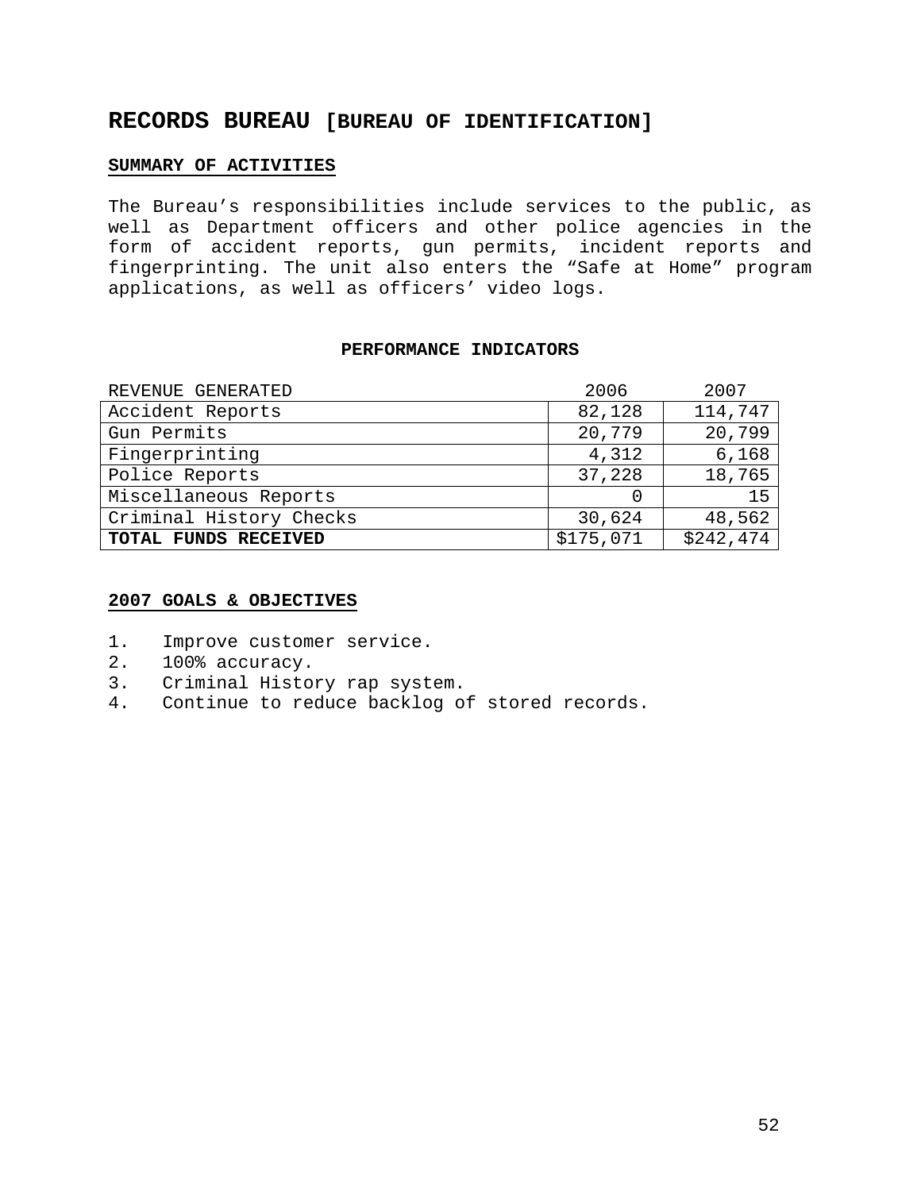## RECORDS BUREAU [BUREAU OF IDENTIFICATION]

**SUMMARY OF ACTIVITIES**

The Bureau's responsibilities include services to the public, as well as Department officers and other police agencies in the form of accident reports, gun permits, incident reports and fingerprinting. The unit also enters the "Safe at Home" program applications, as well as officers' video logs.

**PERFORMANCE INDICATORS**

| REVENUE GENERATED | 2006 | 2007 |
|---|---|---|
| Accident Reports | 82,128 | 114,747 |
| Gun Permits | 20,779 | 20,799 |
| Fingerprinting | 4,312 | 6,168 |
| Police Reports | 37,228 | 18,765 |
| Miscellaneous Reports | 0 | 15 |
| Criminal History Checks | 30,624 | 48,562 |
| **TOTAL FUNDS RECEIVED** | $175,071 | $242,474 |

**2007 GOALS & OBJECTIVES**

1. Improve customer service.
2. 100% accuracy.
3. Criminal History rap system.
4. Continue to reduce backlog of stored records.